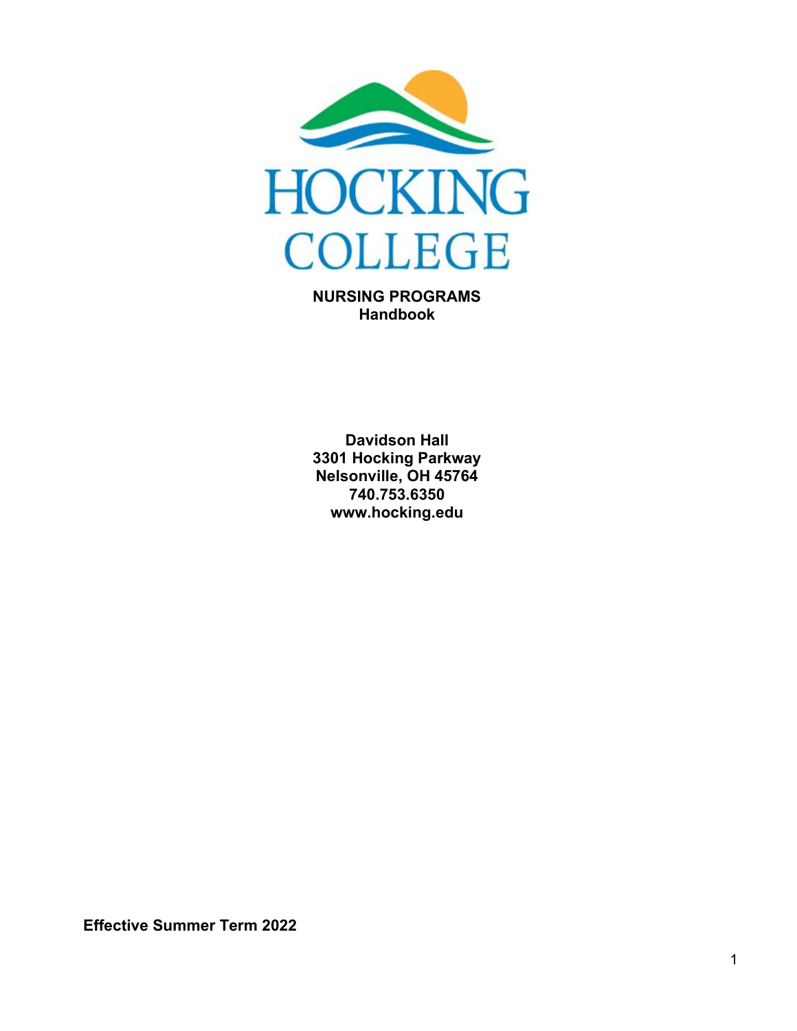# HOCKING COLLEGE

**NURSING PROGRAMS**
**Handbook**

**Davidson Hall**
**3301 Hocking Parkway**
**Nelsonville, OH 45764**
**740.753.6350**
**www.hocking.edu**

**Effective Summer Term 2022**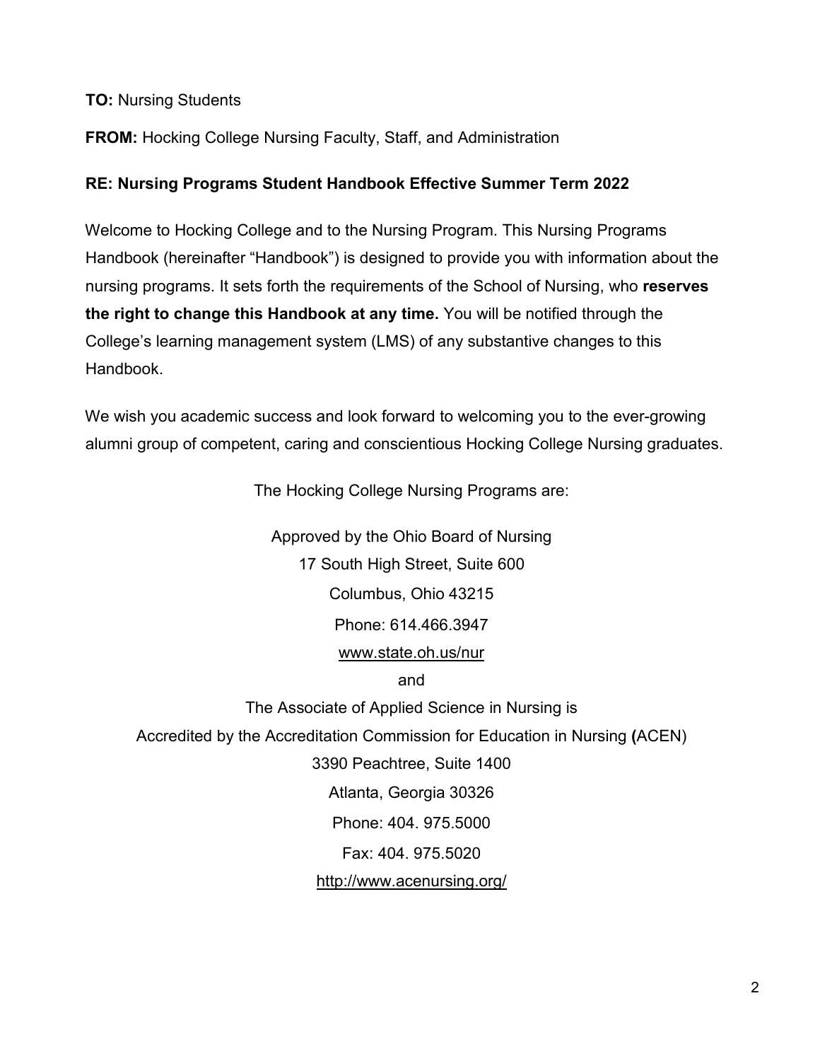**TO:** Nursing Students

**FROM:** Hocking College Nursing Faculty, Staff, and Administration

**RE: Nursing Programs Student Handbook Effective Summer Term 2022**

Welcome to Hocking College and to the Nursing Program. This Nursing Programs Handbook (hereinafter "Handbook") is designed to provide you with information about the nursing programs. It sets forth the requirements of the School of Nursing, who **reserves the right to change this Handbook at any time.** You will be notified through the College's learning management system (LMS) of any substantive changes to this Handbook.

We wish you academic success and look forward to welcoming you to the ever-growing alumni group of competent, caring and conscientious Hocking College Nursing graduates.

The Hocking College Nursing Programs are:

Approved by the Ohio Board of Nursing
17 South High Street, Suite 600
Columbus, Ohio 43215
Phone: 614.466.3947
www.state.oh.us/nur

and

The Associate of Applied Science in Nursing is
Accredited by the Accreditation Commission for Education in Nursing **(**ACEN)
3390 Peachtree, Suite 1400
Atlanta, Georgia 30326
Phone: 404. 975.5000
Fax: 404. 975.5020
http://www.acenursing.org/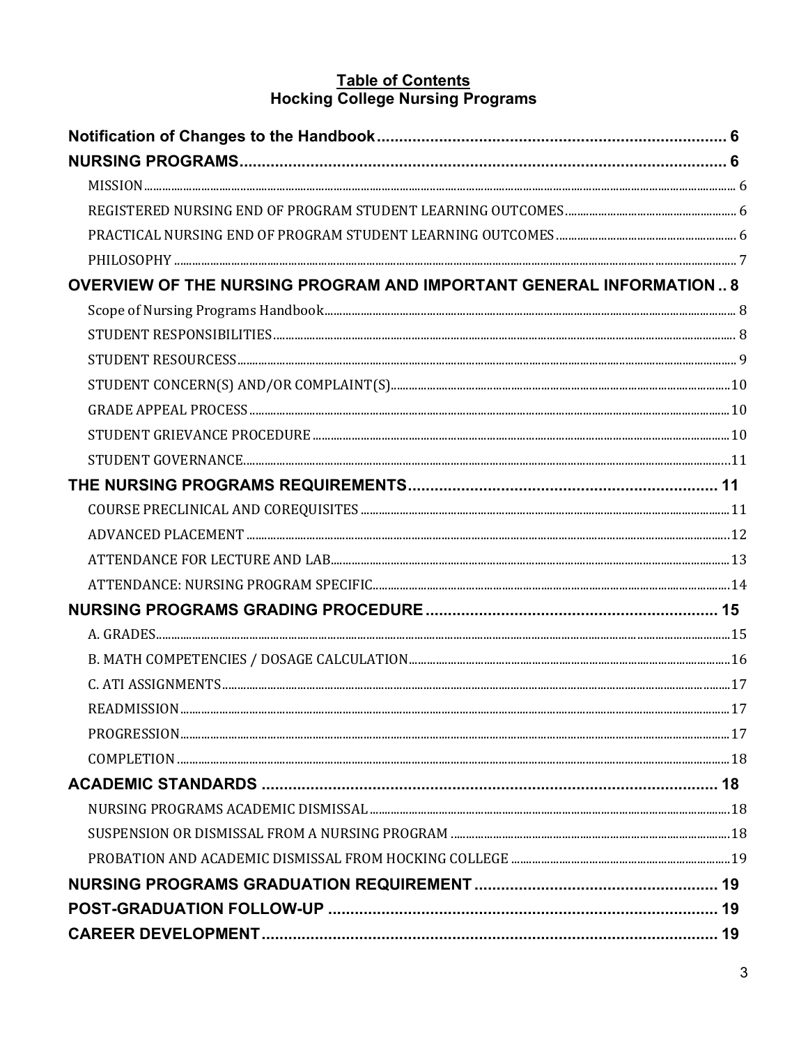# Table of Contents
## Hocking College Nursing Programs

**Notification of Changes to the Handbook** ..... 6

**NURSING PROGRAMS** ..... 6

- MISSION ..... 6
- REGISTERED NURSING END OF PROGRAM STUDENT LEARNING OUTCOMES ..... 6
- PRACTICAL NURSING END OF PROGRAM STUDENT LEARNING OUTCOMES ..... 6
- PHILOSOPHY ..... 7

**OVERVIEW OF THE NURSING PROGRAM AND IMPORTANT GENERAL INFORMATION** .. 8

- Scope of Nursing Programs Handbook ..... 8
- STUDENT RESPONSIBILITIES ..... 8
- STUDENT RESOURCESS ..... 9
- STUDENT CONCERN(S) AND/OR COMPLAINT(S) ..... 10
- GRADE APPEAL PROCESS ..... 10
- STUDENT GRIEVANCE PROCEDURE ..... 10
- STUDENT GOVERNANCE ..... 11

**THE NURSING PROGRAMS REQUIREMENTS** ..... 11

- COURSE PRECLINICAL AND COREQUISITES ..... 11
- ADVANCED PLACEMENT ..... 12
- ATTENDANCE FOR LECTURE AND LAB ..... 13
- ATTENDANCE: NURSING PROGRAM SPECIFIC ..... 14

**NURSING PROGRAMS GRADING PROCEDURE** ..... 15

- A. GRADES ..... 15
- B. MATH COMPETENCIES / DOSAGE CALCULATION ..... 16
- C. ATI ASSIGNMENTS ..... 17
- READMISSION ..... 17
- PROGRESSION ..... 17
- COMPLETION ..... 18

**ACADEMIC STANDARDS** ..... 18

- NURSING PROGRAMS ACADEMIC DISMISSAL ..... 18
- SUSPENSION OR DISMISSAL FROM A NURSING PROGRAM ..... 18
- PROBATION AND ACADEMIC DISMISSAL FROM HOCKING COLLEGE ..... 19

**NURSING PROGRAMS GRADUATION REQUIREMENT** ..... 19

**POST-GRADUATION FOLLOW-UP** ..... 19

**CAREER DEVELOPMENT** ..... 19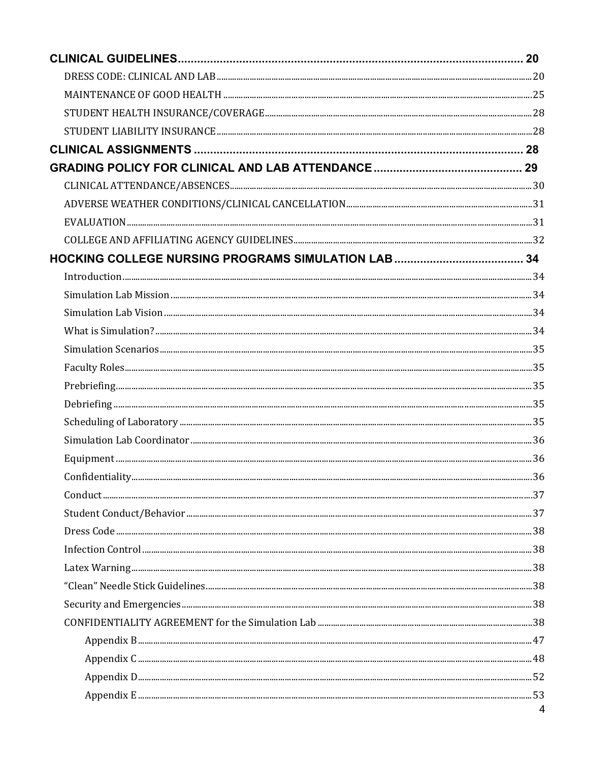**CLINICAL GUIDELINES** ........................................................ **20**

- DRESS CODE: CLINICAL AND LAB ........................................................ 20
- MAINTENANCE OF GOOD HEALTH ........................................................ 25
- STUDENT HEALTH INSURANCE/COVERAGE ........................................................ 28
- STUDENT LIABILITY INSURANCE ........................................................ 28

**CLINICAL ASSIGNMENTS** ........................................................ **28**

**GRADING POLICY FOR CLINICAL AND LAB ATTENDANCE** ........................................................ **29**

- CLINICAL ATTENDANCE/ABSENCES ........................................................ 30
- ADVERSE WEATHER CONDITIONS/CLINICAL CANCELLATION ........................................................ 31
- EVALUATION ........................................................ 31
- COLLEGE AND AFFILIATING AGENCY GUIDELINES ........................................................ 32

**HOCKING COLLEGE NURSING PROGRAMS SIMULATION LAB** ........................................................ **34**

- Introduction ........................................................ 34
- Simulation Lab Mission ........................................................ 34
- Simulation Lab Vision ........................................................ 34
- What is Simulation? ........................................................ 34
- Simulation Scenarios ........................................................ 35
- Faculty Roles ........................................................ 35
- Prebriefing ........................................................ 35
- Debriefing ........................................................ 35
- Scheduling of Laboratory ........................................................ 35
- Simulation Lab Coordinator ........................................................ 36
- Equipment ........................................................ 36
- Confidentiality ........................................................ 36
- Conduct ........................................................ 37
- Student Conduct/Behavior ........................................................ 37
- Dress Code ........................................................ 38
- Infection Control ........................................................ 38
- Latex Warning ........................................................ 38
- "Clean" Needle Stick Guidelines ........................................................ 38
- Security and Emergencies ........................................................ 38
- CONFIDENTIALITY AGREEMENT for the Simulation Lab ........................................................ 38
  - Appendix B ........................................................ 47
  - Appendix C ........................................................ 48
  - Appendix D ........................................................ 52
  - Appendix E ........................................................ 53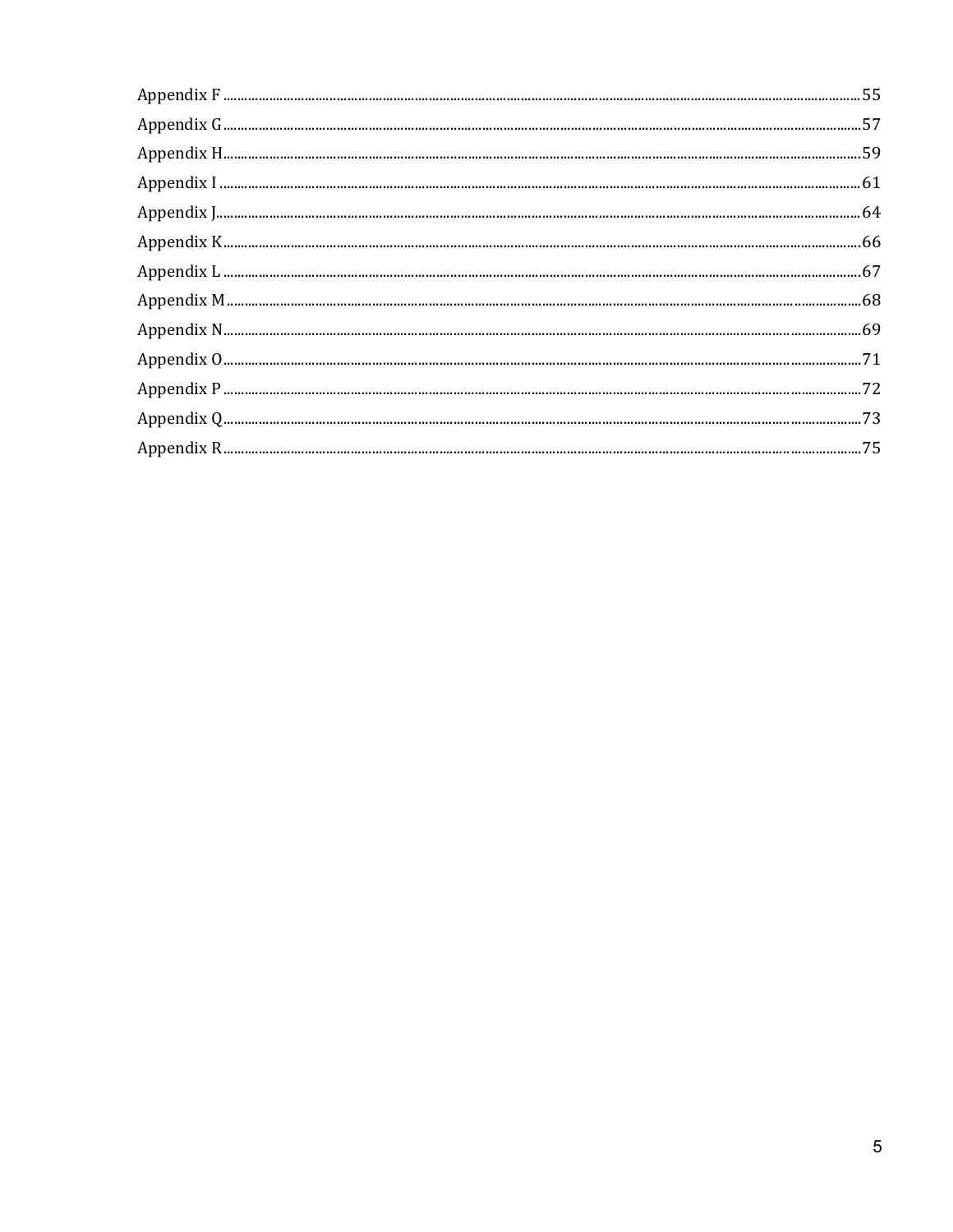Appendix F ........................................................................................................................................................ 55
Appendix G ........................................................................................................................................................ 57
Appendix H ........................................................................................................................................................ 59
Appendix I ......................................................................................................................................................... 61
Appendix J ......................................................................................................................................................... 64
Appendix K ........................................................................................................................................................ 66
Appendix L ......................................................................................................................................................... 67
Appendix M ....................................................................................................................................................... 68
Appendix N ........................................................................................................................................................ 69
Appendix O ........................................................................................................................................................ 71
Appendix P ........................................................................................................................................................ 72
Appendix Q ........................................................................................................................................................ 73
Appendix R ........................................................................................................................................................ 75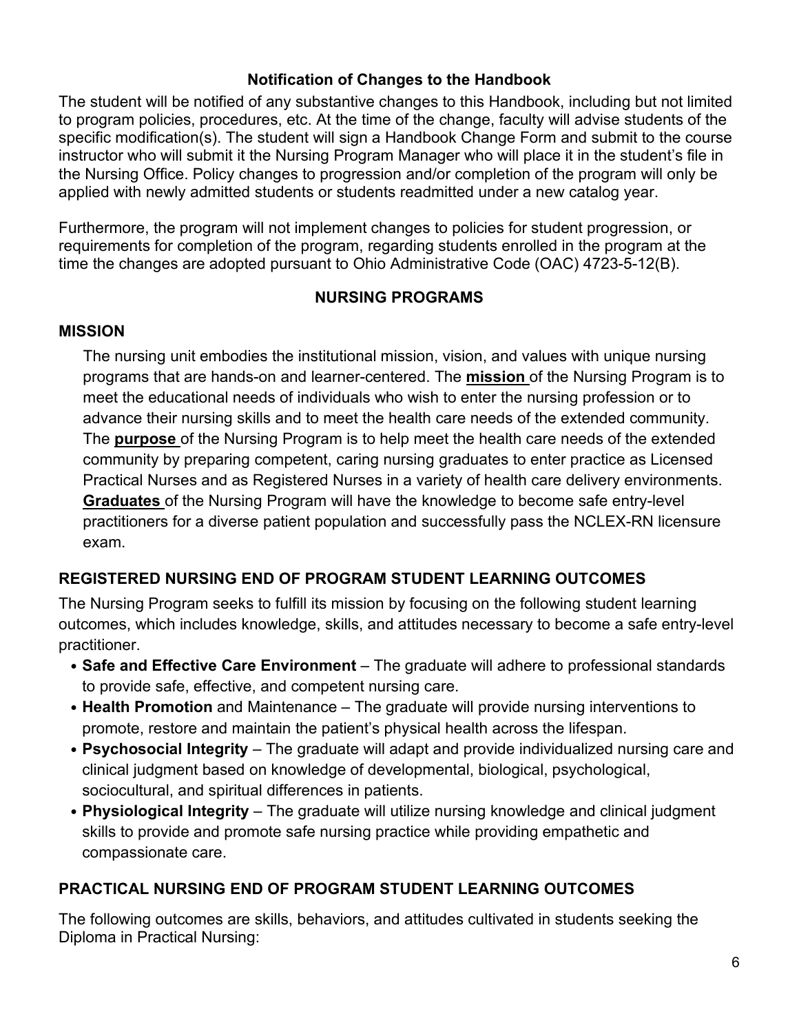### Notification of Changes to the Handbook

The student will be notified of any substantive changes to this Handbook, including but not limited to program policies, procedures, etc. At the time of the change, faculty will advise students of the specific modification(s). The student will sign a Handbook Change Form and submit to the course instructor who will submit it the Nursing Program Manager who will place it in the student's file in the Nursing Office. Policy changes to progression and/or completion of the program will only be applied with newly admitted students or students readmitted under a new catalog year.

Furthermore, the program will not implement changes to policies for student progression, or requirements for completion of the program, regarding students enrolled in the program at the time the changes are adopted pursuant to Ohio Administrative Code (OAC) 4723-5-12(B).

## NURSING PROGRAMS

### MISSION

The nursing unit embodies the institutional mission, vision, and values with unique nursing programs that are hands-on and learner-centered. The **mission** of the Nursing Program is to meet the educational needs of individuals who wish to enter the nursing profession or to advance their nursing skills and to meet the health care needs of the extended community. The **purpose** of the Nursing Program is to help meet the health care needs of the extended community by preparing competent, caring nursing graduates to enter practice as Licensed Practical Nurses and as Registered Nurses in a variety of health care delivery environments. **Graduates** of the Nursing Program will have the knowledge to become safe entry-level practitioners for a diverse patient population and successfully pass the NCLEX-RN licensure exam.

### REGISTERED NURSING END OF PROGRAM STUDENT LEARNING OUTCOMES

The Nursing Program seeks to fulfill its mission by focusing on the following student learning outcomes, which includes knowledge, skills, and attitudes necessary to become a safe entry-level practitioner.

- **Safe and Effective Care Environment** – The graduate will adhere to professional standards to provide safe, effective, and competent nursing care.
- **Health Promotion** and Maintenance – The graduate will provide nursing interventions to promote, restore and maintain the patient's physical health across the lifespan.
- **Psychosocial Integrity** – The graduate will adapt and provide individualized nursing care and clinical judgment based on knowledge of developmental, biological, psychological, sociocultural, and spiritual differences in patients.
- **Physiological Integrity** – The graduate will utilize nursing knowledge and clinical judgment skills to provide and promote safe nursing practice while providing empathetic and compassionate care.

### PRACTICAL NURSING END OF PROGRAM STUDENT LEARNING OUTCOMES

The following outcomes are skills, behaviors, and attitudes cultivated in students seeking the Diploma in Practical Nursing: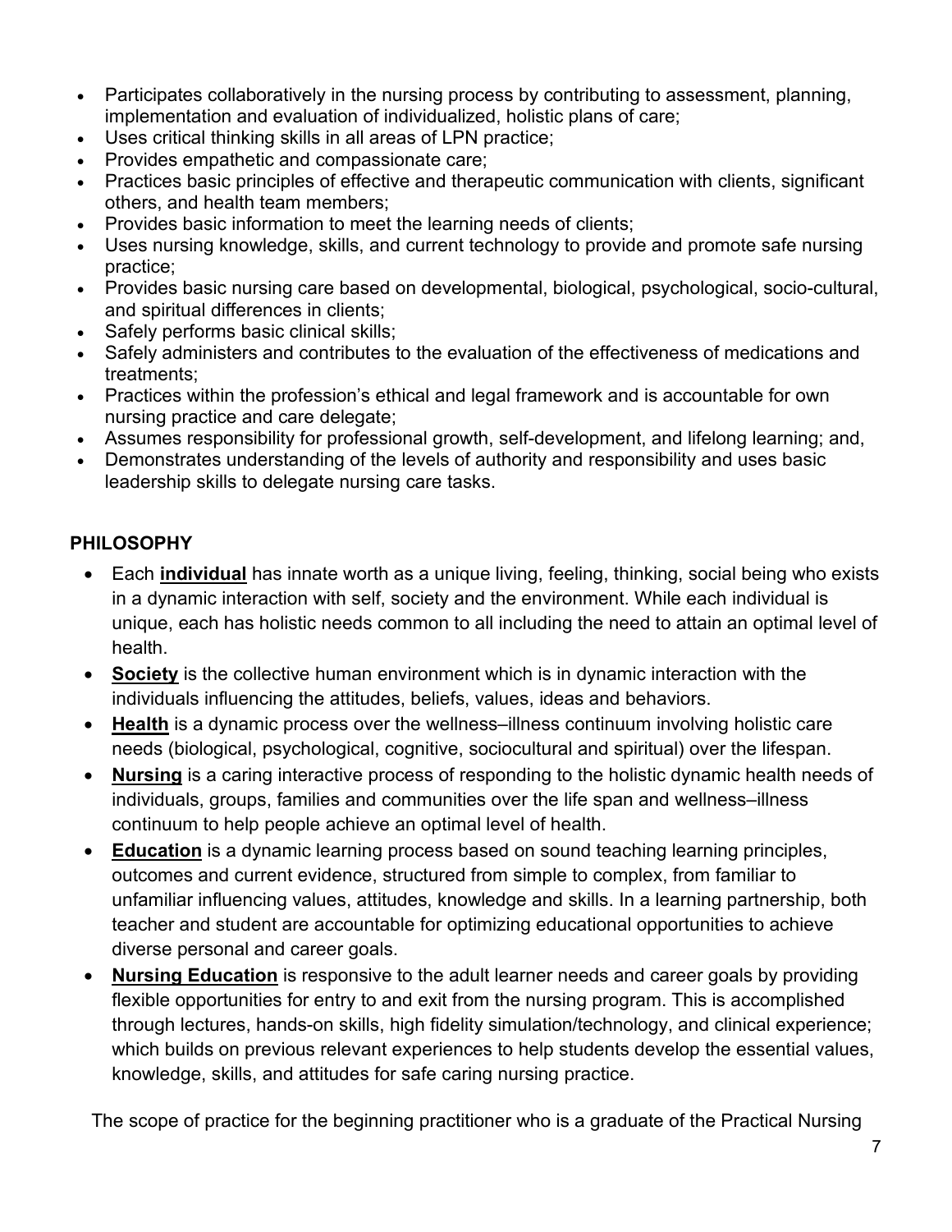- Participates collaboratively in the nursing process by contributing to assessment, planning, implementation and evaluation of individualized, holistic plans of care;
- Uses critical thinking skills in all areas of LPN practice;
- Provides empathetic and compassionate care;
- Practices basic principles of effective and therapeutic communication with clients, significant others, and health team members;
- Provides basic information to meet the learning needs of clients;
- Uses nursing knowledge, skills, and current technology to provide and promote safe nursing practice;
- Provides basic nursing care based on developmental, biological, psychological, socio-cultural, and spiritual differences in clients;
- Safely performs basic clinical skills;
- Safely administers and contributes to the evaluation of the effectiveness of medications and treatments;
- Practices within the profession's ethical and legal framework and is accountable for own nursing practice and care delegate;
- Assumes responsibility for professional growth, self-development, and lifelong learning; and,
- Demonstrates understanding of the levels of authority and responsibility and uses basic leadership skills to delegate nursing care tasks.

## PHILOSOPHY

- Each **individual** has innate worth as a unique living, feeling, thinking, social being who exists in a dynamic interaction with self, society and the environment. While each individual is unique, each has holistic needs common to all including the need to attain an optimal level of health.
- **Society** is the collective human environment which is in dynamic interaction with the individuals influencing the attitudes, beliefs, values, ideas and behaviors.
- **Health** is a dynamic process over the wellness–illness continuum involving holistic care needs (biological, psychological, cognitive, sociocultural and spiritual) over the lifespan.
- **Nursing** is a caring interactive process of responding to the holistic dynamic health needs of individuals, groups, families and communities over the life span and wellness–illness continuum to help people achieve an optimal level of health.
- **Education** is a dynamic learning process based on sound teaching learning principles, outcomes and current evidence, structured from simple to complex, from familiar to unfamiliar influencing values, attitudes, knowledge and skills. In a learning partnership, both teacher and student are accountable for optimizing educational opportunities to achieve diverse personal and career goals.
- **Nursing Education** is responsive to the adult learner needs and career goals by providing flexible opportunities for entry to and exit from the nursing program. This is accomplished through lectures, hands-on skills, high fidelity simulation/technology, and clinical experience; which builds on previous relevant experiences to help students develop the essential values, knowledge, skills, and attitudes for safe caring nursing practice.

The scope of practice for the beginning practitioner who is a graduate of the Practical Nursing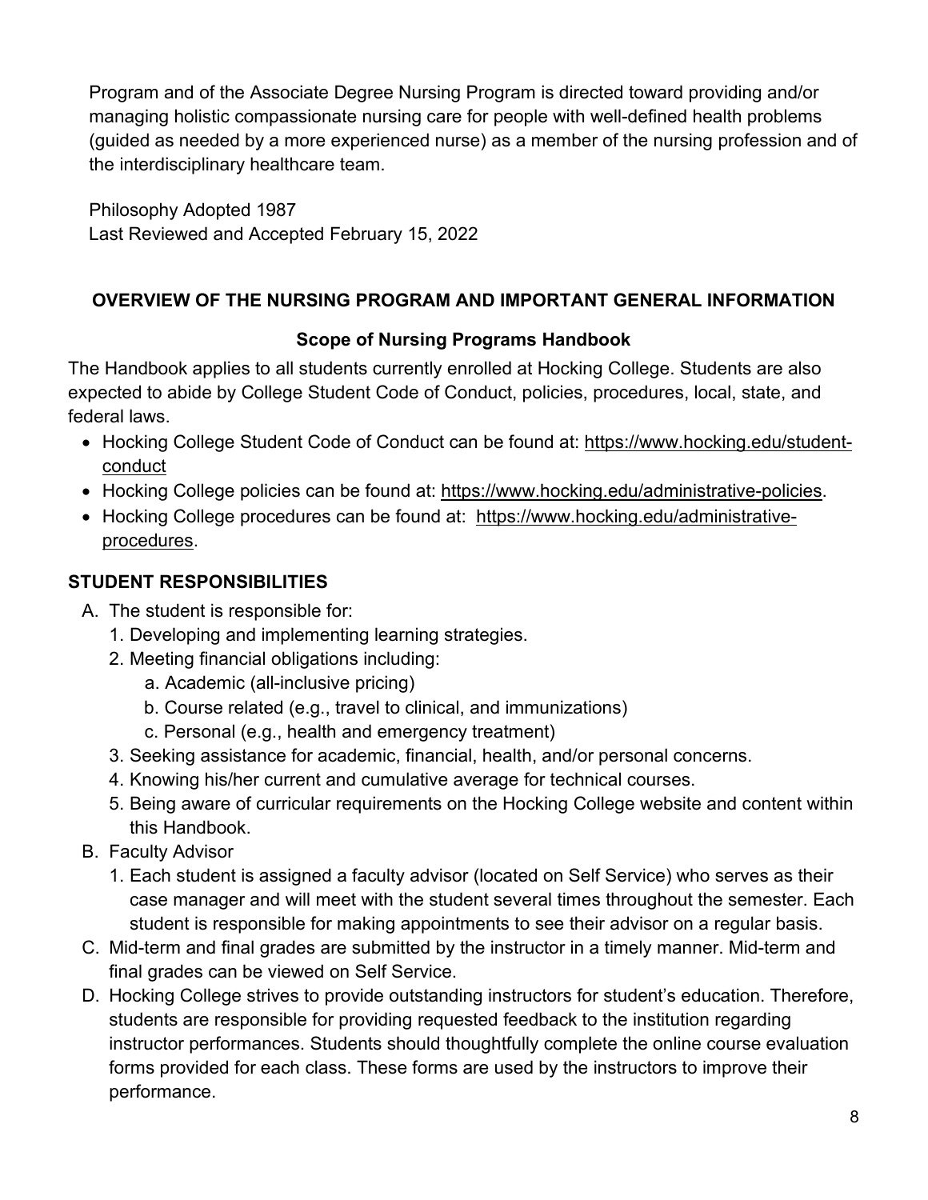Program and of the Associate Degree Nursing Program is directed toward providing and/or managing holistic compassionate nursing care for people with well-defined health problems (guided as needed by a more experienced nurse) as a member of the nursing profession and of the interdisciplinary healthcare team.

Philosophy Adopted 1987
Last Reviewed and Accepted February 15, 2022

## OVERVIEW OF THE NURSING PROGRAM AND IMPORTANT GENERAL INFORMATION

### Scope of Nursing Programs Handbook

The Handbook applies to all students currently enrolled at Hocking College. Students are also expected to abide by College Student Code of Conduct, policies, procedures, local, state, and federal laws.

- Hocking College Student Code of Conduct can be found at: https://www.hocking.edu/student-conduct
- Hocking College policies can be found at: https://www.hocking.edu/administrative-policies.
- Hocking College procedures can be found at: https://www.hocking.edu/administrative-procedures.

## STUDENT RESPONSIBILITIES

A. The student is responsible for:
   1. Developing and implementing learning strategies.
   2. Meeting financial obligations including:
      a. Academic (all-inclusive pricing)
      b. Course related (e.g., travel to clinical, and immunizations)
      c. Personal (e.g., health and emergency treatment)
   3. Seeking assistance for academic, financial, health, and/or personal concerns.
   4. Knowing his/her current and cumulative average for technical courses.
   5. Being aware of curricular requirements on the Hocking College website and content within this Handbook.

B. Faculty Advisor
   1. Each student is assigned a faculty advisor (located on Self Service) who serves as their case manager and will meet with the student several times throughout the semester. Each student is responsible for making appointments to see their advisor on a regular basis.

C. Mid-term and final grades are submitted by the instructor in a timely manner. Mid-term and final grades can be viewed on Self Service.

D. Hocking College strives to provide outstanding instructors for student's education. Therefore, students are responsible for providing requested feedback to the institution regarding instructor performances. Students should thoughtfully complete the online course evaluation forms provided for each class. These forms are used by the instructors to improve their performance.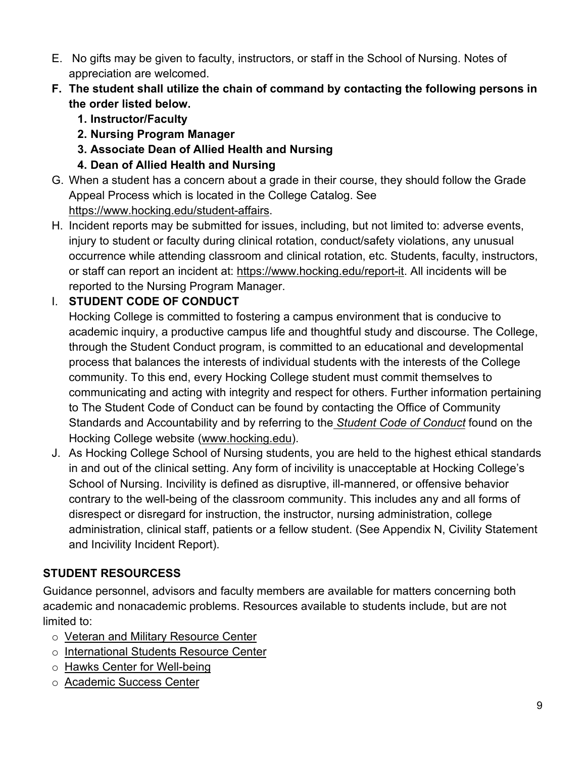E. No gifts may be given to faculty, instructors, or staff in the School of Nursing. Notes of appreciation are welcomed.

**F. The student shall utilize the chain of command by contacting the following persons in the order listed below.**

   **1. Instructor/Faculty**

   **2. Nursing Program Manager**

   **3. Associate Dean of Allied Health and Nursing**

   **4. Dean of Allied Health and Nursing**

G. When a student has a concern about a grade in their course, they should follow the Grade Appeal Process which is located in the College Catalog. See https://www.hocking.edu/student-affairs.

H. Incident reports may be submitted for issues, including, but not limited to: adverse events, injury to student or faculty during clinical rotation, conduct/safety violations, any unusual occurrence while attending classroom and clinical rotation, etc. Students, faculty, instructors, or staff can report an incident at: https://www.hocking.edu/report-it. All incidents will be reported to the Nursing Program Manager.

I. **STUDENT CODE OF CONDUCT**

Hocking College is committed to fostering a campus environment that is conducive to academic inquiry, a productive campus life and thoughtful study and discourse. The College, through the Student Conduct program, is committed to an educational and developmental process that balances the interests of individual students with the interests of the College community. To this end, every Hocking College student must commit themselves to communicating and acting with integrity and respect for others. Further information pertaining to The Student Code of Conduct can be found by contacting the Office of Community Standards and Accountability and by referring to the ***Student Code of Conduct*** found on the Hocking College website (www.hocking.edu).

J. As Hocking College School of Nursing students, you are held to the highest ethical standards in and out of the clinical setting. Any form of incivility is unacceptable at Hocking College's School of Nursing. Incivility is defined as disruptive, ill-mannered, or offensive behavior contrary to the well-being of the classroom community. This includes any and all forms of disrespect or disregard for instruction, the instructor, nursing administration, college administration, clinical staff, patients or a fellow student. (See Appendix N, Civility Statement and Incivility Incident Report).

## STUDENT RESOURCESS

Guidance personnel, advisors and faculty members are available for matters concerning both academic and nonacademic problems. Resources available to students include, but are not limited to:

- Veteran and Military Resource Center
- International Students Resource Center
- Hawks Center for Well-being
- Academic Success Center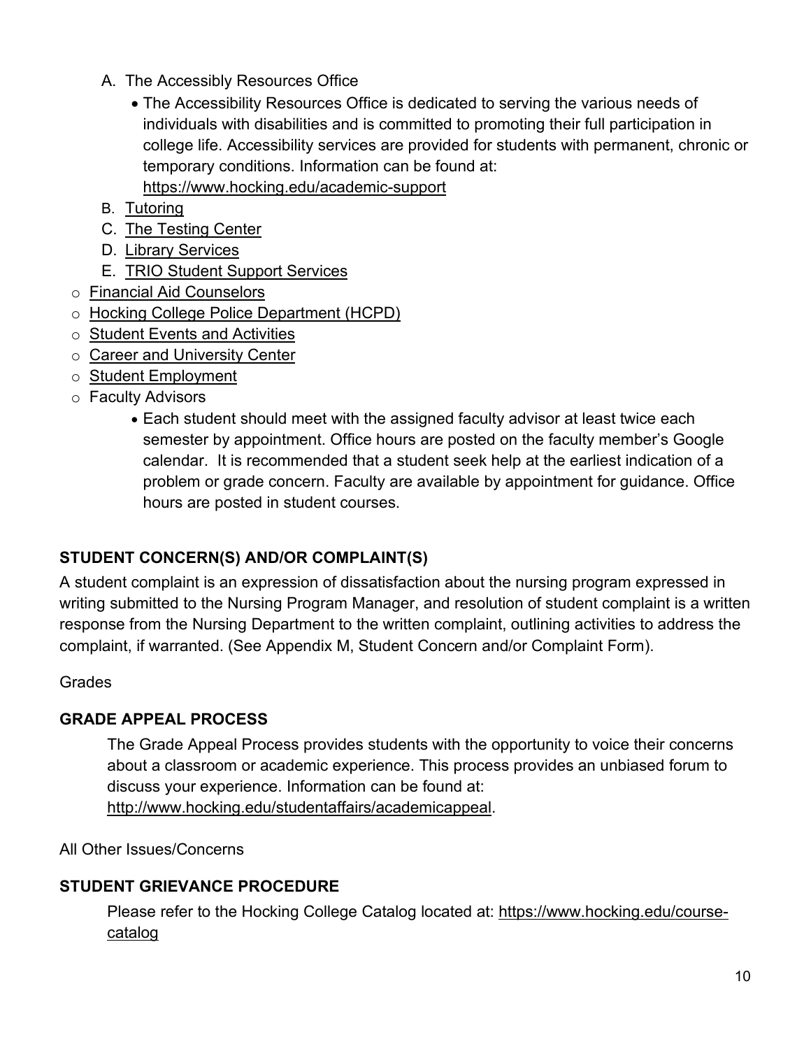A. The Accessibly Resources Office
    - The Accessibility Resources Office is dedicated to serving the various needs of individuals with disabilities and is committed to promoting their full participation in college life. Accessibility services are provided for students with permanent, chronic or temporary conditions. Information can be found at: https://www.hocking.edu/academic-support

B. Tutoring

C. The Testing Center

D. Library Services

E. TRIO Student Support Services

- Financial Aid Counselors
- Hocking College Police Department (HCPD)
- Student Events and Activities
- Career and University Center
- Student Employment
- Faculty Advisors
    - Each student should meet with the assigned faculty advisor at least twice each semester by appointment. Office hours are posted on the faculty member's Google calendar. It is recommended that a student seek help at the earliest indication of a problem or grade concern. Faculty are available by appointment for guidance. Office hours are posted in student courses.

## STUDENT CONCERN(S) AND/OR COMPLAINT(S)

A student complaint is an expression of dissatisfaction about the nursing program expressed in writing submitted to the Nursing Program Manager, and resolution of student complaint is a written response from the Nursing Department to the written complaint, outlining activities to address the complaint, if warranted. (See Appendix M, Student Concern and/or Complaint Form).

Grades

## GRADE APPEAL PROCESS

The Grade Appeal Process provides students with the opportunity to voice their concerns about a classroom or academic experience. This process provides an unbiased forum to discuss your experience. Information can be found at: http://www.hocking.edu/studentaffairs/academicappeal.

All Other Issues/Concerns

## STUDENT GRIEVANCE PROCEDURE

Please refer to the Hocking College Catalog located at: https://www.hocking.edu/course-catalog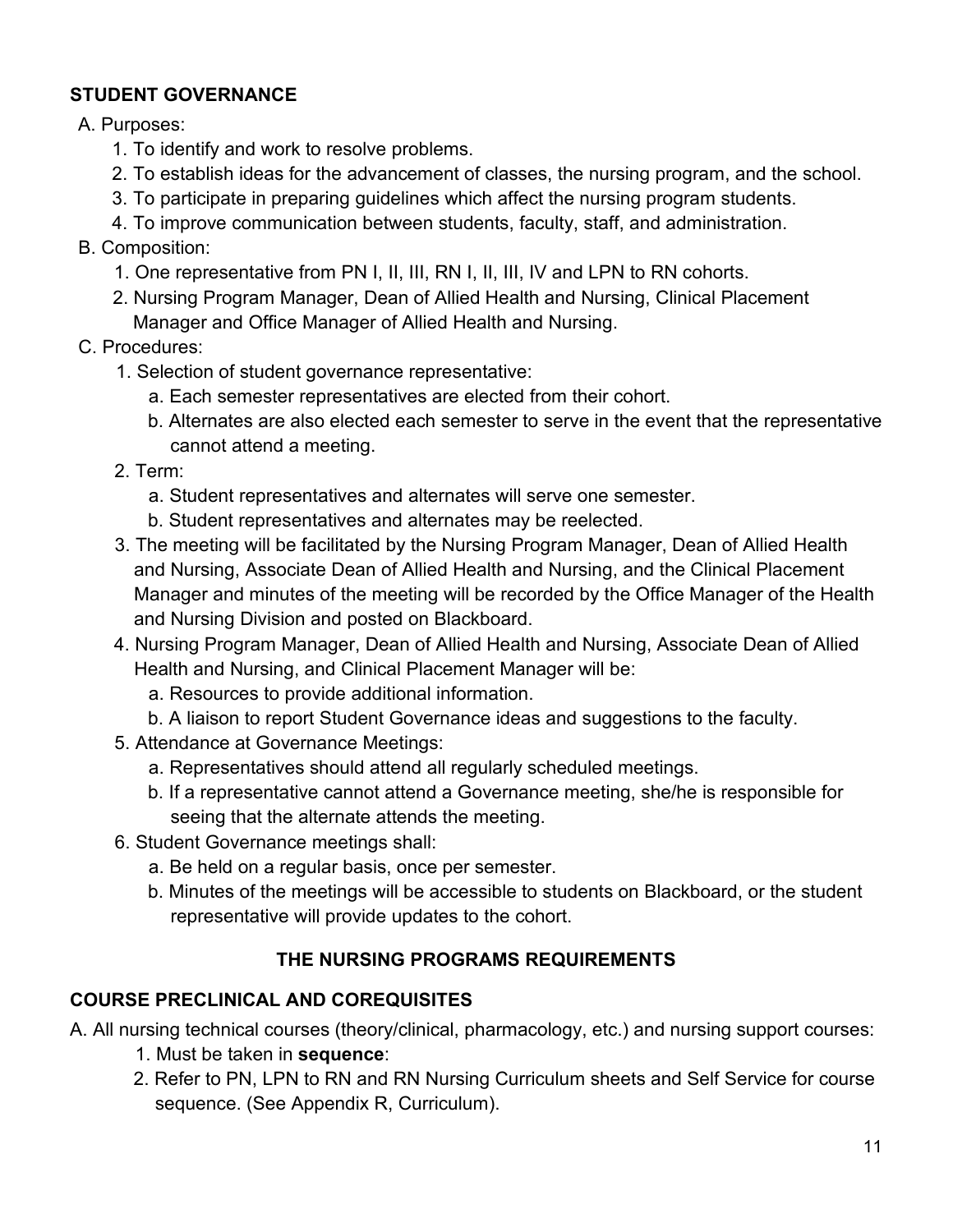## STUDENT GOVERNANCE

A. Purposes:
   1. To identify and work to resolve problems.
   2. To establish ideas for the advancement of classes, the nursing program, and the school.
   3. To participate in preparing guidelines which affect the nursing program students.
   4. To improve communication between students, faculty, staff, and administration.

B. Composition:
   1. One representative from PN I, II, III, RN I, II, III, IV and LPN to RN cohorts.
   2. Nursing Program Manager, Dean of Allied Health and Nursing, Clinical Placement Manager and Office Manager of Allied Health and Nursing.

C. Procedures:
   1. Selection of student governance representative:
      a. Each semester representatives are elected from their cohort.
      b. Alternates are also elected each semester to serve in the event that the representative cannot attend a meeting.
   2. Term:
      a. Student representatives and alternates will serve one semester.
      b. Student representatives and alternates may be reelected.
   3. The meeting will be facilitated by the Nursing Program Manager, Dean of Allied Health and Nursing, Associate Dean of Allied Health and Nursing, and the Clinical Placement Manager and minutes of the meeting will be recorded by the Office Manager of the Health and Nursing Division and posted on Blackboard.
   4. Nursing Program Manager, Dean of Allied Health and Nursing, Associate Dean of Allied Health and Nursing, and Clinical Placement Manager will be:
      a. Resources to provide additional information.
      b. A liaison to report Student Governance ideas and suggestions to the faculty.
   5. Attendance at Governance Meetings:
      a. Representatives should attend all regularly scheduled meetings.
      b. If a representative cannot attend a Governance meeting, she/he is responsible for seeing that the alternate attends the meeting.
   6. Student Governance meetings shall:
      a. Be held on a regular basis, once per semester.
      b. Minutes of the meetings will be accessible to students on Blackboard, or the student representative will provide updates to the cohort.

## THE NURSING PROGRAMS REQUIREMENTS

### COURSE PRECLINICAL AND COREQUISITES

A. All nursing technical courses (theory/clinical, pharmacology, etc.) and nursing support courses:
   1. Must be taken in **sequence**:
   2. Refer to PN, LPN to RN and RN Nursing Curriculum sheets and Self Service for course sequence. (See Appendix R, Curriculum).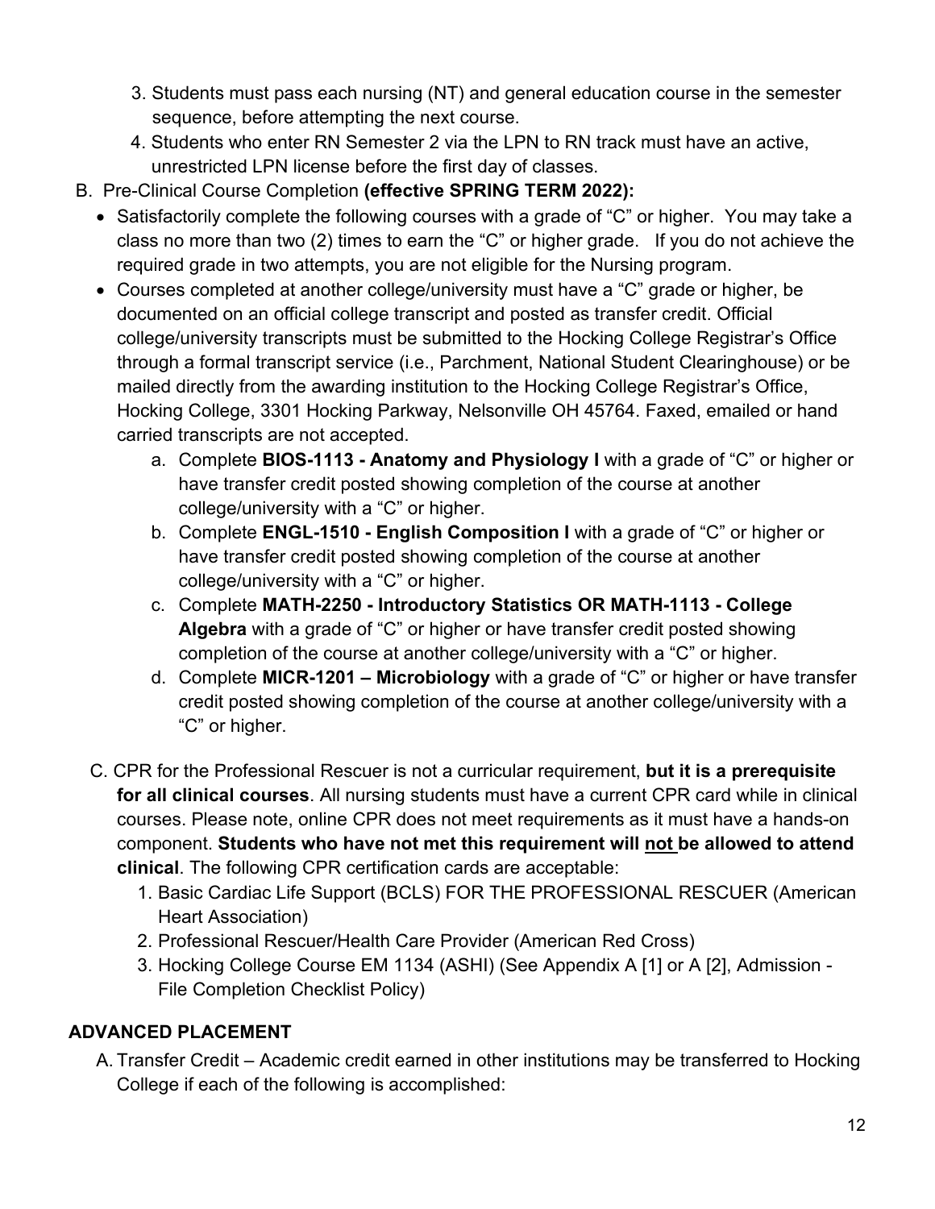3. Students must pass each nursing (NT) and general education course in the semester sequence, before attempting the next course.
4. Students who enter RN Semester 2 via the LPN to RN track must have an active, unrestricted LPN license before the first day of classes.

B. Pre-Clinical Course Completion **(effective SPRING TERM 2022):**

- Satisfactorily complete the following courses with a grade of "C" or higher. You may take a class no more than two (2) times to earn the "C" or higher grade. If you do not achieve the required grade in two attempts, you are not eligible for the Nursing program.
- Courses completed at another college/university must have a "C" grade or higher, be documented on an official college transcript and posted as transfer credit. Official college/university transcripts must be submitted to the Hocking College Registrar's Office through a formal transcript service (i.e., Parchment, National Student Clearinghouse) or be mailed directly from the awarding institution to the Hocking College Registrar's Office, Hocking College, 3301 Hocking Parkway, Nelsonville OH 45764. Faxed, emailed or hand carried transcripts are not accepted.
    a. Complete **BIOS-1113 - Anatomy and Physiology I** with a grade of "C" or higher or have transfer credit posted showing completion of the course at another college/university with a "C" or higher.
    b. Complete **ENGL-1510 - English Composition I** with a grade of "C" or higher or have transfer credit posted showing completion of the course at another college/university with a "C" or higher.
    c. Complete **MATH-2250 - Introductory Statistics OR MATH-1113 - College Algebra** with a grade of "C" or higher or have transfer credit posted showing completion of the course at another college/university with a "C" or higher.
    d. Complete **MICR-1201 – Microbiology** with a grade of "C" or higher or have transfer credit posted showing completion of the course at another college/university with a "C" or higher.

C. CPR for the Professional Rescuer is not a curricular requirement, **but it is a prerequisite for all clinical courses**. All nursing students must have a current CPR card while in clinical courses. Please note, online CPR does not meet requirements as it must have a hands-on component. **Students who have not met this requirement will <u>not</u> be allowed to attend clinical**. The following CPR certification cards are acceptable:

1. Basic Cardiac Life Support (BCLS) FOR THE PROFESSIONAL RESCUER (American Heart Association)
2. Professional Rescuer/Health Care Provider (American Red Cross)
3. Hocking College Course EM 1134 (ASHI) (See Appendix A [1] or A [2], Admission - File Completion Checklist Policy)

## ADVANCED PLACEMENT

A. Transfer Credit – Academic credit earned in other institutions may be transferred to Hocking College if each of the following is accomplished: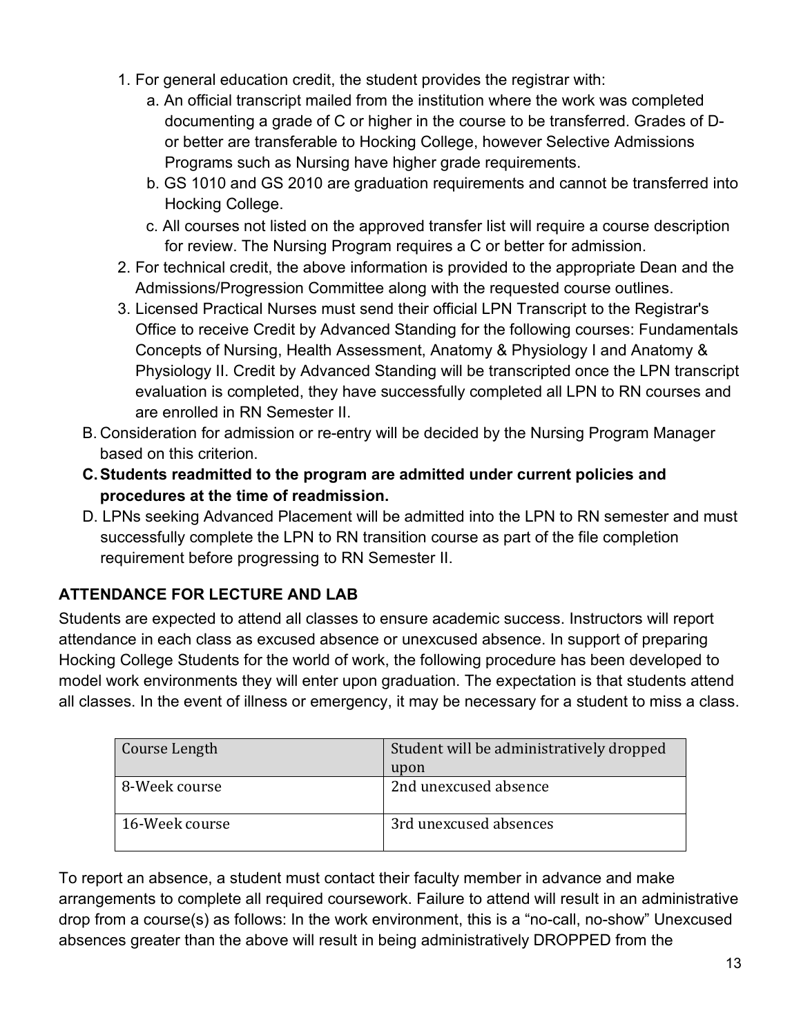1. For general education credit, the student provides the registrar with:
   a. An official transcript mailed from the institution where the work was completed documenting a grade of C or higher in the course to be transferred. Grades of D- or better are transferable to Hocking College, however Selective Admissions Programs such as Nursing have higher grade requirements.
   b. GS 1010 and GS 2010 are graduation requirements and cannot be transferred into Hocking College.
   c. All courses not listed on the approved transfer list will require a course description for review. The Nursing Program requires a C or better for admission.
2. For technical credit, the above information is provided to the appropriate Dean and the Admissions/Progression Committee along with the requested course outlines.
3. Licensed Practical Nurses must send their official LPN Transcript to the Registrar's Office to receive Credit by Advanced Standing for the following courses: Fundamentals Concepts of Nursing, Health Assessment, Anatomy & Physiology I and Anatomy & Physiology II. Credit by Advanced Standing will be transcripted once the LPN transcript evaluation is completed, they have successfully completed all LPN to RN courses and are enrolled in RN Semester II.

B. Consideration for admission or re-entry will be decided by the Nursing Program Manager based on this criterion.

**C. Students readmitted to the program are admitted under current policies and procedures at the time of readmission.**

D. LPNs seeking Advanced Placement will be admitted into the LPN to RN semester and must successfully complete the LPN to RN transition course as part of the file completion requirement before progressing to RN Semester II.

## ATTENDANCE FOR LECTURE AND LAB

Students are expected to attend all classes to ensure academic success. Instructors will report attendance in each class as excused absence or unexcused absence. In support of preparing Hocking College Students for the world of work, the following procedure has been developed to model work environments they will enter upon graduation. The expectation is that students attend all classes. In the event of illness or emergency, it may be necessary for a student to miss a class.

| Course Length | Student will be administratively dropped upon |
| --- | --- |
| 8-Week course | 2nd unexcused absence |
| 16-Week course | 3rd unexcused absences |

To report an absence, a student must contact their faculty member in advance and make arrangements to complete all required coursework. Failure to attend will result in an administrative drop from a course(s) as follows: In the work environment, this is a "no-call, no-show" Unexcused absences greater than the above will result in being administratively DROPPED from the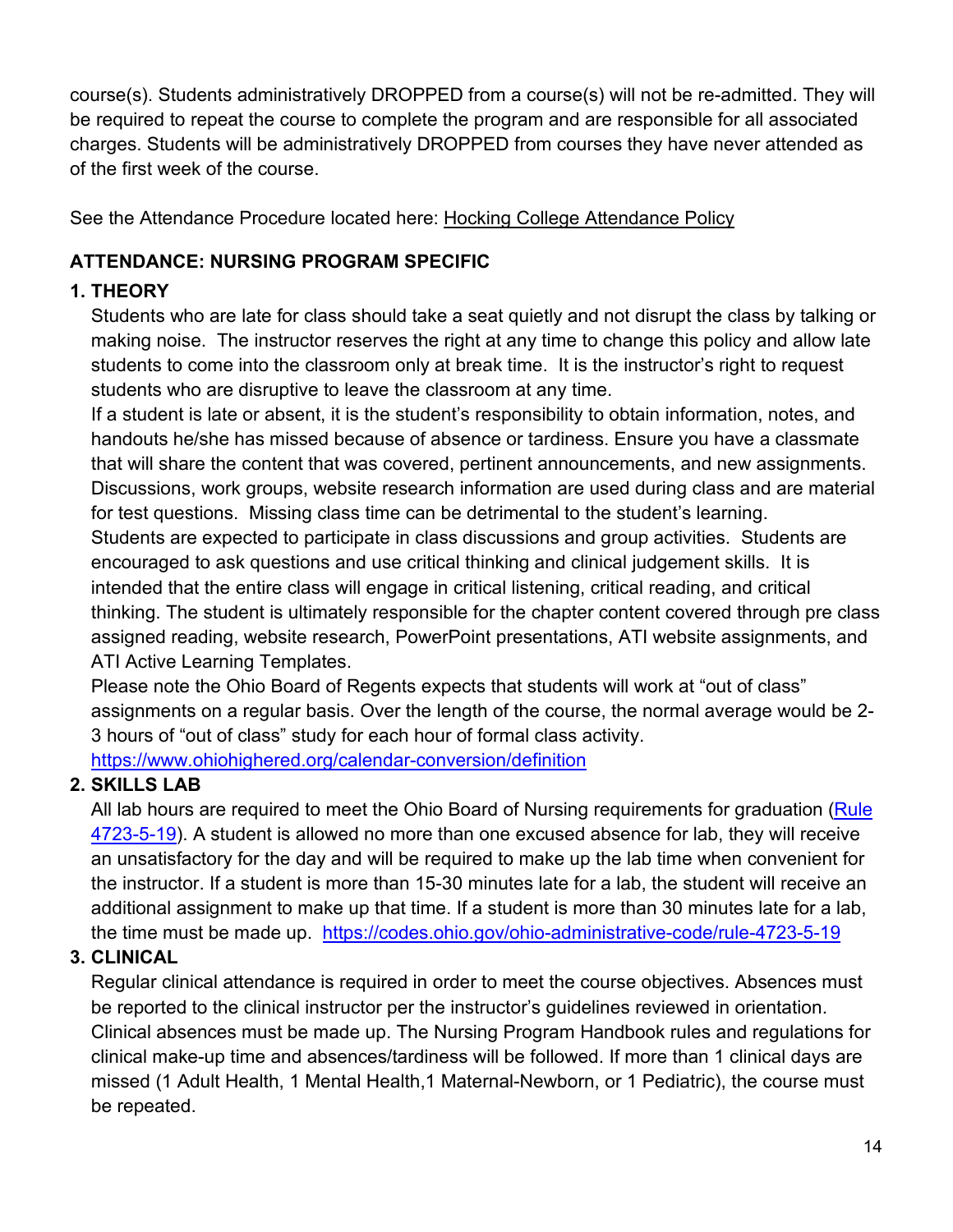course(s). Students administratively DROPPED from a course(s) will not be re-admitted. They will be required to repeat the course to complete the program and are responsible for all associated charges. Students will be administratively DROPPED from courses they have never attended as of the first week of the course.

See the Attendance Procedure located here: [Hocking College Attendance Policy]()

## ATTENDANCE: NURSING PROGRAM SPECIFIC

### 1. THEORY

Students who are late for class should take a seat quietly and not disrupt the class by talking or making noise. The instructor reserves the right at any time to change this policy and allow late students to come into the classroom only at break time. It is the instructor's right to request students who are disruptive to leave the classroom at any time.

If a student is late or absent, it is the student's responsibility to obtain information, notes, and handouts he/she has missed because of absence or tardiness. Ensure you have a classmate that will share the content that was covered, pertinent announcements, and new assignments. Discussions, work groups, website research information are used during class and are material for test questions. Missing class time can be detrimental to the student's learning.

Students are expected to participate in class discussions and group activities. Students are encouraged to ask questions and use critical thinking and clinical judgement skills. It is intended that the entire class will engage in critical listening, critical reading, and critical thinking. The student is ultimately responsible for the chapter content covered through pre class assigned reading, website research, PowerPoint presentations, ATI website assignments, and ATI Active Learning Templates.

Please note the Ohio Board of Regents expects that students will work at "out of class" assignments on a regular basis. Over the length of the course, the normal average would be 2-3 hours of "out of class" study for each hour of formal class activity.
https://www.ohiohighered.org/calendar-conversion/definition

### 2. SKILLS LAB

All lab hours are required to meet the Ohio Board of Nursing requirements for graduation (Rule 4723-5-19). A student is allowed no more than one excused absence for lab, they will receive an unsatisfactory for the day and will be required to make up the lab time when convenient for the instructor. If a student is more than 15-30 minutes late for a lab, the student will receive an additional assignment to make up that time. If a student is more than 30 minutes late for a lab, the time must be made up. https://codes.ohio.gov/ohio-administrative-code/rule-4723-5-19

### 3. CLINICAL

Regular clinical attendance is required in order to meet the course objectives. Absences must be reported to the clinical instructor per the instructor's guidelines reviewed in orientation. Clinical absences must be made up. The Nursing Program Handbook rules and regulations for clinical make-up time and absences/tardiness will be followed. If more than 1 clinical days are missed (1 Adult Health, 1 Mental Health,1 Maternal-Newborn, or 1 Pediatric), the course must be repeated.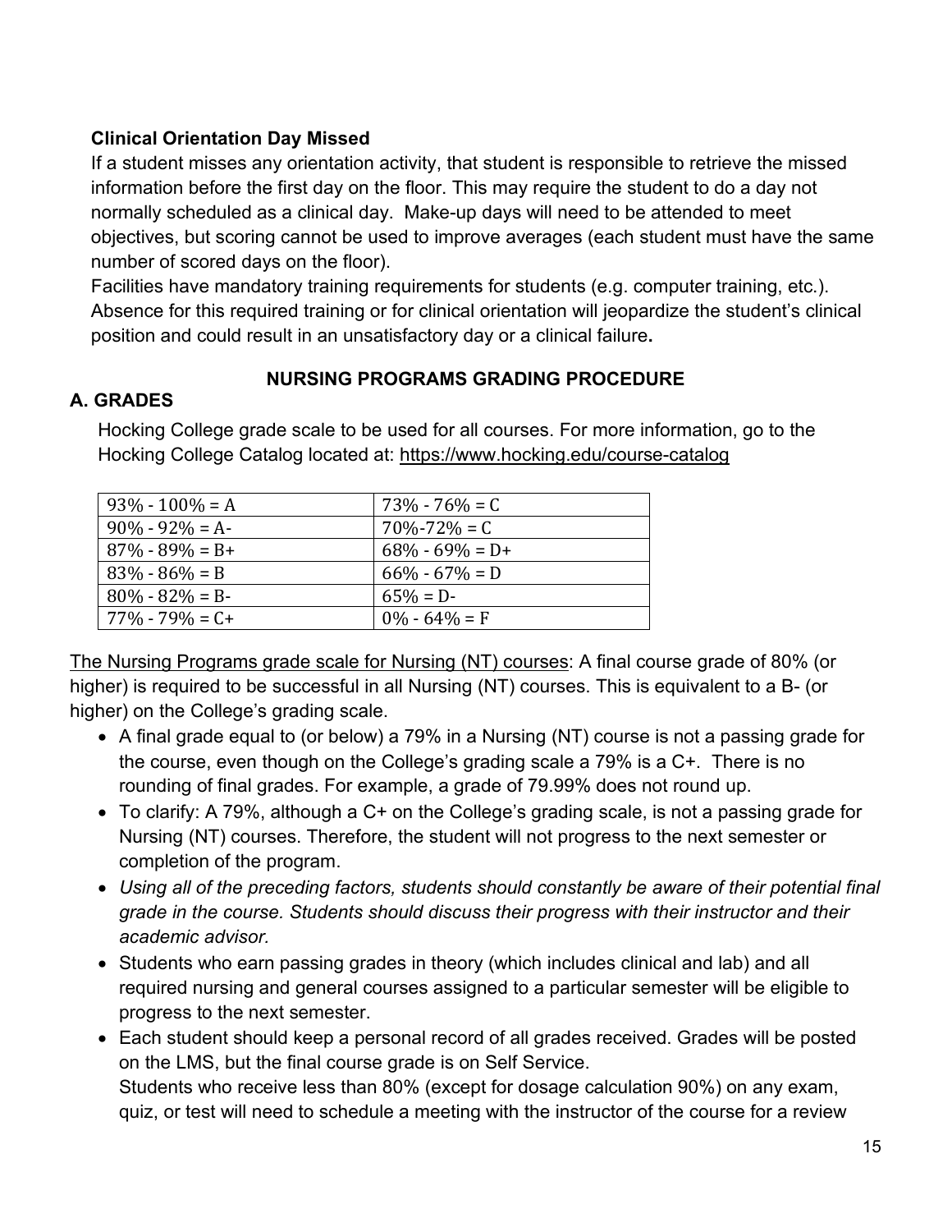**Clinical Orientation Day Missed**

If a student misses any orientation activity, that student is responsible to retrieve the missed information before the first day on the floor. This may require the student to do a day not normally scheduled as a clinical day. Make-up days will need to be attended to meet objectives, but scoring cannot be used to improve averages (each student must have the same number of scored days on the floor).

Facilities have mandatory training requirements for students (e.g. computer training, etc.). Absence for this required training or for clinical orientation will jeopardize the student's clinical position and could result in an unsatisfactory day or a clinical failure**.**

## NURSING PROGRAMS GRADING PROCEDURE

### A. GRADES

Hocking College grade scale to be used for all courses. For more information, go to the Hocking College Catalog located at: https://www.hocking.edu/course-catalog

| | |
|---|---|
| 93% - 100% = A | 73% - 76% = C |
| 90% - 92% = A- | 70%-72% = C |
| 87% - 89% = B+ | 68% - 69% = D+ |
| 83% - 86% = B | 66% - 67% = D |
| 80% - 82% = B- | 65% = D- |
| 77% - 79% = C+ | 0% - 64% = F |

The Nursing Programs grade scale for Nursing (NT) courses: A final course grade of 80% (or higher) is required to be successful in all Nursing (NT) courses. This is equivalent to a B- (or higher) on the College's grading scale.

- A final grade equal to (or below) a 79% in a Nursing (NT) course is not a passing grade for the course, even though on the College's grading scale a 79% is a C+. There is no rounding of final grades. For example, a grade of 79.99% does not round up.
- To clarify: A 79%, although a C+ on the College's grading scale, is not a passing grade for Nursing (NT) courses. Therefore, the student will not progress to the next semester or completion of the program.
- *Using all of the preceding factors, students should constantly be aware of their potential final grade in the course. Students should discuss their progress with their instructor and their academic advisor.*
- Students who earn passing grades in theory (which includes clinical and lab) and all required nursing and general courses assigned to a particular semester will be eligible to progress to the next semester.
- Each student should keep a personal record of all grades received. Grades will be posted on the LMS, but the final course grade is on Self Service.
  Students who receive less than 80% (except for dosage calculation 90%) on any exam, quiz, or test will need to schedule a meeting with the instructor of the course for a review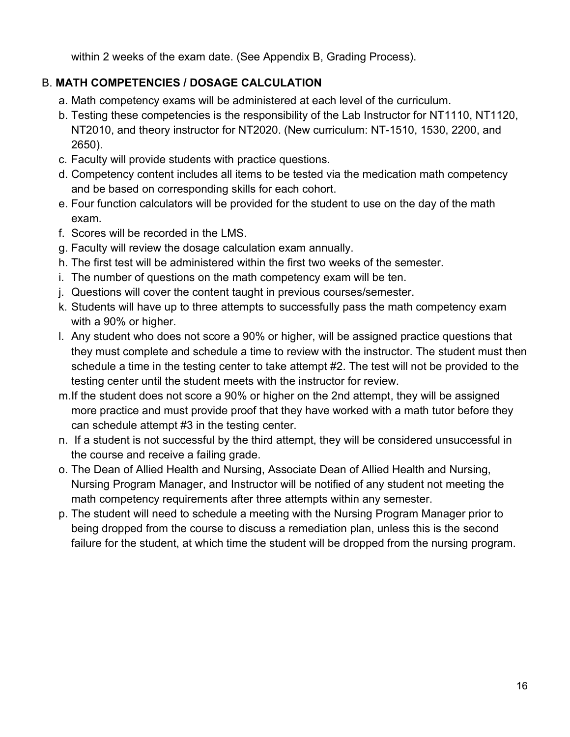within 2 weeks of the exam date. (See Appendix B, Grading Process).

B. **MATH COMPETENCIES / DOSAGE CALCULATION**

a. Math competency exams will be administered at each level of the curriculum.
b. Testing these competencies is the responsibility of the Lab Instructor for NT1110, NT1120, NT2010, and theory instructor for NT2020. (New curriculum: NT-1510, 1530, 2200, and 2650).
c. Faculty will provide students with practice questions.
d. Competency content includes all items to be tested via the medication math competency and be based on corresponding skills for each cohort.
e. Four function calculators will be provided for the student to use on the day of the math exam.
f. Scores will be recorded in the LMS.
g. Faculty will review the dosage calculation exam annually.
h. The first test will be administered within the first two weeks of the semester.
i. The number of questions on the math competency exam will be ten.
j. Questions will cover the content taught in previous courses/semester.
k. Students will have up to three attempts to successfully pass the math competency exam with a 90% or higher.
l. Any student who does not score a 90% or higher, will be assigned practice questions that they must complete and schedule a time to review with the instructor. The student must then schedule a time in the testing center to take attempt #2. The test will not be provided to the testing center until the student meets with the instructor for review.
m. If the student does not score a 90% or higher on the 2nd attempt, they will be assigned more practice and must provide proof that they have worked with a math tutor before they can schedule attempt #3 in the testing center.
n. If a student is not successful by the third attempt, they will be considered unsuccessful in the course and receive a failing grade.
o. The Dean of Allied Health and Nursing, Associate Dean of Allied Health and Nursing, Nursing Program Manager, and Instructor will be notified of any student not meeting the math competency requirements after three attempts within any semester.
p. The student will need to schedule a meeting with the Nursing Program Manager prior to being dropped from the course to discuss a remediation plan, unless this is the second failure for the student, at which time the student will be dropped from the nursing program.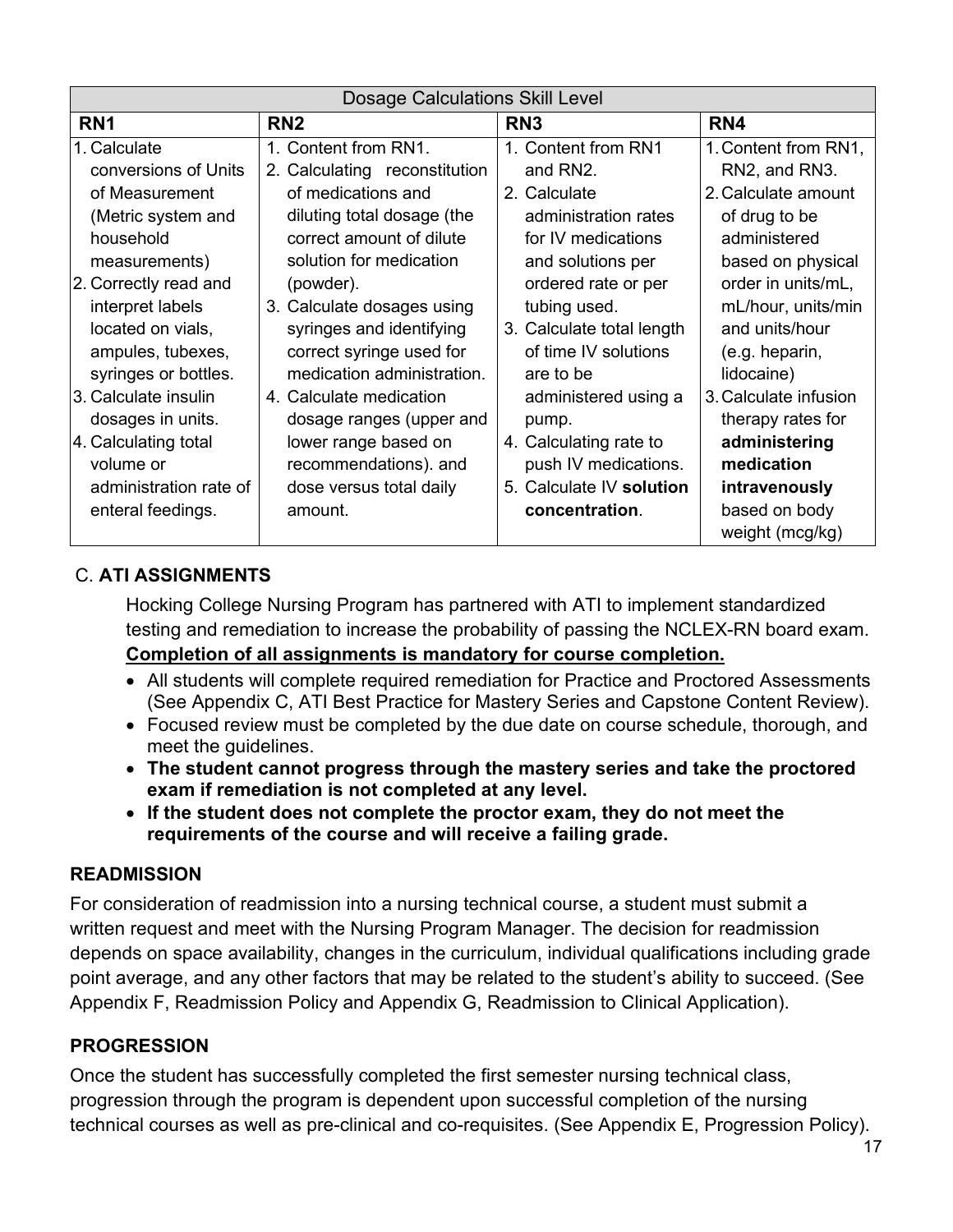| Dosage Calculations Skill Level | | | |
|---|---|---|---|
| **RN1** | **RN2** | **RN3** | **RN4** |
| 1. Calculate conversions of Units of Measurement (Metric system and household measurements)<br>2. Correctly read and interpret labels located on vials, ampules, tubexes, syringes or bottles.<br>3. Calculate insulin dosages in units.<br>4. Calculating total volume or administration rate of enteral feedings. | 1. Content from RN1.<br>2. Calculating reconstitution of medications and diluting total dosage (the correct amount of dilute solution for medication (powder).<br>3. Calculate dosages using syringes and identifying correct syringe used for medication administration.<br>4. Calculate medication dosage ranges (upper and lower range based on recommendations). and dose versus total daily amount. | 1. Content from RN1 and RN2.<br>2. Calculate administration rates for IV medications and solutions per ordered rate or per tubing used.<br>3. Calculate total length of time IV solutions are to be administered using a pump.<br>4. Calculating rate to push IV medications.<br>5. Calculate IV **solution concentration**. | 1. Content from RN1, RN2, and RN3.<br>2. Calculate amount of drug to be administered based on physical order in units/mL, mL/hour, units/min and units/hour (e.g. heparin, lidocaine)<br>3. Calculate infusion therapy rates for **administering medication intravenously** based on body weight (mcg/kg) |

## C. ATI ASSIGNMENTS

Hocking College Nursing Program has partnered with ATI to implement standardized testing and remediation to increase the probability of passing the NCLEX-RN board exam. **Completion of all assignments is mandatory for course completion.**

- All students will complete required remediation for Practice and Proctored Assessments (See Appendix C, ATI Best Practice for Mastery Series and Capstone Content Review).
- Focused review must be completed by the due date on course schedule, thorough, and meet the guidelines.
- **The student cannot progress through the mastery series and take the proctored exam if remediation is not completed at any level.**
- **If the student does not complete the proctor exam, they do not meet the requirements of the course and will receive a failing grade.**

## READMISSION

For consideration of readmission into a nursing technical course, a student must submit a written request and meet with the Nursing Program Manager. The decision for readmission depends on space availability, changes in the curriculum, individual qualifications including grade point average, and any other factors that may be related to the student's ability to succeed. (See Appendix F, Readmission Policy and Appendix G, Readmission to Clinical Application).

## PROGRESSION

Once the student has successfully completed the first semester nursing technical class, progression through the program is dependent upon successful completion of the nursing technical courses as well as pre-clinical and co-requisites. (See Appendix E, Progression Policy).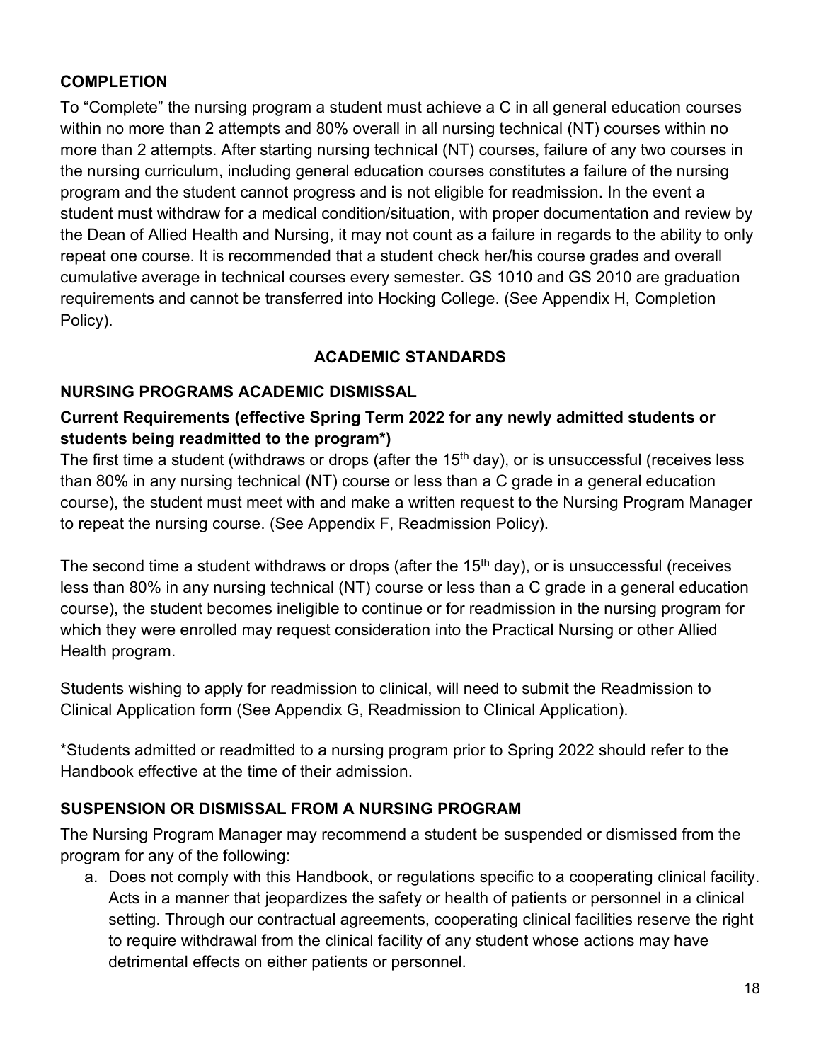## COMPLETION

To "Complete" the nursing program a student must achieve a C in all general education courses within no more than 2 attempts and 80% overall in all nursing technical (NT) courses within no more than 2 attempts. After starting nursing technical (NT) courses, failure of any two courses in the nursing curriculum, including general education courses constitutes a failure of the nursing program and the student cannot progress and is not eligible for readmission. In the event a student must withdraw for a medical condition/situation, with proper documentation and review by the Dean of Allied Health and Nursing, it may not count as a failure in regards to the ability to only repeat one course. It is recommended that a student check her/his course grades and overall cumulative average in technical courses every semester. GS 1010 and GS 2010 are graduation requirements and cannot be transferred into Hocking College. (See Appendix H, Completion Policy).

## ACADEMIC STANDARDS

### NURSING PROGRAMS ACADEMIC DISMISSAL

#### Current Requirements (effective Spring Term 2022 for any newly admitted students or students being readmitted to the program*)

The first time a student (withdraws or drops (after the 15th day), or is unsuccessful (receives less than 80% in any nursing technical (NT) course or less than a C grade in a general education course), the student must meet with and make a written request to the Nursing Program Manager to repeat the nursing course. (See Appendix F, Readmission Policy).

The second time a student withdraws or drops (after the 15th day), or is unsuccessful (receives less than 80% in any nursing technical (NT) course or less than a C grade in a general education course), the student becomes ineligible to continue or for readmission in the nursing program for which they were enrolled may request consideration into the Practical Nursing or other Allied Health program.

Students wishing to apply for readmission to clinical, will need to submit the Readmission to Clinical Application form (See Appendix G, Readmission to Clinical Application).

*Students admitted or readmitted to a nursing program prior to Spring 2022 should refer to the Handbook effective at the time of their admission.

### SUSPENSION OR DISMISSAL FROM A NURSING PROGRAM

The Nursing Program Manager may recommend a student be suspended or dismissed from the program for any of the following:

a. Does not comply with this Handbook, or regulations specific to a cooperating clinical facility. Acts in a manner that jeopardizes the safety or health of patients or personnel in a clinical setting. Through our contractual agreements, cooperating clinical facilities reserve the right to require withdrawal from the clinical facility of any student whose actions may have detrimental effects on either patients or personnel.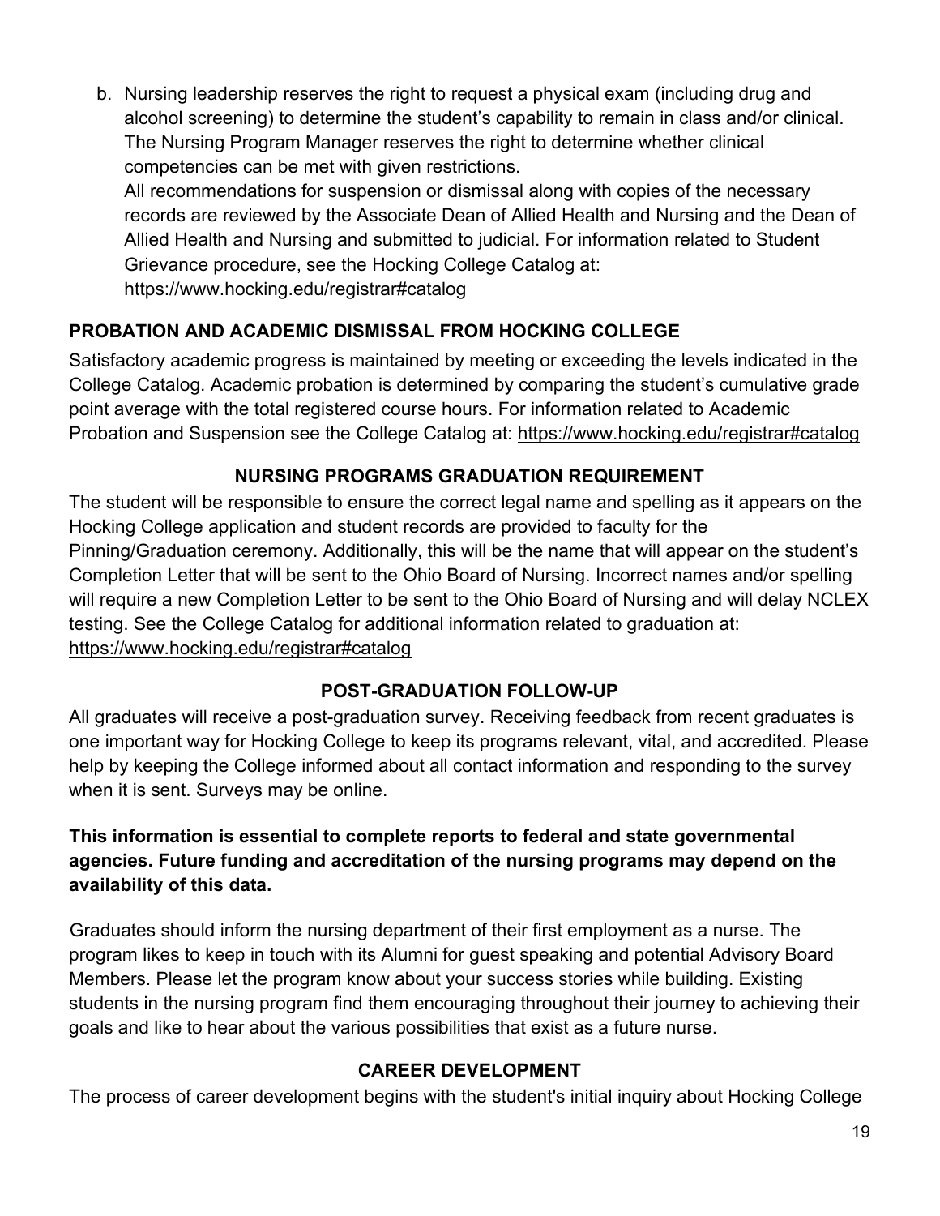b. Nursing leadership reserves the right to request a physical exam (including drug and alcohol screening) to determine the student's capability to remain in class and/or clinical. The Nursing Program Manager reserves the right to determine whether clinical competencies can be met with given restrictions.
   All recommendations for suspension or dismissal along with copies of the necessary records are reviewed by the Associate Dean of Allied Health and Nursing and the Dean of Allied Health and Nursing and submitted to judicial. For information related to Student Grievance procedure, see the Hocking College Catalog at: https://www.hocking.edu/registrar#catalog

## PROBATION AND ACADEMIC DISMISSAL FROM HOCKING COLLEGE

Satisfactory academic progress is maintained by meeting or exceeding the levels indicated in the College Catalog. Academic probation is determined by comparing the student's cumulative grade point average with the total registered course hours. For information related to Academic Probation and Suspension see the College Catalog at: https://www.hocking.edu/registrar#catalog

## NURSING PROGRAMS GRADUATION REQUIREMENT

The student will be responsible to ensure the correct legal name and spelling as it appears on the Hocking College application and student records are provided to faculty for the Pinning/Graduation ceremony. Additionally, this will be the name that will appear on the student's Completion Letter that will be sent to the Ohio Board of Nursing. Incorrect names and/or spelling will require a new Completion Letter to be sent to the Ohio Board of Nursing and will delay NCLEX testing. See the College Catalog for additional information related to graduation at: https://www.hocking.edu/registrar#catalog

## POST-GRADUATION FOLLOW-UP

All graduates will receive a post-graduation survey. Receiving feedback from recent graduates is one important way for Hocking College to keep its programs relevant, vital, and accredited. Please help by keeping the College informed about all contact information and responding to the survey when it is sent. Surveys may be online.

**This information is essential to complete reports to federal and state governmental agencies. Future funding and accreditation of the nursing programs may depend on the availability of this data.**

Graduates should inform the nursing department of their first employment as a nurse. The program likes to keep in touch with its Alumni for guest speaking and potential Advisory Board Members. Please let the program know about your success stories while building. Existing students in the nursing program find them encouraging throughout their journey to achieving their goals and like to hear about the various possibilities that exist as a future nurse.

## CAREER DEVELOPMENT

The process of career development begins with the student's initial inquiry about Hocking College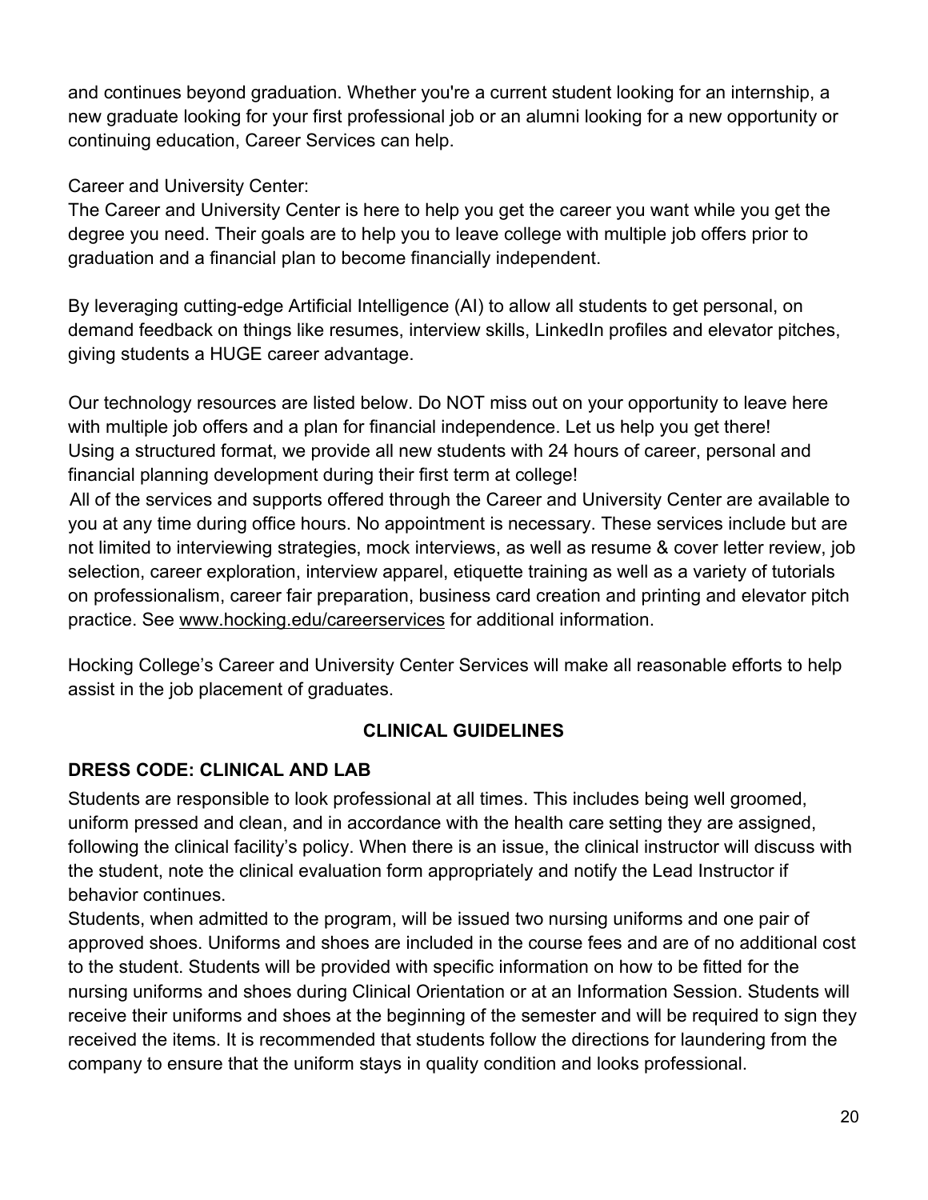and continues beyond graduation. Whether you're a current student looking for an internship, a new graduate looking for your first professional job or an alumni looking for a new opportunity or continuing education, Career Services can help.

Career and University Center:
The Career and University Center is here to help you get the career you want while you get the degree you need. Their goals are to help you to leave college with multiple job offers prior to graduation and a financial plan to become financially independent.

By leveraging cutting-edge Artificial Intelligence (AI) to allow all students to get personal, on demand feedback on things like resumes, interview skills, LinkedIn profiles and elevator pitches, giving students a HUGE career advantage.

Our technology resources are listed below. Do NOT miss out on your opportunity to leave here with multiple job offers and a plan for financial independence. Let us help you get there! Using a structured format, we provide all new students with 24 hours of career, personal and financial planning development during their first term at college!
All of the services and supports offered through the Career and University Center are available to you at any time during office hours. No appointment is necessary. These services include but are not limited to interviewing strategies, mock interviews, as well as resume & cover letter review, job selection, career exploration, interview apparel, etiquette training as well as a variety of tutorials on professionalism, career fair preparation, business card creation and printing and elevator pitch practice. See www.hocking.edu/careerservices for additional information.

Hocking College's Career and University Center Services will make all reasonable efforts to help assist in the job placement of graduates.

## CLINICAL GUIDELINES

### DRESS CODE: CLINICAL AND LAB

Students are responsible to look professional at all times. This includes being well groomed, uniform pressed and clean, and in accordance with the health care setting they are assigned, following the clinical facility's policy. When there is an issue, the clinical instructor will discuss with the student, note the clinical evaluation form appropriately and notify the Lead Instructor if behavior continues.
Students, when admitted to the program, will be issued two nursing uniforms and one pair of approved shoes. Uniforms and shoes are included in the course fees and are of no additional cost to the student. Students will be provided with specific information on how to be fitted for the nursing uniforms and shoes during Clinical Orientation or at an Information Session. Students will receive their uniforms and shoes at the beginning of the semester and will be required to sign they received the items. It is recommended that students follow the directions for laundering from the company to ensure that the uniform stays in quality condition and looks professional.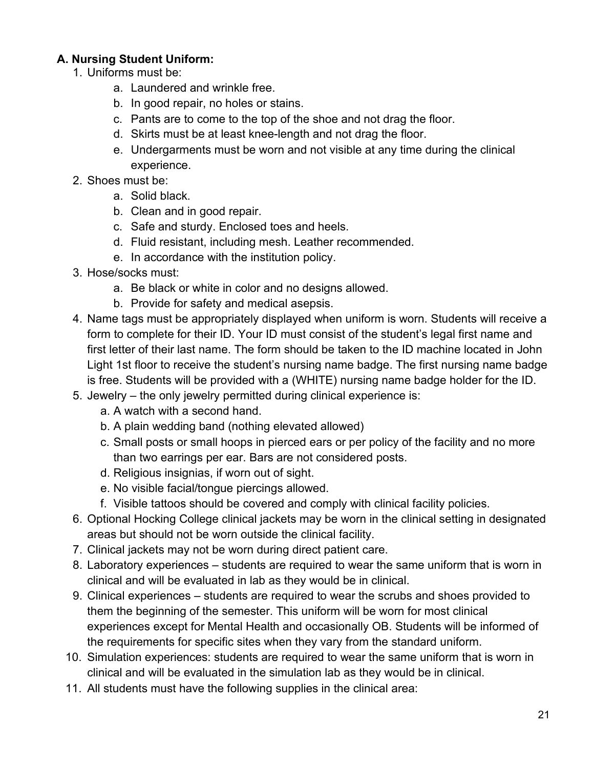**A. Nursing Student Uniform:**

1. Uniforms must be:
    a. Laundered and wrinkle free.
    b. In good repair, no holes or stains.
    c. Pants are to come to the top of the shoe and not drag the floor.
    d. Skirts must be at least knee-length and not drag the floor.
    e. Undergarments must be worn and not visible at any time during the clinical experience.
2. Shoes must be:
    a. Solid black.
    b. Clean and in good repair.
    c. Safe and sturdy. Enclosed toes and heels.
    d. Fluid resistant, including mesh. Leather recommended.
    e. In accordance with the institution policy.
3. Hose/socks must:
    a. Be black or white in color and no designs allowed.
    b. Provide for safety and medical asepsis.
4. Name tags must be appropriately displayed when uniform is worn. Students will receive a form to complete for their ID. Your ID must consist of the student's legal first name and first letter of their last name. The form should be taken to the ID machine located in John Light 1st floor to receive the student's nursing name badge. The first nursing name badge is free. Students will be provided with a (WHITE) nursing name badge holder for the ID.
5. Jewelry – the only jewelry permitted during clinical experience is:
    a. A watch with a second hand.
    b. A plain wedding band (nothing elevated allowed)
    c. Small posts or small hoops in pierced ears or per policy of the facility and no more than two earrings per ear. Bars are not considered posts.
    d. Religious insignias, if worn out of sight.
    e. No visible facial/tongue piercings allowed.
    f. Visible tattoos should be covered and comply with clinical facility policies.
6. Optional Hocking College clinical jackets may be worn in the clinical setting in designated areas but should not be worn outside the clinical facility.
7. Clinical jackets may not be worn during direct patient care.
8. Laboratory experiences – students are required to wear the same uniform that is worn in clinical and will be evaluated in lab as they would be in clinical.
9. Clinical experiences – students are required to wear the scrubs and shoes provided to them the beginning of the semester. This uniform will be worn for most clinical experiences except for Mental Health and occasionally OB. Students will be informed of the requirements for specific sites when they vary from the standard uniform.
10. Simulation experiences: students are required to wear the same uniform that is worn in clinical and will be evaluated in the simulation lab as they would be in clinical.
11. All students must have the following supplies in the clinical area: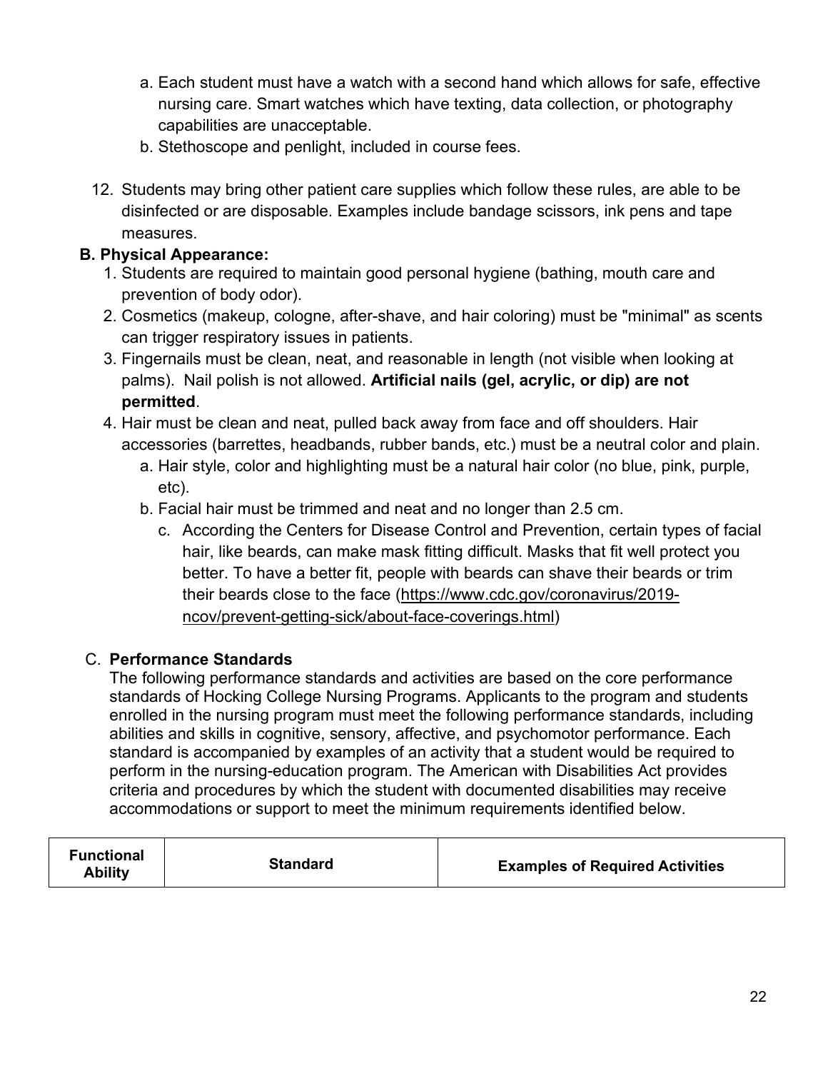a. Each student must have a watch with a second hand which allows for safe, effective nursing care. Smart watches which have texting, data collection, or photography capabilities are unacceptable.
   b. Stethoscope and penlight, included in course fees.

12. Students may bring other patient care supplies which follow these rules, are able to be disinfected or are disposable. Examples include bandage scissors, ink pens and tape measures.

**B. Physical Appearance:**

1. Students are required to maintain good personal hygiene (bathing, mouth care and prevention of body odor).
2. Cosmetics (makeup, cologne, after-shave, and hair coloring) must be "minimal" as scents can trigger respiratory issues in patients.
3. Fingernails must be clean, neat, and reasonable in length (not visible when looking at palms). Nail polish is not allowed. **Artificial nails (gel, acrylic, or dip) are not permitted**.
4. Hair must be clean and neat, pulled back away from face and off shoulders. Hair accessories (barrettes, headbands, rubber bands, etc.) must be a neutral color and plain.
   a. Hair style, color and highlighting must be a natural hair color (no blue, pink, purple, etc).
   b. Facial hair must be trimmed and neat and no longer than 2.5 cm.
      c. According the Centers for Disease Control and Prevention, certain types of facial hair, like beards, can make mask fitting difficult. Masks that fit well protect you better. To have a better fit, people with beards can shave their beards or trim their beards close to the face (https://www.cdc.gov/coronavirus/2019-ncov/prevent-getting-sick/about-face-coverings.html)

C. **Performance Standards**

The following performance standards and activities are based on the core performance standards of Hocking College Nursing Programs. Applicants to the program and students enrolled in the nursing program must meet the following performance standards, including abilities and skills in cognitive, sensory, affective, and psychomotor performance. Each standard is accompanied by examples of an activity that a student would be required to perform in the nursing-education program. The American with Disabilities Act provides criteria and procedures by which the student with documented disabilities may receive accommodations or support to meet the minimum requirements identified below.

| Functional Ability | Standard | Examples of Required Activities |
| --- | --- | --- |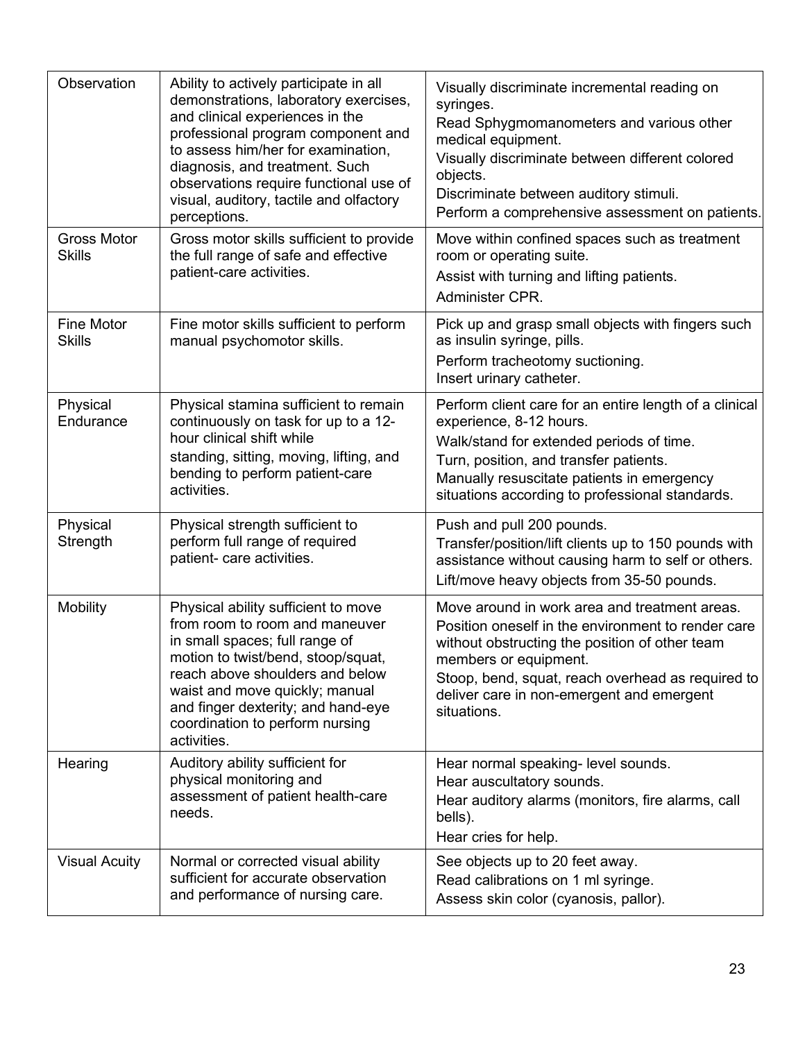| Observation | Ability to actively participate in all demonstrations, laboratory exercises, and clinical experiences in the professional program component and to assess him/her for examination, diagnosis, and treatment. Such observations require functional use of visual, auditory, tactile and olfactory perceptions. | Visually discriminate incremental reading on syringes.<br>Read Sphygmomanometers and various other medical equipment.<br>Visually discriminate between different colored objects.<br>Discriminate between auditory stimuli.<br>Perform a comprehensive assessment on patients. |
|---|---|---|
| Gross Motor Skills | Gross motor skills sufficient to provide the full range of safe and effective patient-care activities. | Move within confined spaces such as treatment room or operating suite.<br>Assist with turning and lifting patients.<br>Administer CPR. |
| Fine Motor Skills | Fine motor skills sufficient to perform manual psychomotor skills. | Pick up and grasp small objects with fingers such as insulin syringe, pills.<br>Perform tracheotomy suctioning.<br>Insert urinary catheter. |
| Physical Endurance | Physical stamina sufficient to remain continuously on task for up to a 12-hour clinical shift while standing, sitting, moving, lifting, and bending to perform patient-care activities. | Perform client care for an entire length of a clinical experience, 8-12 hours.<br>Walk/stand for extended periods of time.<br>Turn, position, and transfer patients.<br>Manually resuscitate patients in emergency situations according to professional standards. |
| Physical Strength | Physical strength sufficient to perform full range of required patient- care activities. | Push and pull 200 pounds.<br>Transfer/position/lift clients up to 150 pounds with assistance without causing harm to self or others.<br>Lift/move heavy objects from 35-50 pounds. |
| Mobility | Physical ability sufficient to move from room to room and maneuver in small spaces; full range of motion to twist/bend, stoop/squat, reach above shoulders and below waist and move quickly; manual and finger dexterity; and hand-eye coordination to perform nursing activities. | Move around in work area and treatment areas.<br>Position oneself in the environment to render care without obstructing the position of other team members or equipment.<br>Stoop, bend, squat, reach overhead as required to deliver care in non-emergent and emergent situations. |
| Hearing | Auditory ability sufficient for physical monitoring and assessment of patient health-care needs. | Hear normal speaking- level sounds.<br>Hear auscultatory sounds.<br>Hear auditory alarms (monitors, fire alarms, call bells).<br>Hear cries for help. |
| Visual Acuity | Normal or corrected visual ability sufficient for accurate observation and performance of nursing care. | See objects up to 20 feet away.<br>Read calibrations on 1 ml syringe.<br>Assess skin color (cyanosis, pallor). |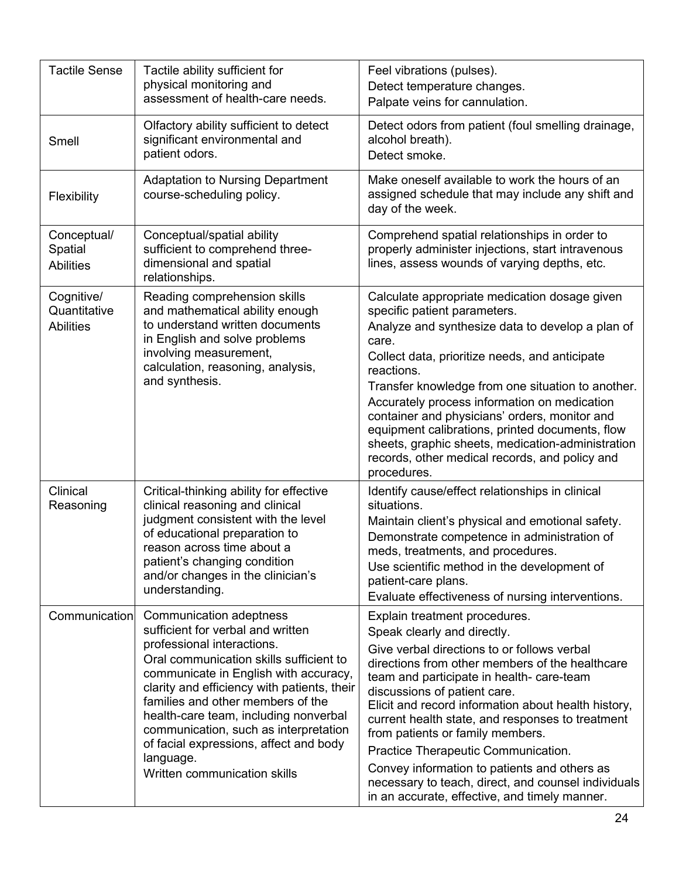| | | |
|---|---|---|
| Tactile Sense | Tactile ability sufficient for physical monitoring and assessment of health-care needs. | Feel vibrations (pulses).<br>Detect temperature changes.<br>Palpate veins for cannulation. |
| Smell | Olfactory ability sufficient to detect significant environmental and patient odors. | Detect odors from patient (foul smelling drainage, alcohol breath).<br>Detect smoke. |
| Flexibility | Adaptation to Nursing Department course-scheduling policy. | Make oneself available to work the hours of an assigned schedule that may include any shift and day of the week. |
| Conceptual/ Spatial Abilities | Conceptual/spatial ability sufficient to comprehend three-dimensional and spatial relationships. | Comprehend spatial relationships in order to properly administer injections, start intravenous lines, assess wounds of varying depths, etc. |
| Cognitive/ Quantitative Abilities | Reading comprehension skills and mathematical ability enough to understand written documents in English and solve problems involving measurement, calculation, reasoning, analysis, and synthesis. | Calculate appropriate medication dosage given specific patient parameters.<br>Analyze and synthesize data to develop a plan of care.<br>Collect data, prioritize needs, and anticipate reactions.<br>Transfer knowledge from one situation to another.<br>Accurately process information on medication container and physicians' orders, monitor and equipment calibrations, printed documents, flow sheets, graphic sheets, medication-administration records, other medical records, and policy and procedures. |
| Clinical Reasoning | Critical-thinking ability for effective clinical reasoning and clinical judgment consistent with the level of educational preparation to reason across time about a patient's changing condition and/or changes in the clinician's understanding. | Identify cause/effect relationships in clinical situations.<br>Maintain client's physical and emotional safety.<br>Demonstrate competence in administration of meds, treatments, and procedures.<br>Use scientific method in the development of patient-care plans.<br>Evaluate effectiveness of nursing interventions. |
| Communication | Communication adeptness sufficient for verbal and written professional interactions.<br>Oral communication skills sufficient to communicate in English with accuracy, clarity and efficiency with patients, their families and other members of the health-care team, including nonverbal communication, such as interpretation of facial expressions, affect and body language.<br>Written communication skills | Explain treatment procedures.<br>Speak clearly and directly.<br>Give verbal directions to or follows verbal directions from other members of the healthcare team and participate in health- care-team discussions of patient care.<br>Elicit and record information about health history, current health state, and responses to treatment from patients or family members.<br>Practice Therapeutic Communication.<br>Convey information to patients and others as necessary to teach, direct, and counsel individuals in an accurate, effective, and timely manner. |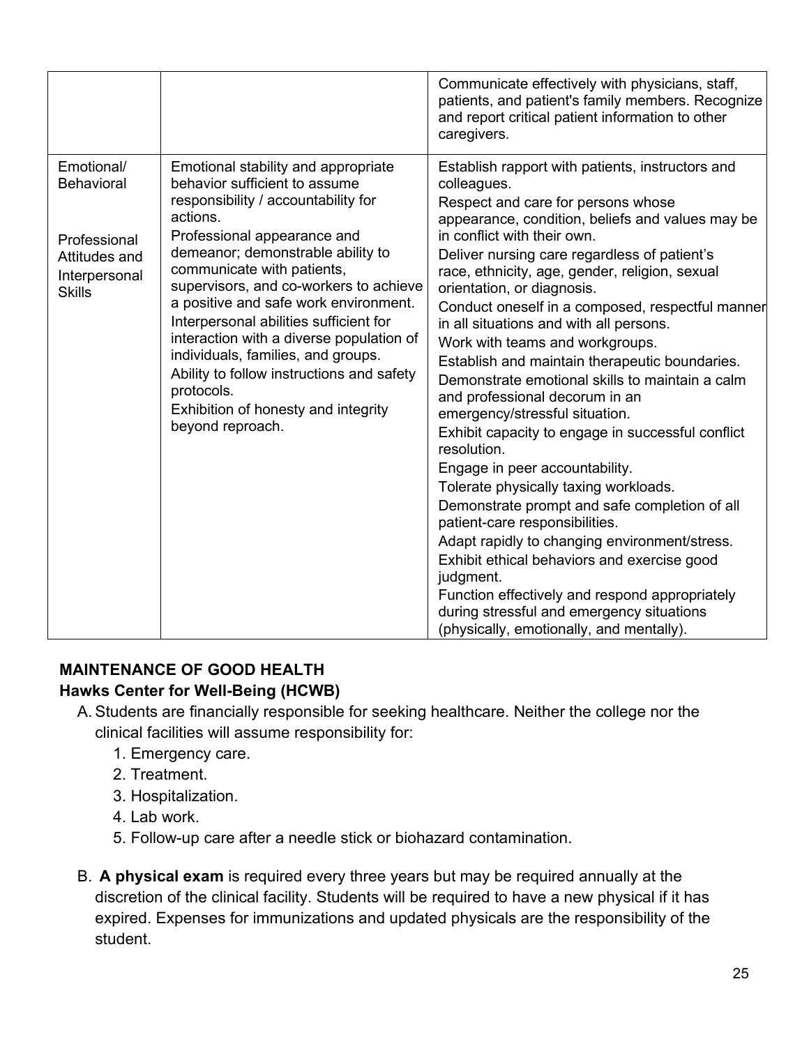| | | |
|---|---|---|
| | | Communicate effectively with physicians, staff, patients, and patient's family members. Recognize and report critical patient information to other caregivers. |
| Emotional/ Behavioral<br><br>Professional Attitudes and Interpersonal Skills | Emotional stability and appropriate behavior sufficient to assume responsibility / accountability for actions.<br>Professional appearance and demeanor; demonstrable ability to communicate with patients, supervisors, and co-workers to achieve a positive and safe work environment.<br>Interpersonal abilities sufficient for interaction with a diverse population of individuals, families, and groups.<br>Ability to follow instructions and safety protocols.<br>Exhibition of honesty and integrity beyond reproach. | Establish rapport with patients, instructors and colleagues.<br>Respect and care for persons whose appearance, condition, beliefs and values may be in conflict with their own.<br>Deliver nursing care regardless of patient's race, ethnicity, age, gender, religion, sexual orientation, or diagnosis.<br>Conduct oneself in a composed, respectful manner in all situations and with all persons.<br>Work with teams and workgroups.<br>Establish and maintain therapeutic boundaries.<br>Demonstrate emotional skills to maintain a calm and professional decorum in an emergency/stressful situation.<br>Exhibit capacity to engage in successful conflict resolution.<br>Engage in peer accountability.<br>Tolerate physically taxing workloads.<br>Demonstrate prompt and safe completion of all patient-care responsibilities.<br>Adapt rapidly to changing environment/stress.<br>Exhibit ethical behaviors and exercise good judgment.<br>Function effectively and respond appropriately during stressful and emergency situations (physically, emotionally, and mentally). |

**MAINTENANCE OF GOOD HEALTH**

**Hawks Center for Well-Being (HCWB)**

A. Students are financially responsible for seeking healthcare. Neither the college nor the clinical facilities will assume responsibility for:
   1. Emergency care.
   2. Treatment.
   3. Hospitalization.
   4. Lab work.
   5. Follow-up care after a needle stick or biohazard contamination.

B. **A physical exam** is required every three years but may be required annually at the discretion of the clinical facility. Students will be required to have a new physical if it has expired. Expenses for immunizations and updated physicals are the responsibility of the student.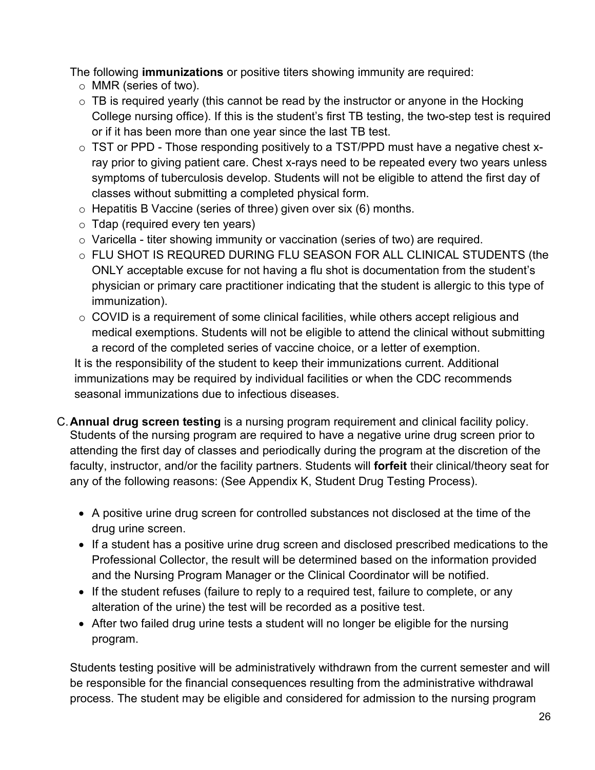The following **immunizations** or positive titers showing immunity are required:

- MMR (series of two).
- TB is required yearly (this cannot be read by the instructor or anyone in the Hocking College nursing office). If this is the student's first TB testing, the two-step test is required or if it has been more than one year since the last TB test.
- TST or PPD - Those responding positively to a TST/PPD must have a negative chest x-ray prior to giving patient care. Chest x-rays need to be repeated every two years unless symptoms of tuberculosis develop. Students will not be eligible to attend the first day of classes without submitting a completed physical form.
- Hepatitis B Vaccine (series of three) given over six (6) months.
- Tdap (required every ten years)
- Varicella - titer showing immunity or vaccination (series of two) are required.
- FLU SHOT IS REQURED DURING FLU SEASON FOR ALL CLINICAL STUDENTS (the ONLY acceptable excuse for not having a flu shot is documentation from the student's physician or primary care practitioner indicating that the student is allergic to this type of immunization).
- COVID is a requirement of some clinical facilities, while others accept religious and medical exemptions. Students will not be eligible to attend the clinical without submitting a record of the completed series of vaccine choice, or a letter of exemption.

It is the responsibility of the student to keep their immunizations current. Additional immunizations may be required by individual facilities or when the CDC recommends seasonal immunizations due to infectious diseases.

C. **Annual drug screen testing** is a nursing program requirement and clinical facility policy. Students of the nursing program are required to have a negative urine drug screen prior to attending the first day of classes and periodically during the program at the discretion of the faculty, instructor, and/or the facility partners. Students will **forfeit** their clinical/theory seat for any of the following reasons: (See Appendix K, Student Drug Testing Process).

- A positive urine drug screen for controlled substances not disclosed at the time of the drug urine screen.
- If a student has a positive urine drug screen and disclosed prescribed medications to the Professional Collector, the result will be determined based on the information provided and the Nursing Program Manager or the Clinical Coordinator will be notified.
- If the student refuses (failure to reply to a required test, failure to complete, or any alteration of the urine) the test will be recorded as a positive test.
- After two failed drug urine tests a student will no longer be eligible for the nursing program.

Students testing positive will be administratively withdrawn from the current semester and will be responsible for the financial consequences resulting from the administrative withdrawal process. The student may be eligible and considered for admission to the nursing program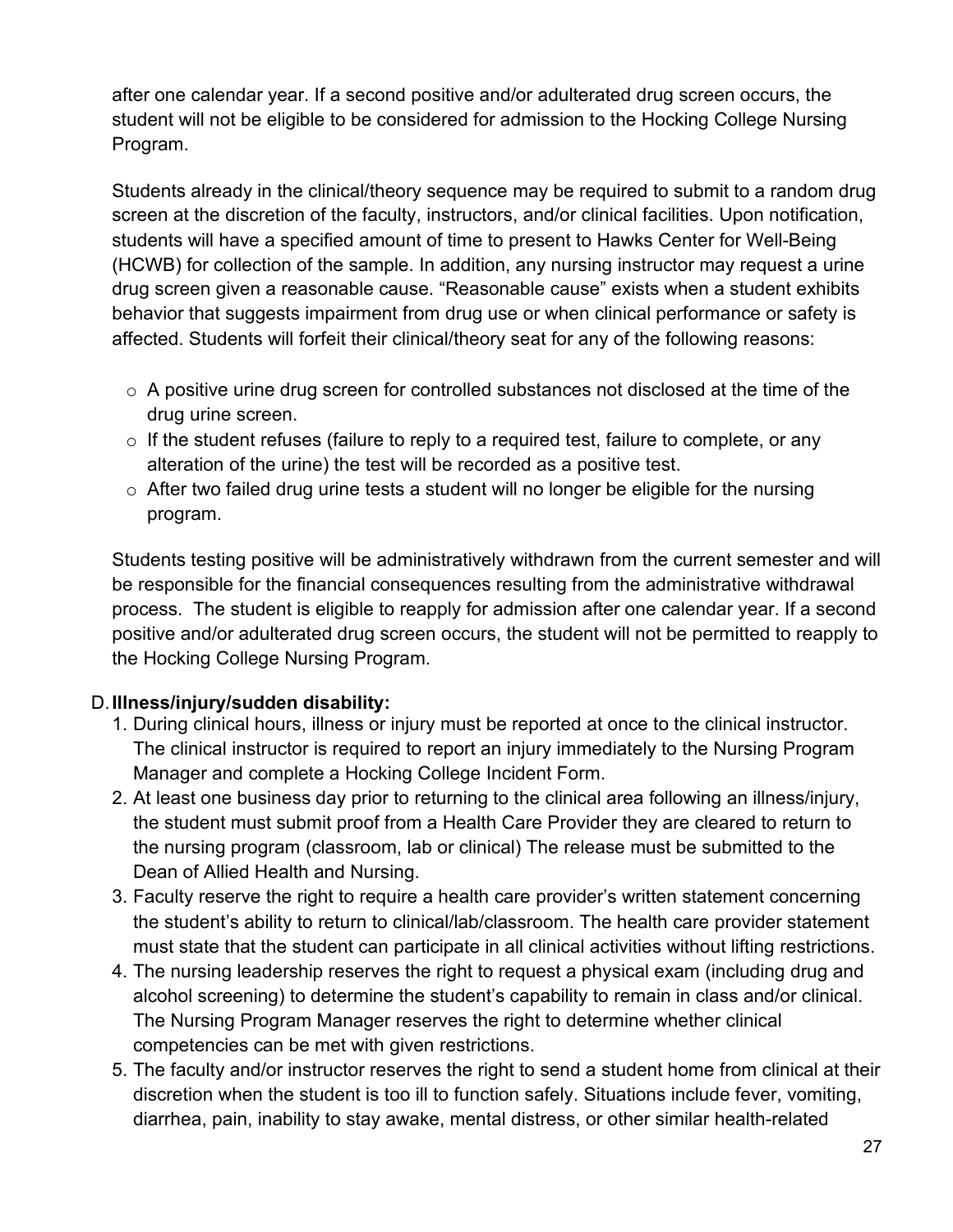after one calendar year. If a second positive and/or adulterated drug screen occurs, the student will not be eligible to be considered for admission to the Hocking College Nursing Program.

Students already in the clinical/theory sequence may be required to submit to a random drug screen at the discretion of the faculty, instructors, and/or clinical facilities. Upon notification, students will have a specified amount of time to present to Hawks Center for Well-Being (HCWB) for collection of the sample. In addition, any nursing instructor may request a urine drug screen given a reasonable cause. "Reasonable cause" exists when a student exhibits behavior that suggests impairment from drug use or when clinical performance or safety is affected. Students will forfeit their clinical/theory seat for any of the following reasons:

- A positive urine drug screen for controlled substances not disclosed at the time of the drug urine screen.
- If the student refuses (failure to reply to a required test, failure to complete, or any alteration of the urine) the test will be recorded as a positive test.
- After two failed drug urine tests a student will no longer be eligible for the nursing program.

Students testing positive will be administratively withdrawn from the current semester and will be responsible for the financial consequences resulting from the administrative withdrawal process. The student is eligible to reapply for admission after one calendar year. If a second positive and/or adulterated drug screen occurs, the student will not be permitted to reapply to the Hocking College Nursing Program.

D. **Illness/injury/sudden disability:**

1. During clinical hours, illness or injury must be reported at once to the clinical instructor. The clinical instructor is required to report an injury immediately to the Nursing Program Manager and complete a Hocking College Incident Form.
2. At least one business day prior to returning to the clinical area following an illness/injury, the student must submit proof from a Health Care Provider they are cleared to return to the nursing program (classroom, lab or clinical) The release must be submitted to the Dean of Allied Health and Nursing.
3. Faculty reserve the right to require a health care provider's written statement concerning the student's ability to return to clinical/lab/classroom. The health care provider statement must state that the student can participate in all clinical activities without lifting restrictions.
4. The nursing leadership reserves the right to request a physical exam (including drug and alcohol screening) to determine the student's capability to remain in class and/or clinical. The Nursing Program Manager reserves the right to determine whether clinical competencies can be met with given restrictions.
5. The faculty and/or instructor reserves the right to send a student home from clinical at their discretion when the student is too ill to function safely. Situations include fever, vomiting, diarrhea, pain, inability to stay awake, mental distress, or other similar health-related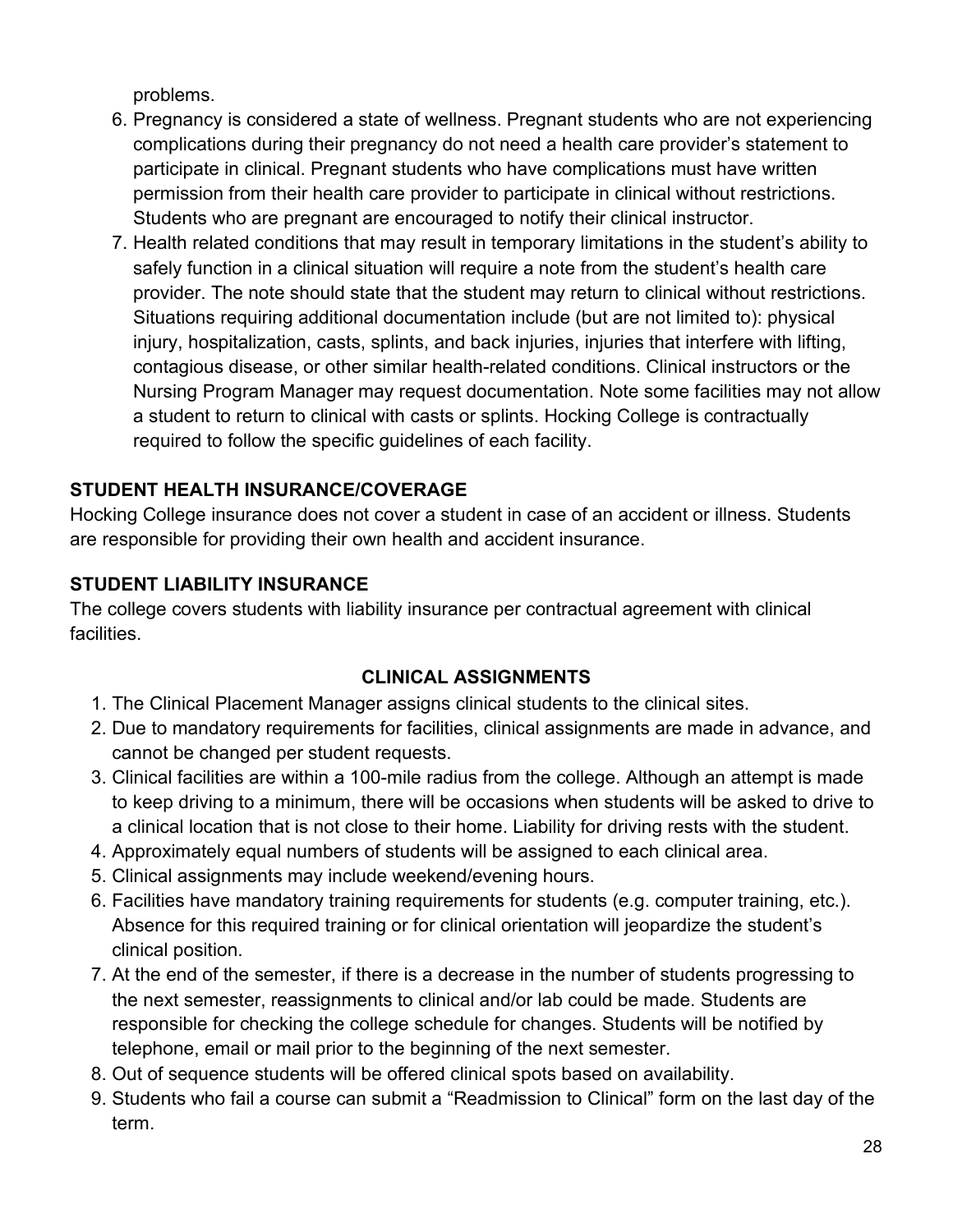problems.

6. Pregnancy is considered a state of wellness. Pregnant students who are not experiencing complications during their pregnancy do not need a health care provider's statement to participate in clinical. Pregnant students who have complications must have written permission from their health care provider to participate in clinical without restrictions. Students who are pregnant are encouraged to notify their clinical instructor.
7. Health related conditions that may result in temporary limitations in the student's ability to safely function in a clinical situation will require a note from the student's health care provider. The note should state that the student may return to clinical without restrictions. Situations requiring additional documentation include (but are not limited to): physical injury, hospitalization, casts, splints, and back injuries, injuries that interfere with lifting, contagious disease, or other similar health-related conditions. Clinical instructors or the Nursing Program Manager may request documentation. Note some facilities may not allow a student to return to clinical with casts or splints. Hocking College is contractually required to follow the specific guidelines of each facility.

**STUDENT HEALTH INSURANCE/COVERAGE**

Hocking College insurance does not cover a student in case of an accident or illness. Students are responsible for providing their own health and accident insurance.

**STUDENT LIABILITY INSURANCE**

The college covers students with liability insurance per contractual agreement with clinical facilities.

## CLINICAL ASSIGNMENTS

1. The Clinical Placement Manager assigns clinical students to the clinical sites.
2. Due to mandatory requirements for facilities, clinical assignments are made in advance, and cannot be changed per student requests.
3. Clinical facilities are within a 100-mile radius from the college. Although an attempt is made to keep driving to a minimum, there will be occasions when students will be asked to drive to a clinical location that is not close to their home. Liability for driving rests with the student.
4. Approximately equal numbers of students will be assigned to each clinical area.
5. Clinical assignments may include weekend/evening hours.
6. Facilities have mandatory training requirements for students (e.g. computer training, etc.). Absence for this required training or for clinical orientation will jeopardize the student's clinical position.
7. At the end of the semester, if there is a decrease in the number of students progressing to the next semester, reassignments to clinical and/or lab could be made. Students are responsible for checking the college schedule for changes. Students will be notified by telephone, email or mail prior to the beginning of the next semester.
8. Out of sequence students will be offered clinical spots based on availability.
9. Students who fail a course can submit a "Readmission to Clinical" form on the last day of the term.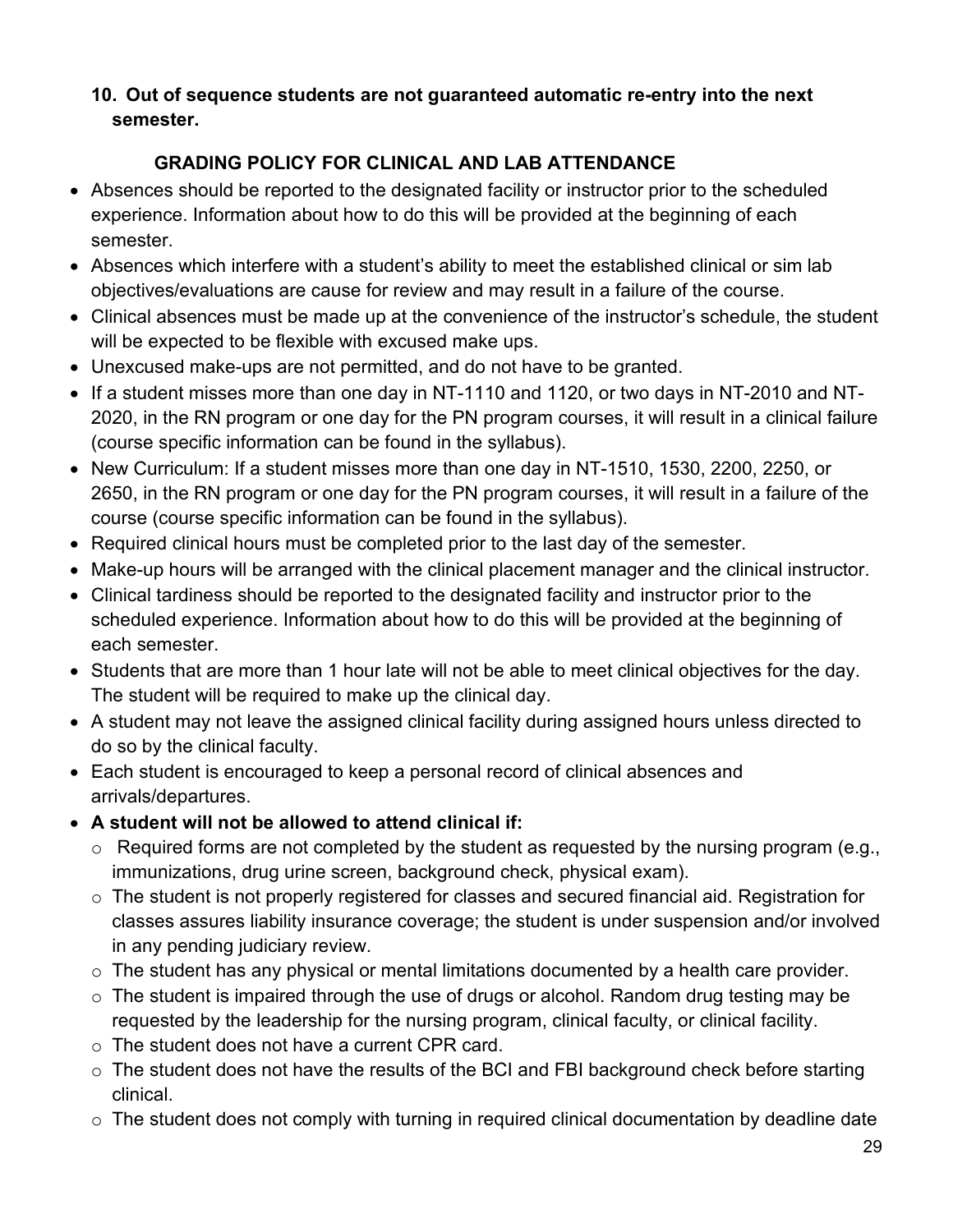**10. Out of sequence students are not guaranteed automatic re-entry into the next semester.**

## GRADING POLICY FOR CLINICAL AND LAB ATTENDANCE

- Absences should be reported to the designated facility or instructor prior to the scheduled experience. Information about how to do this will be provided at the beginning of each semester.
- Absences which interfere with a student's ability to meet the established clinical or sim lab objectives/evaluations are cause for review and may result in a failure of the course.
- Clinical absences must be made up at the convenience of the instructor's schedule, the student will be expected to be flexible with excused make ups.
- Unexcused make-ups are not permitted, and do not have to be granted.
- If a student misses more than one day in NT-1110 and 1120, or two days in NT-2010 and NT-2020, in the RN program or one day for the PN program courses, it will result in a clinical failure (course specific information can be found in the syllabus).
- New Curriculum: If a student misses more than one day in NT-1510, 1530, 2200, 2250, or 2650, in the RN program or one day for the PN program courses, it will result in a failure of the course (course specific information can be found in the syllabus).
- Required clinical hours must be completed prior to the last day of the semester.
- Make-up hours will be arranged with the clinical placement manager and the clinical instructor.
- Clinical tardiness should be reported to the designated facility and instructor prior to the scheduled experience. Information about how to do this will be provided at the beginning of each semester.
- Students that are more than 1 hour late will not be able to meet clinical objectives for the day. The student will be required to make up the clinical day.
- A student may not leave the assigned clinical facility during assigned hours unless directed to do so by the clinical faculty.
- Each student is encouraged to keep a personal record of clinical absences and arrivals/departures.
- **A student will not be allowed to attend clinical if:**
  - Required forms are not completed by the student as requested by the nursing program (e.g., immunizations, drug urine screen, background check, physical exam).
  - The student is not properly registered for classes and secured financial aid. Registration for classes assures liability insurance coverage; the student is under suspension and/or involved in any pending judiciary review.
  - The student has any physical or mental limitations documented by a health care provider.
  - The student is impaired through the use of drugs or alcohol. Random drug testing may be requested by the leadership for the nursing program, clinical faculty, or clinical facility.
  - The student does not have a current CPR card.
  - The student does not have the results of the BCI and FBI background check before starting clinical.
  - The student does not comply with turning in required clinical documentation by deadline date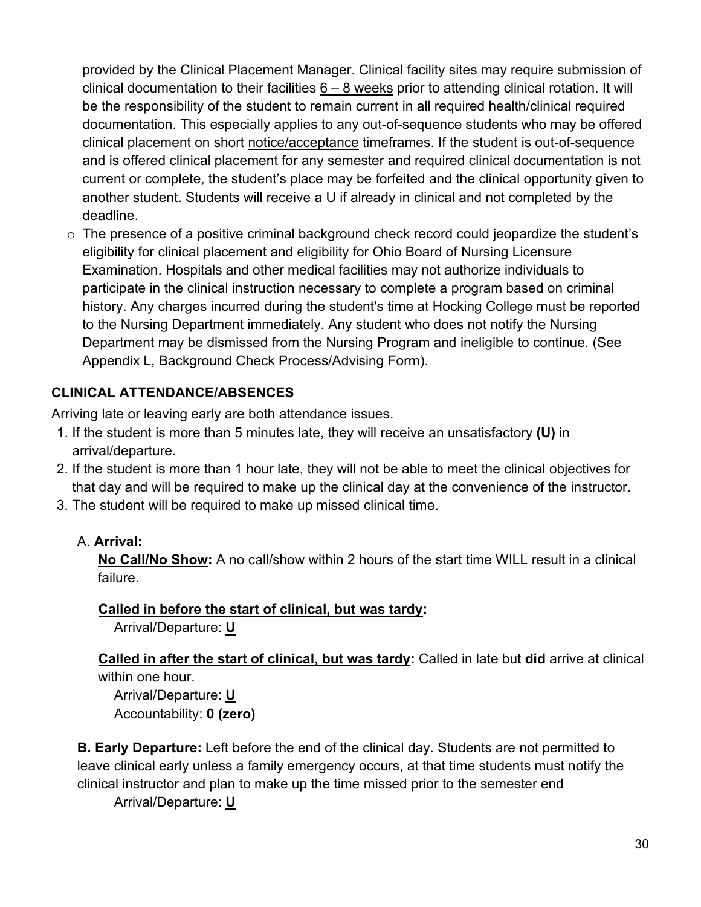provided by the Clinical Placement Manager. Clinical facility sites may require submission of clinical documentation to their facilities 6 – 8 weeks prior to attending clinical rotation. It will be the responsibility of the student to remain current in all required health/clinical required documentation. This especially applies to any out-of-sequence students who may be offered clinical placement on short notice/acceptance timeframes. If the student is out-of-sequence and is offered clinical placement for any semester and required clinical documentation is not current or complete, the student's place may be forfeited and the clinical opportunity given to another student. Students will receive a U if already in clinical and not completed by the deadline.

- The presence of a positive criminal background check record could jeopardize the student's eligibility for clinical placement and eligibility for Ohio Board of Nursing Licensure Examination. Hospitals and other medical facilities may not authorize individuals to participate in the clinical instruction necessary to complete a program based on criminal history. Any charges incurred during the student's time at Hocking College must be reported to the Nursing Department immediately. Any student who does not notify the Nursing Department may be dismissed from the Nursing Program and ineligible to continue. (See Appendix L, Background Check Process/Advising Form).

## CLINICAL ATTENDANCE/ABSENCES

Arriving late or leaving early are both attendance issues.

1. If the student is more than 5 minutes late, they will receive an unsatisfactory **(U)** in arrival/departure.
2. If the student is more than 1 hour late, they will not be able to meet the clinical objectives for that day and will be required to make up the clinical day at the convenience of the instructor.
3. The student will be required to make up missed clinical time.

A. **Arrival:**

**No Call/No Show:** A no call/show within 2 hours of the start time WILL result in a clinical failure.

**Called in before the start of clinical, but was tardy:**

Arrival/Departure: **U**

**Called in after the start of clinical, but was tardy:** Called in late but **did** arrive at clinical within one hour.

Arrival/Departure: **U**
Accountability: **0 (zero)**

**B. Early Departure:** Left before the end of the clinical day. Students are not permitted to leave clinical early unless a family emergency occurs, at that time students must notify the clinical instructor and plan to make up the time missed prior to the semester end

Arrival/Departure: **U**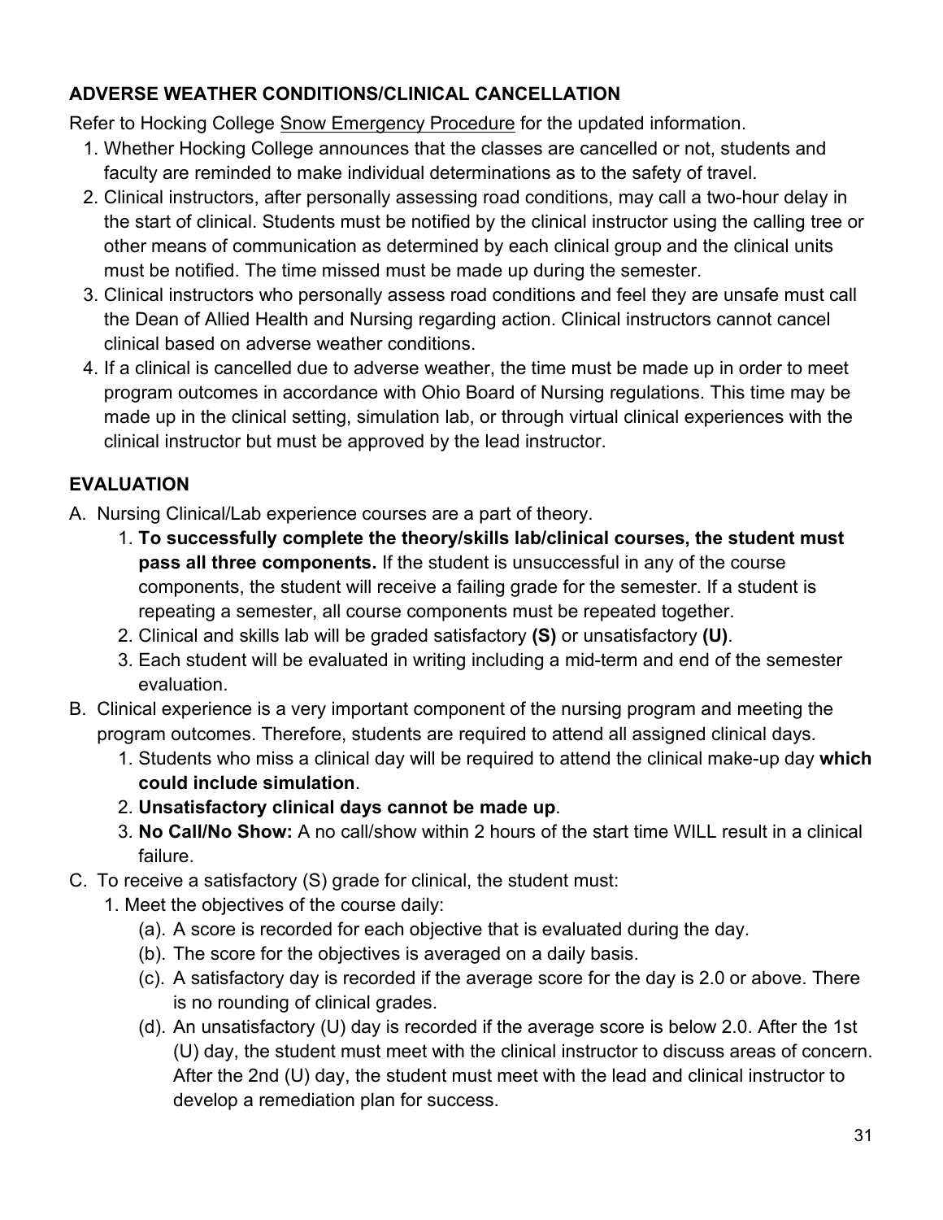### ADVERSE WEATHER CONDITIONS/CLINICAL CANCELLATION

Refer to Hocking College Snow Emergency Procedure for the updated information.

1. Whether Hocking College announces that the classes are cancelled or not, students and faculty are reminded to make individual determinations as to the safety of travel.
2. Clinical instructors, after personally assessing road conditions, may call a two-hour delay in the start of clinical. Students must be notified by the clinical instructor using the calling tree or other means of communication as determined by each clinical group and the clinical units must be notified. The time missed must be made up during the semester.
3. Clinical instructors who personally assess road conditions and feel they are unsafe must call the Dean of Allied Health and Nursing regarding action. Clinical instructors cannot cancel clinical based on adverse weather conditions.
4. If a clinical is cancelled due to adverse weather, the time must be made up in order to meet program outcomes in accordance with Ohio Board of Nursing regulations. This time may be made up in the clinical setting, simulation lab, or through virtual clinical experiences with the clinical instructor but must be approved by the lead instructor.

### EVALUATION

A. Nursing Clinical/Lab experience courses are a part of theory.
   1. **To successfully complete the theory/skills lab/clinical courses, the student must pass all three components.** If the student is unsuccessful in any of the course components, the student will receive a failing grade for the semester. If a student is repeating a semester, all course components must be repeated together.
   2. Clinical and skills lab will be graded satisfactory **(S)** or unsatisfactory **(U)**.
   3. Each student will be evaluated in writing including a mid-term and end of the semester evaluation.

B. Clinical experience is a very important component of the nursing program and meeting the program outcomes. Therefore, students are required to attend all assigned clinical days.
   1. Students who miss a clinical day will be required to attend the clinical make-up day **which could include simulation**.
   2. **Unsatisfactory clinical days cannot be made up**.
   3. **No Call/No Show:** A no call/show within 2 hours of the start time WILL result in a clinical failure.

C. To receive a satisfactory (S) grade for clinical, the student must:
   1. Meet the objectives of the course daily:
      (a). A score is recorded for each objective that is evaluated during the day.
      (b). The score for the objectives is averaged on a daily basis.
      (c). A satisfactory day is recorded if the average score for the day is 2.0 or above. There is no rounding of clinical grades.
      (d). An unsatisfactory (U) day is recorded if the average score is below 2.0. After the 1st (U) day, the student must meet with the clinical instructor to discuss areas of concern. After the 2nd (U) day, the student must meet with the lead and clinical instructor to develop a remediation plan for success.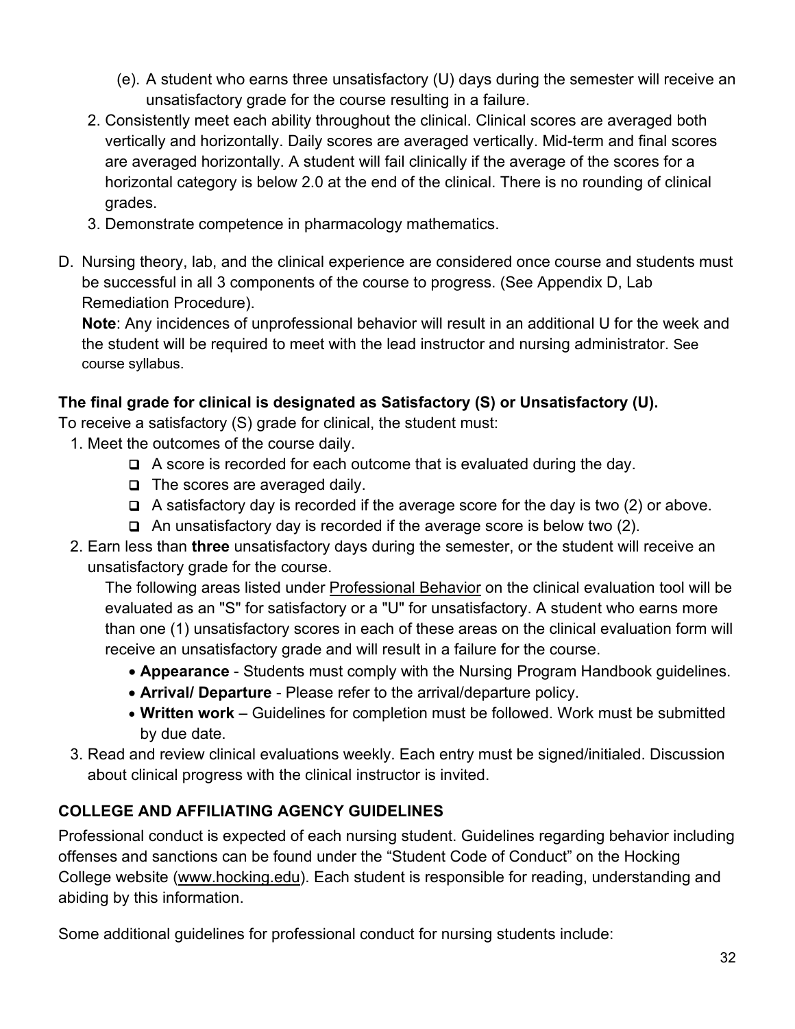(e). A student who earns three unsatisfactory (U) days during the semester will receive an unsatisfactory grade for the course resulting in a failure.

2. Consistently meet each ability throughout the clinical. Clinical scores are averaged both vertically and horizontally. Daily scores are averaged vertically. Mid-term and final scores are averaged horizontally. A student will fail clinically if the average of the scores for a horizontal category is below 2.0 at the end of the clinical. There is no rounding of clinical grades.
3. Demonstrate competence in pharmacology mathematics.

D. Nursing theory, lab, and the clinical experience are considered once course and students must be successful in all 3 components of the course to progress. (See Appendix D, Lab Remediation Procedure).

**Note**: Any incidences of unprofessional behavior will result in an additional U for the week and the student will be required to meet with the lead instructor and nursing administrator. See course syllabus.

**The final grade for clinical is designated as Satisfactory (S) or Unsatisfactory (U).**

To receive a satisfactory (S) grade for clinical, the student must:

1. Meet the outcomes of the course daily.
   - A score is recorded for each outcome that is evaluated during the day.
   - The scores are averaged daily.
   - A satisfactory day is recorded if the average score for the day is two (2) or above.
   - An unsatisfactory day is recorded if the average score is below two (2).
2. Earn less than **three** unsatisfactory days during the semester, or the student will receive an unsatisfactory grade for the course.

   The following areas listed under Professional Behavior on the clinical evaluation tool will be evaluated as an "S" for satisfactory or a "U" for unsatisfactory. A student who earns more than one (1) unsatisfactory scores in each of these areas on the clinical evaluation form will receive an unsatisfactory grade and will result in a failure for the course.

   - **Appearance** - Students must comply with the Nursing Program Handbook guidelines.
   - **Arrival/ Departure** - Please refer to the arrival/departure policy.
   - **Written work** – Guidelines for completion must be followed. Work must be submitted by due date.
3. Read and review clinical evaluations weekly. Each entry must be signed/initialed. Discussion about clinical progress with the clinical instructor is invited.

## COLLEGE AND AFFILIATING AGENCY GUIDELINES

Professional conduct is expected of each nursing student. Guidelines regarding behavior including offenses and sanctions can be found under the "Student Code of Conduct" on the Hocking College website (www.hocking.edu). Each student is responsible for reading, understanding and abiding by this information.

Some additional guidelines for professional conduct for nursing students include: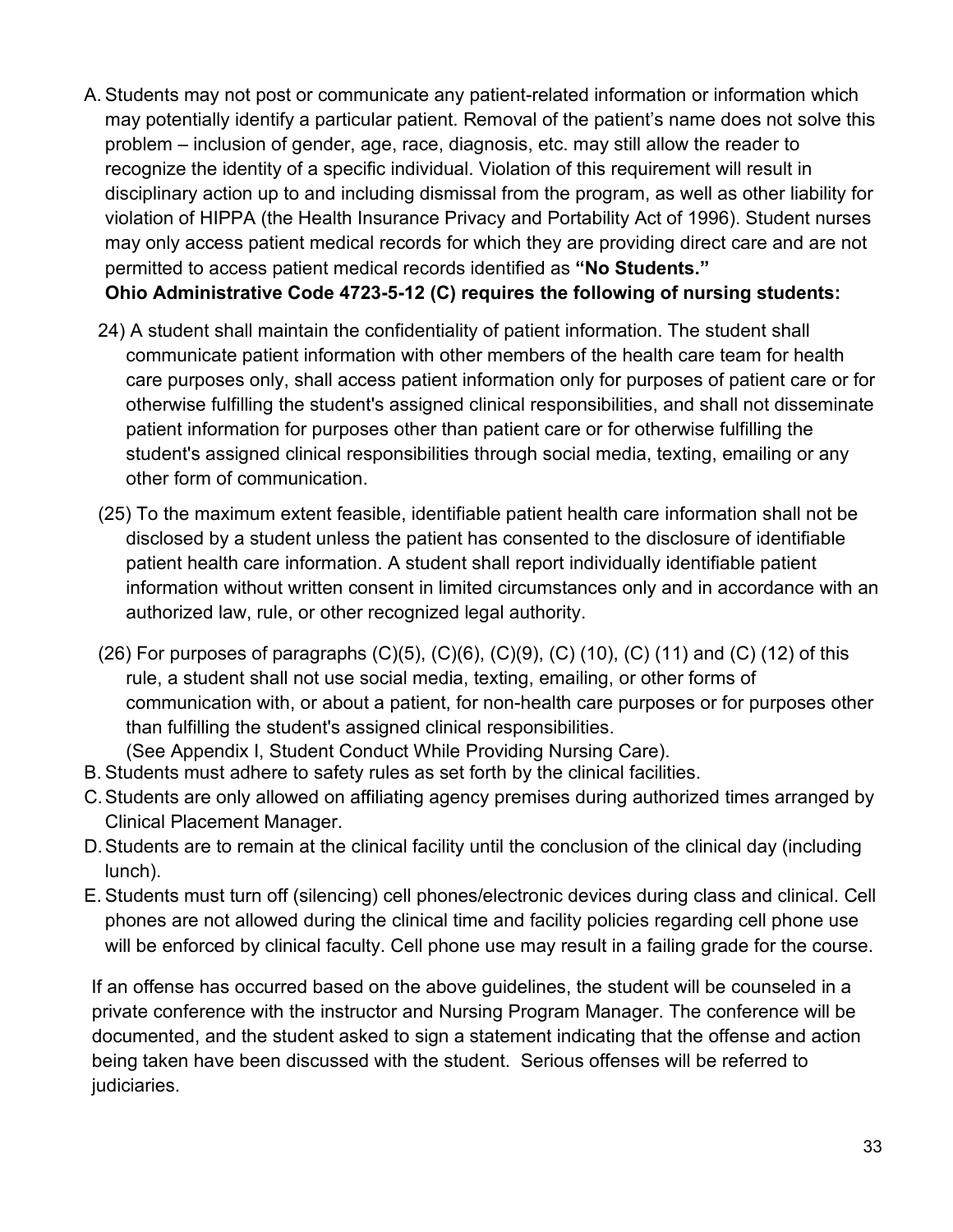A. Students may not post or communicate any patient-related information or information which may potentially identify a particular patient. Removal of the patient's name does not solve this problem – inclusion of gender, age, race, diagnosis, etc. may still allow the reader to recognize the identity of a specific individual. Violation of this requirement will result in disciplinary action up to and including dismissal from the program, as well as other liability for violation of HIPPA (the Health Insurance Privacy and Portability Act of 1996). Student nurses may only access patient medical records for which they are providing direct care and are not permitted to access patient medical records identified as **"No Students."**
   **Ohio Administrative Code 4723-5-12 (C) requires the following of nursing students:**

   24) A student shall maintain the confidentiality of patient information. The student shall communicate patient information with other members of the health care team for health care purposes only, shall access patient information only for purposes of patient care or for otherwise fulfilling the student's assigned clinical responsibilities, and shall not disseminate patient information for purposes other than patient care or for otherwise fulfilling the student's assigned clinical responsibilities through social media, texting, emailing or any other form of communication.

   (25) To the maximum extent feasible, identifiable patient health care information shall not be disclosed by a student unless the patient has consented to the disclosure of identifiable patient health care information. A student shall report individually identifiable patient information without written consent in limited circumstances only and in accordance with an authorized law, rule, or other recognized legal authority.

   (26) For purposes of paragraphs (C)(5), (C)(6), (C)(9), (C) (10), (C) (11) and (C) (12) of this rule, a student shall not use social media, texting, emailing, or other forms of communication with, or about a patient, for non-health care purposes or for purposes other than fulfilling the student's assigned clinical responsibilities.
   (See Appendix I, Student Conduct While Providing Nursing Care).

B. Students must adhere to safety rules as set forth by the clinical facilities.
C. Students are only allowed on affiliating agency premises during authorized times arranged by Clinical Placement Manager.
D. Students are to remain at the clinical facility until the conclusion of the clinical day (including lunch).
E. Students must turn off (silencing) cell phones/electronic devices during class and clinical. Cell phones are not allowed during the clinical time and facility policies regarding cell phone use will be enforced by clinical faculty. Cell phone use may result in a failing grade for the course.

If an offense has occurred based on the above guidelines, the student will be counseled in a private conference with the instructor and Nursing Program Manager. The conference will be documented, and the student asked to sign a statement indicating that the offense and action being taken have been discussed with the student. Serious offenses will be referred to judiciaries.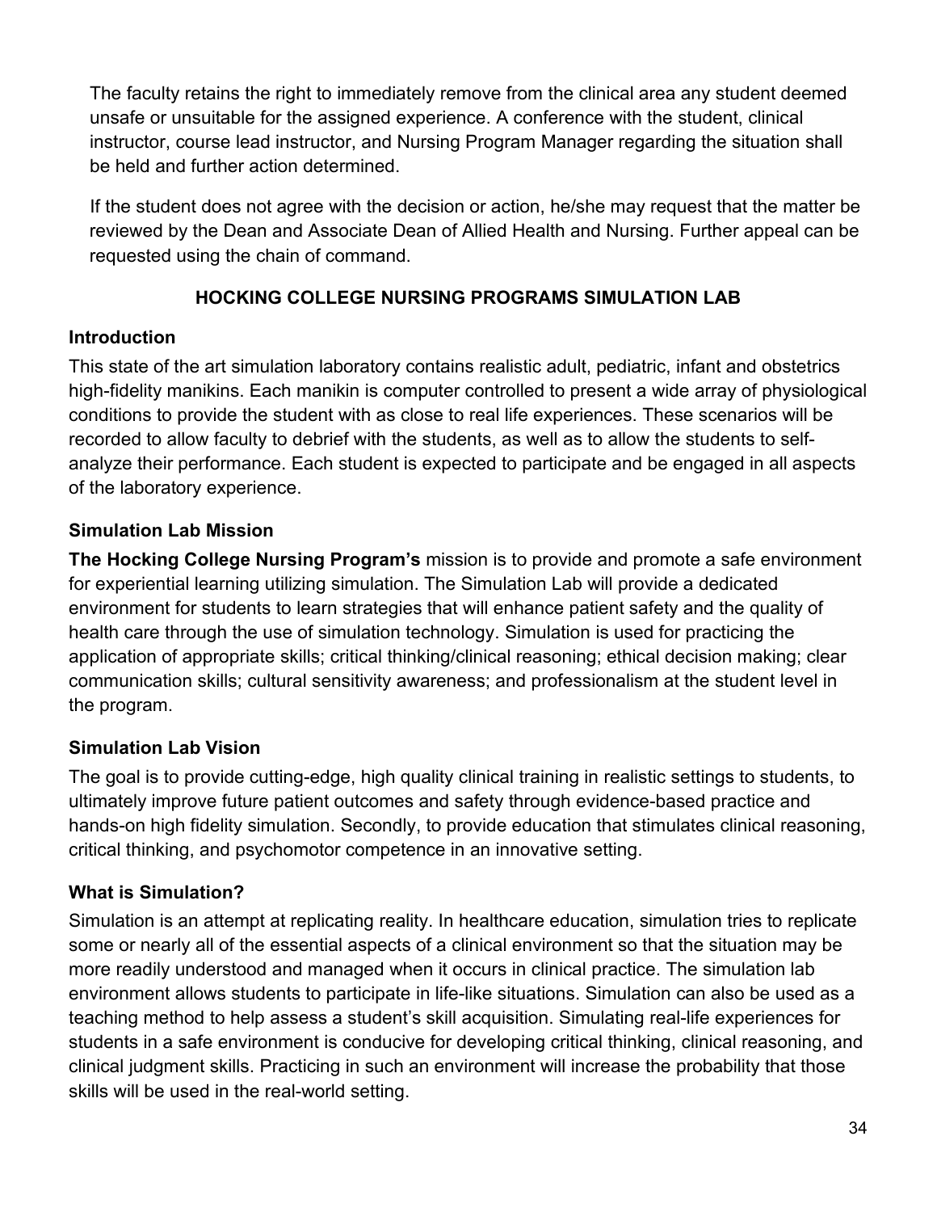The faculty retains the right to immediately remove from the clinical area any student deemed unsafe or unsuitable for the assigned experience. A conference with the student, clinical instructor, course lead instructor, and Nursing Program Manager regarding the situation shall be held and further action determined.

If the student does not agree with the decision or action, he/she may request that the matter be reviewed by the Dean and Associate Dean of Allied Health and Nursing. Further appeal can be requested using the chain of command.

## HOCKING COLLEGE NURSING PROGRAMS SIMULATION LAB

### Introduction

This state of the art simulation laboratory contains realistic adult, pediatric, infant and obstetrics high-fidelity manikins. Each manikin is computer controlled to present a wide array of physiological conditions to provide the student with as close to real life experiences. These scenarios will be recorded to allow faculty to debrief with the students, as well as to allow the students to self-analyze their performance. Each student is expected to participate and be engaged in all aspects of the laboratory experience.

### Simulation Lab Mission

**The Hocking College Nursing Program's** mission is to provide and promote a safe environment for experiential learning utilizing simulation. The Simulation Lab will provide a dedicated environment for students to learn strategies that will enhance patient safety and the quality of health care through the use of simulation technology. Simulation is used for practicing the application of appropriate skills; critical thinking/clinical reasoning; ethical decision making; clear communication skills; cultural sensitivity awareness; and professionalism at the student level in the program.

### Simulation Lab Vision

The goal is to provide cutting-edge, high quality clinical training in realistic settings to students, to ultimately improve future patient outcomes and safety through evidence-based practice and hands-on high fidelity simulation. Secondly, to provide education that stimulates clinical reasoning, critical thinking, and psychomotor competence in an innovative setting.

### What is Simulation?

Simulation is an attempt at replicating reality. In healthcare education, simulation tries to replicate some or nearly all of the essential aspects of a clinical environment so that the situation may be more readily understood and managed when it occurs in clinical practice. The simulation lab environment allows students to participate in life-like situations. Simulation can also be used as a teaching method to help assess a student's skill acquisition. Simulating real-life experiences for students in a safe environment is conducive for developing critical thinking, clinical reasoning, and clinical judgment skills. Practicing in such an environment will increase the probability that those skills will be used in the real-world setting.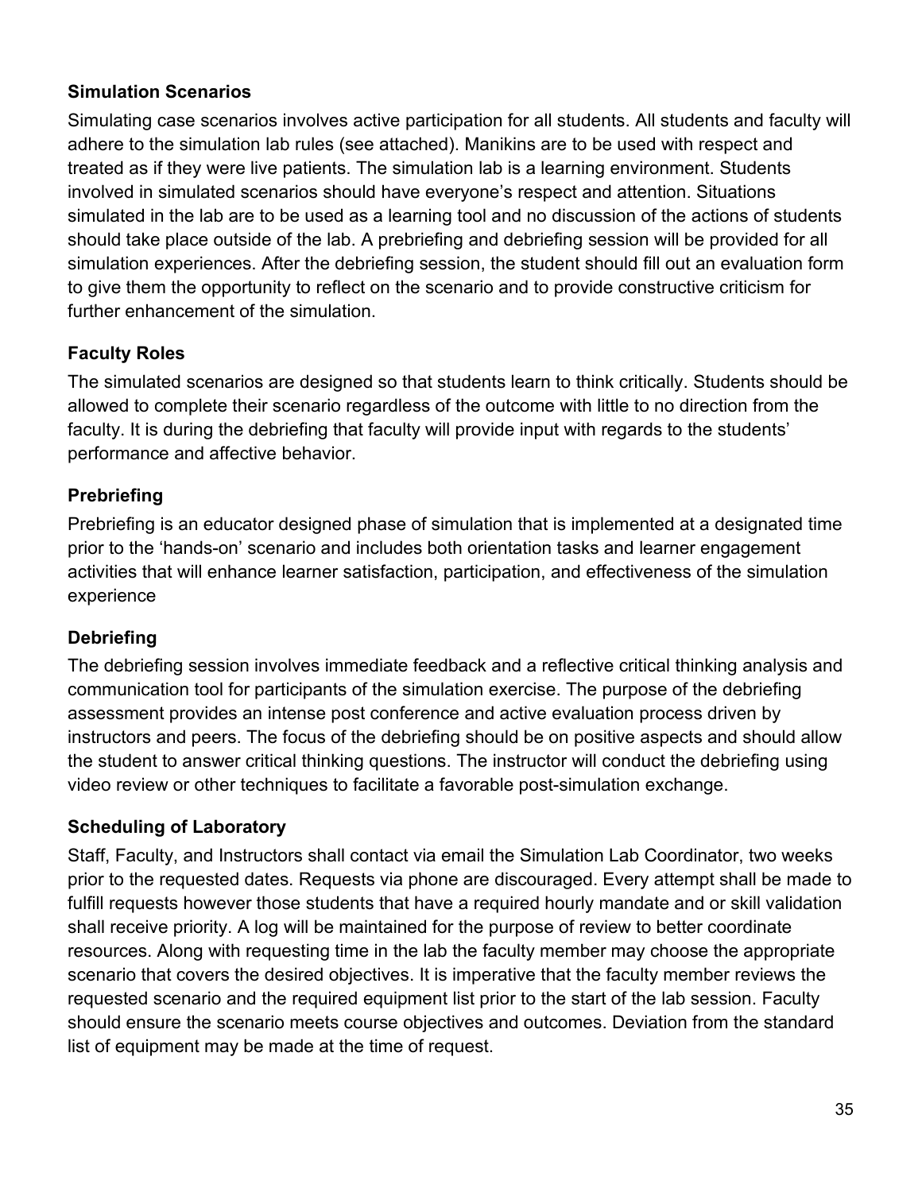### Simulation Scenarios

Simulating case scenarios involves active participation for all students. All students and faculty will adhere to the simulation lab rules (see attached). Manikins are to be used with respect and treated as if they were live patients. The simulation lab is a learning environment. Students involved in simulated scenarios should have everyone's respect and attention. Situations simulated in the lab are to be used as a learning tool and no discussion of the actions of students should take place outside of the lab. A prebriefing and debriefing session will be provided for all simulation experiences. After the debriefing session, the student should fill out an evaluation form to give them the opportunity to reflect on the scenario and to provide constructive criticism for further enhancement of the simulation.

### Faculty Roles

The simulated scenarios are designed so that students learn to think critically. Students should be allowed to complete their scenario regardless of the outcome with little to no direction from the faculty. It is during the debriefing that faculty will provide input with regards to the students' performance and affective behavior.

### Prebriefing

Prebriefing is an educator designed phase of simulation that is implemented at a designated time prior to the 'hands-on' scenario and includes both orientation tasks and learner engagement activities that will enhance learner satisfaction, participation, and effectiveness of the simulation experience

### Debriefing

The debriefing session involves immediate feedback and a reflective critical thinking analysis and communication tool for participants of the simulation exercise. The purpose of the debriefing assessment provides an intense post conference and active evaluation process driven by instructors and peers. The focus of the debriefing should be on positive aspects and should allow the student to answer critical thinking questions. The instructor will conduct the debriefing using video review or other techniques to facilitate a favorable post-simulation exchange.

### Scheduling of Laboratory

Staff, Faculty, and Instructors shall contact via email the Simulation Lab Coordinator, two weeks prior to the requested dates. Requests via phone are discouraged. Every attempt shall be made to fulfill requests however those students that have a required hourly mandate and or skill validation shall receive priority. A log will be maintained for the purpose of review to better coordinate resources. Along with requesting time in the lab the faculty member may choose the appropriate scenario that covers the desired objectives. It is imperative that the faculty member reviews the requested scenario and the required equipment list prior to the start of the lab session. Faculty should ensure the scenario meets course objectives and outcomes. Deviation from the standard list of equipment may be made at the time of request.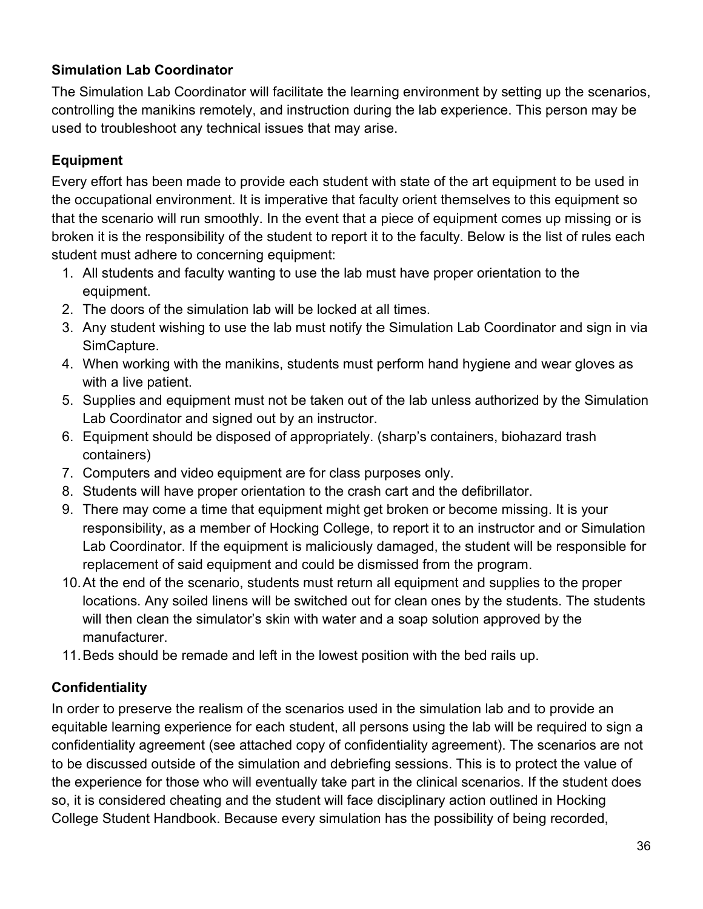### Simulation Lab Coordinator

The Simulation Lab Coordinator will facilitate the learning environment by setting up the scenarios, controlling the manikins remotely, and instruction during the lab experience. This person may be used to troubleshoot any technical issues that may arise.

### Equipment

Every effort has been made to provide each student with state of the art equipment to be used in the occupational environment. It is imperative that faculty orient themselves to this equipment so that the scenario will run smoothly. In the event that a piece of equipment comes up missing or is broken it is the responsibility of the student to report it to the faculty. Below is the list of rules each student must adhere to concerning equipment:

1. All students and faculty wanting to use the lab must have proper orientation to the equipment.
2. The doors of the simulation lab will be locked at all times.
3. Any student wishing to use the lab must notify the Simulation Lab Coordinator and sign in via SimCapture.
4. When working with the manikins, students must perform hand hygiene and wear gloves as with a live patient.
5. Supplies and equipment must not be taken out of the lab unless authorized by the Simulation Lab Coordinator and signed out by an instructor.
6. Equipment should be disposed of appropriately. (sharp's containers, biohazard trash containers)
7. Computers and video equipment are for class purposes only.
8. Students will have proper orientation to the crash cart and the defibrillator.
9. There may come a time that equipment might get broken or become missing. It is your responsibility, as a member of Hocking College, to report it to an instructor and or Simulation Lab Coordinator. If the equipment is maliciously damaged, the student will be responsible for replacement of said equipment and could be dismissed from the program.
10. At the end of the scenario, students must return all equipment and supplies to the proper locations. Any soiled linens will be switched out for clean ones by the students. The students will then clean the simulator's skin with water and a soap solution approved by the manufacturer.
11. Beds should be remade and left in the lowest position with the bed rails up.

### Confidentiality

In order to preserve the realism of the scenarios used in the simulation lab and to provide an equitable learning experience for each student, all persons using the lab will be required to sign a confidentiality agreement (see attached copy of confidentiality agreement). The scenarios are not to be discussed outside of the simulation and debriefing sessions. This is to protect the value of the experience for those who will eventually take part in the clinical scenarios. If the student does so, it is considered cheating and the student will face disciplinary action outlined in Hocking College Student Handbook. Because every simulation has the possibility of being recorded,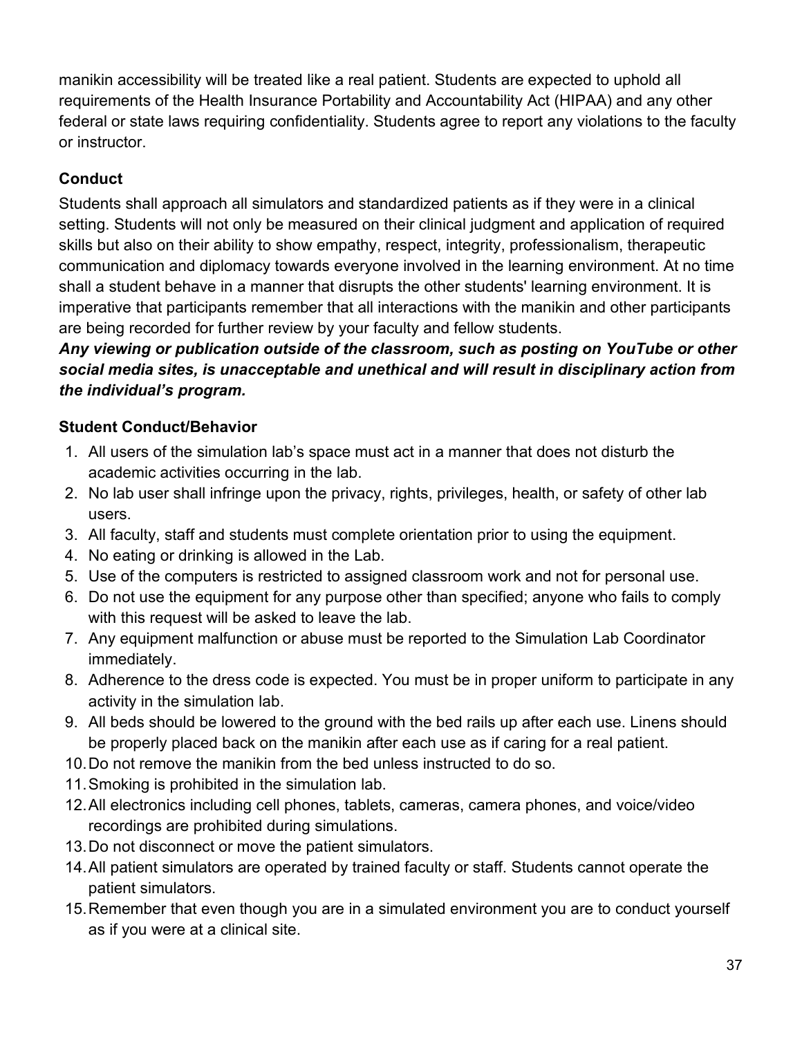manikin accessibility will be treated like a real patient. Students are expected to uphold all requirements of the Health Insurance Portability and Accountability Act (HIPAA) and any other federal or state laws requiring confidentiality. Students agree to report any violations to the faculty or instructor.

### Conduct

Students shall approach all simulators and standardized patients as if they were in a clinical setting. Students will not only be measured on their clinical judgment and application of required skills but also on their ability to show empathy, respect, integrity, professionalism, therapeutic communication and diplomacy towards everyone involved in the learning environment. At no time shall a student behave in a manner that disrupts the other students' learning environment. It is imperative that participants remember that all interactions with the manikin and other participants are being recorded for further review by your faculty and fellow students.

***Any viewing or publication outside of the classroom, such as posting on YouTube or other social media sites, is unacceptable and unethical and will result in disciplinary action from the individual's program.***

### Student Conduct/Behavior

1. All users of the simulation lab's space must act in a manner that does not disturb the academic activities occurring in the lab.
2. No lab user shall infringe upon the privacy, rights, privileges, health, or safety of other lab users.
3. All faculty, staff and students must complete orientation prior to using the equipment.
4. No eating or drinking is allowed in the Lab.
5. Use of the computers is restricted to assigned classroom work and not for personal use.
6. Do not use the equipment for any purpose other than specified; anyone who fails to comply with this request will be asked to leave the lab.
7. Any equipment malfunction or abuse must be reported to the Simulation Lab Coordinator immediately.
8. Adherence to the dress code is expected. You must be in proper uniform to participate in any activity in the simulation lab.
9. All beds should be lowered to the ground with the bed rails up after each use. Linens should be properly placed back on the manikin after each use as if caring for a real patient.
10. Do not remove the manikin from the bed unless instructed to do so.
11. Smoking is prohibited in the simulation lab.
12. All electronics including cell phones, tablets, cameras, camera phones, and voice/video recordings are prohibited during simulations.
13. Do not disconnect or move the patient simulators.
14. All patient simulators are operated by trained faculty or staff. Students cannot operate the patient simulators.
15. Remember that even though you are in a simulated environment you are to conduct yourself as if you were at a clinical site.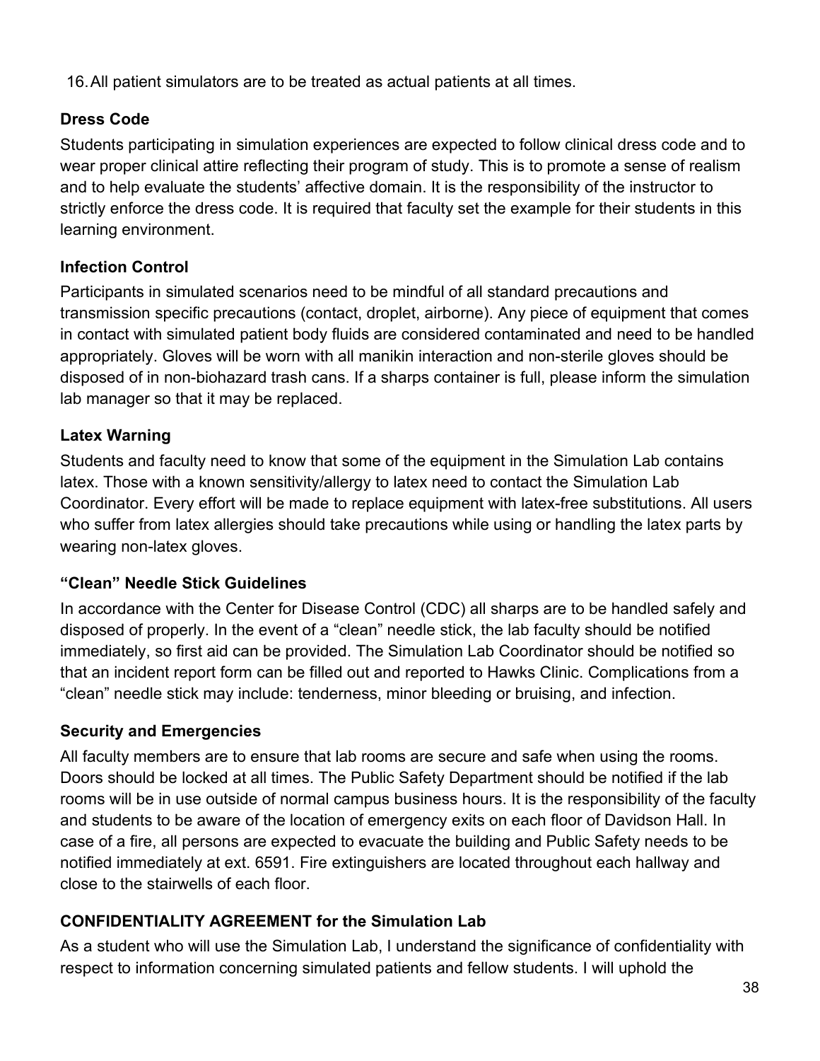16. All patient simulators are to be treated as actual patients at all times.

### Dress Code

Students participating in simulation experiences are expected to follow clinical dress code and to wear proper clinical attire reflecting their program of study. This is to promote a sense of realism and to help evaluate the students' affective domain. It is the responsibility of the instructor to strictly enforce the dress code. It is required that faculty set the example for their students in this learning environment.

### Infection Control

Participants in simulated scenarios need to be mindful of all standard precautions and transmission specific precautions (contact, droplet, airborne). Any piece of equipment that comes in contact with simulated patient body fluids are considered contaminated and need to be handled appropriately. Gloves will be worn with all manikin interaction and non-sterile gloves should be disposed of in non-biohazard trash cans. If a sharps container is full, please inform the simulation lab manager so that it may be replaced.

### Latex Warning

Students and faculty need to know that some of the equipment in the Simulation Lab contains latex. Those with a known sensitivity/allergy to latex need to contact the Simulation Lab Coordinator. Every effort will be made to replace equipment with latex-free substitutions. All users who suffer from latex allergies should take precautions while using or handling the latex parts by wearing non-latex gloves.

### "Clean" Needle Stick Guidelines

In accordance with the Center for Disease Control (CDC) all sharps are to be handled safely and disposed of properly. In the event of a "clean" needle stick, the lab faculty should be notified immediately, so first aid can be provided. The Simulation Lab Coordinator should be notified so that an incident report form can be filled out and reported to Hawks Clinic. Complications from a "clean" needle stick may include: tenderness, minor bleeding or bruising, and infection.

### Security and Emergencies

All faculty members are to ensure that lab rooms are secure and safe when using the rooms. Doors should be locked at all times. The Public Safety Department should be notified if the lab rooms will be in use outside of normal campus business hours. It is the responsibility of the faculty and students to be aware of the location of emergency exits on each floor of Davidson Hall. In case of a fire, all persons are expected to evacuate the building and Public Safety needs to be notified immediately at ext. 6591. Fire extinguishers are located throughout each hallway and close to the stairwells of each floor.

### CONFIDENTIALITY AGREEMENT for the Simulation Lab

As a student who will use the Simulation Lab, I understand the significance of confidentiality with respect to information concerning simulated patients and fellow students. I will uphold the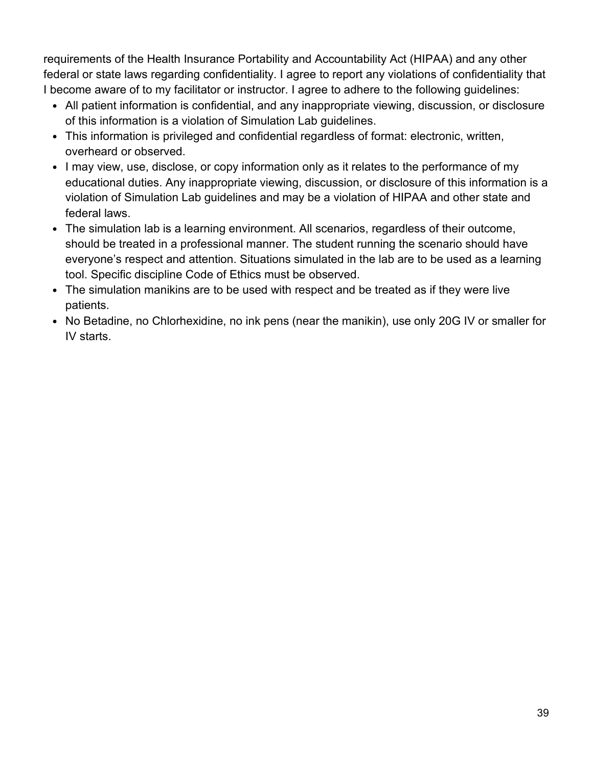requirements of the Health Insurance Portability and Accountability Act (HIPAA) and any other federal or state laws regarding confidentiality. I agree to report any violations of confidentiality that I become aware of to my facilitator or instructor. I agree to adhere to the following guidelines:

- All patient information is confidential, and any inappropriate viewing, discussion, or disclosure of this information is a violation of Simulation Lab guidelines.
- This information is privileged and confidential regardless of format: electronic, written, overheard or observed.
- I may view, use, disclose, or copy information only as it relates to the performance of my educational duties. Any inappropriate viewing, discussion, or disclosure of this information is a violation of Simulation Lab guidelines and may be a violation of HIPAA and other state and federal laws.
- The simulation lab is a learning environment. All scenarios, regardless of their outcome, should be treated in a professional manner. The student running the scenario should have everyone's respect and attention. Situations simulated in the lab are to be used as a learning tool. Specific discipline Code of Ethics must be observed.
- The simulation manikins are to be used with respect and be treated as if they were live patients.
- No Betadine, no Chlorhexidine, no ink pens (near the manikin), use only 20G IV or smaller for IV starts.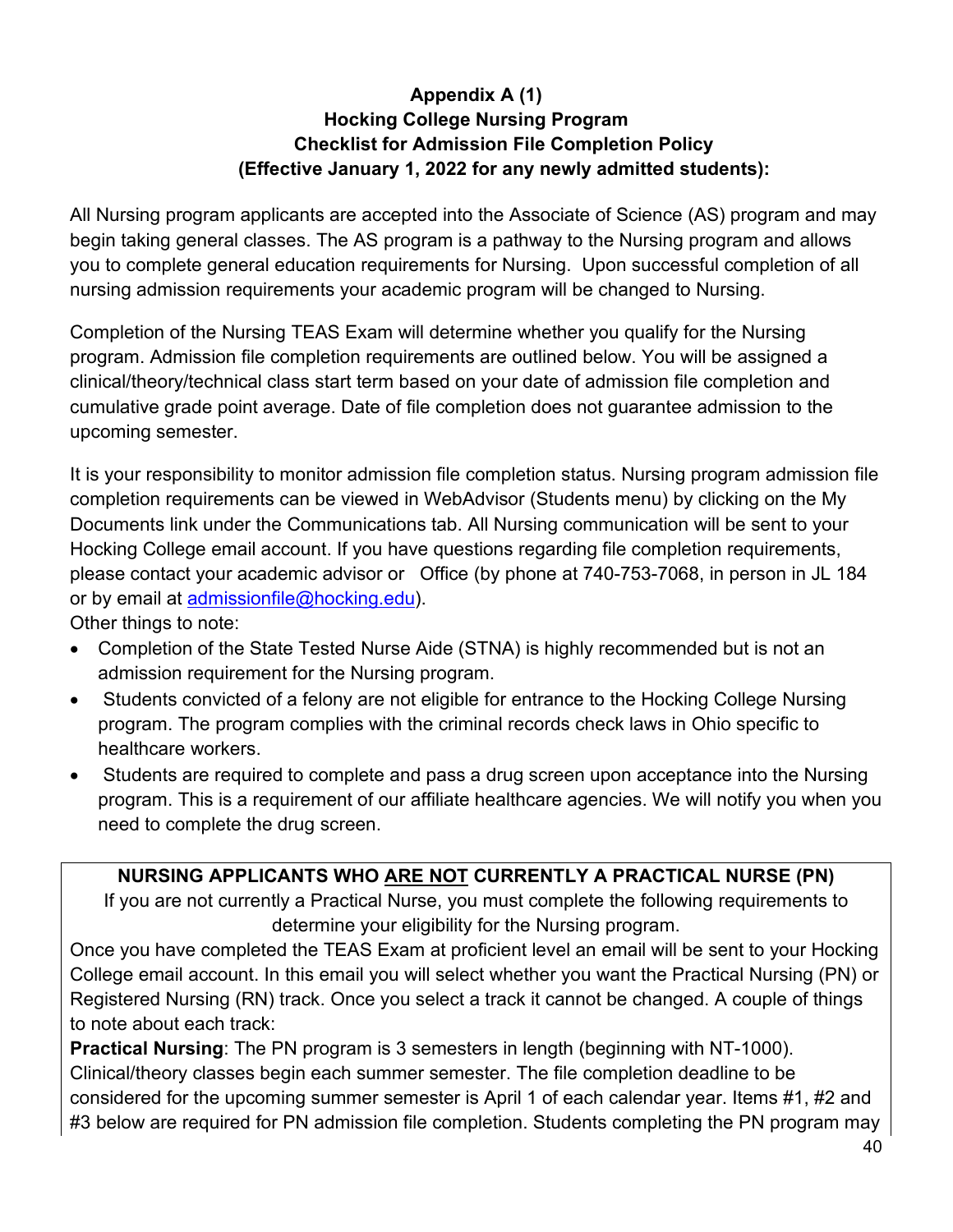**Appendix A (1)**
**Hocking College Nursing Program**
**Checklist for Admission File Completion Policy**
**(Effective January 1, 2022 for any newly admitted students):**

All Nursing program applicants are accepted into the Associate of Science (AS) program and may begin taking general classes. The AS program is a pathway to the Nursing program and allows you to complete general education requirements for Nursing. Upon successful completion of all nursing admission requirements your academic program will be changed to Nursing.

Completion of the Nursing TEAS Exam will determine whether you qualify for the Nursing program. Admission file completion requirements are outlined below. You will be assigned a clinical/theory/technical class start term based on your date of admission file completion and cumulative grade point average. Date of file completion does not guarantee admission to the upcoming semester.

It is your responsibility to monitor admission file completion status. Nursing program admission file completion requirements can be viewed in WebAdvisor (Students menu) by clicking on the My Documents link under the Communications tab. All Nursing communication will be sent to your Hocking College email account. If you have questions regarding file completion requirements, please contact your academic advisor or Office (by phone at 740-753-7068, in person in JL 184 or by email at admissionfile@hocking.edu).

Other things to note:

- Completion of the State Tested Nurse Aide (STNA) is highly recommended but is not an admission requirement for the Nursing program.
- Students convicted of a felony are not eligible for entrance to the Hocking College Nursing program. The program complies with the criminal records check laws in Ohio specific to healthcare workers.
- Students are required to complete and pass a drug screen upon acceptance into the Nursing program. This is a requirement of our affiliate healthcare agencies. We will notify you when you need to complete the drug screen.

**NURSING APPLICANTS WHO ARE NOT CURRENTLY A PRACTICAL NURSE (PN)**

If you are not currently a Practical Nurse, you must complete the following requirements to determine your eligibility for the Nursing program.

Once you have completed the TEAS Exam at proficient level an email will be sent to your Hocking College email account. In this email you will select whether you want the Practical Nursing (PN) or Registered Nursing (RN) track. Once you select a track it cannot be changed. A couple of things to note about each track:

**Practical Nursing**: The PN program is 3 semesters in length (beginning with NT-1000). Clinical/theory classes begin each summer semester. The file completion deadline to be considered for the upcoming summer semester is April 1 of each calendar year. Items #1, #2 and #3 below are required for PN admission file completion. Students completing the PN program may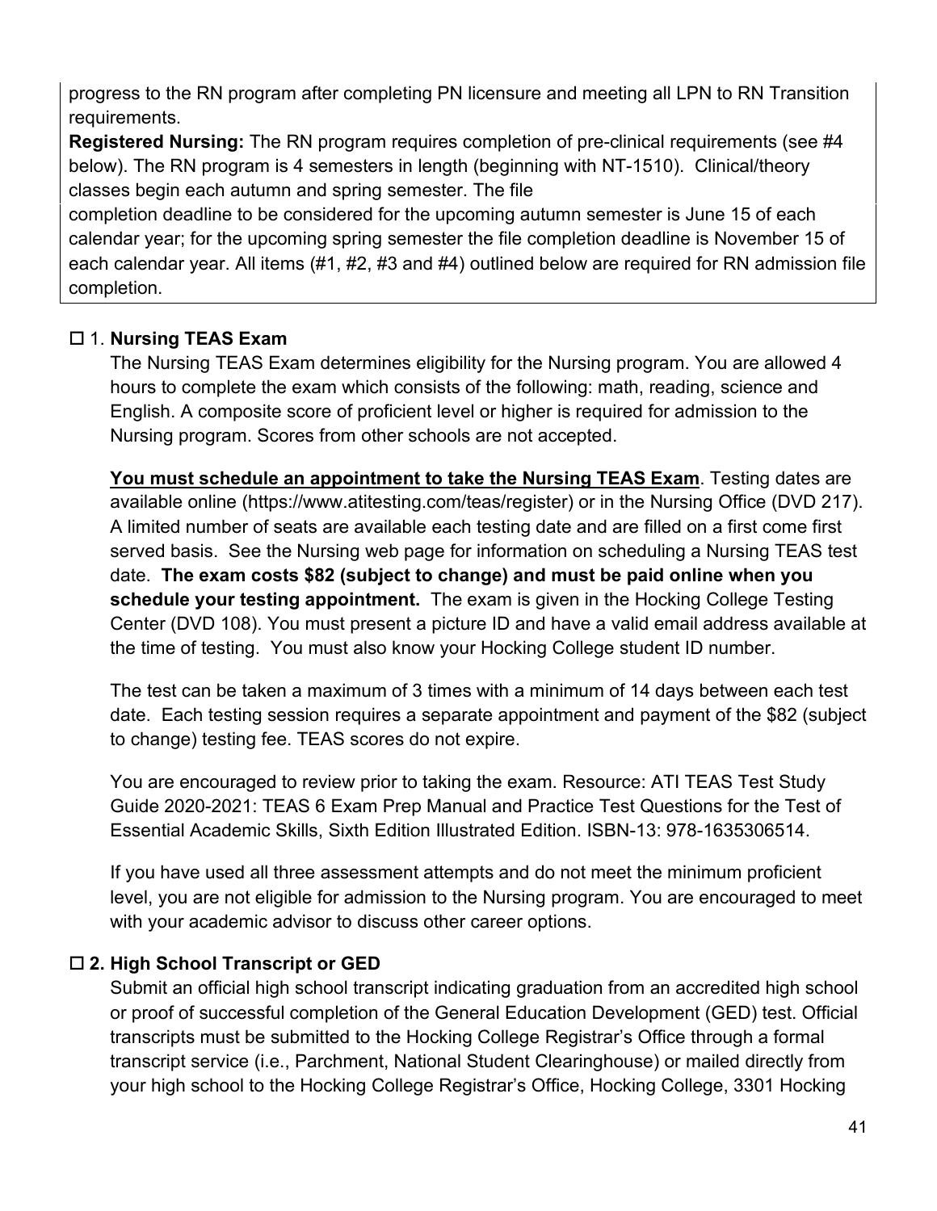progress to the RN program after completing PN licensure and meeting all LPN to RN Transition requirements.

**Registered Nursing:** The RN program requires completion of pre-clinical requirements (see #4 below). The RN program is 4 semesters in length (beginning with NT-1510). Clinical/theory classes begin each autumn and spring semester. The file completion deadline to be considered for the upcoming autumn semester is June 15 of each calendar year; for the upcoming spring semester the file completion deadline is November 15 of each calendar year. All items (#1, #2, #3 and #4) outlined below are required for RN admission file completion.

### ☐ 1. **Nursing TEAS Exam**

The Nursing TEAS Exam determines eligibility for the Nursing program. You are allowed 4 hours to complete the exam which consists of the following: math, reading, science and English. A composite score of proficient level or higher is required for admission to the Nursing program. Scores from other schools are not accepted.

<u>**You must schedule an appointment to take the Nursing TEAS Exam**</u>. Testing dates are available online (https://www.atitesting.com/teas/register) or in the Nursing Office (DVD 217). A limited number of seats are available each testing date and are filled on a first come first served basis. See the Nursing web page for information on scheduling a Nursing TEAS test date. **The exam costs $82 (subject to change) and must be paid online when you schedule your testing appointment.** The exam is given in the Hocking College Testing Center (DVD 108). You must present a picture ID and have a valid email address available at the time of testing. You must also know your Hocking College student ID number.

The test can be taken a maximum of 3 times with a minimum of 14 days between each test date. Each testing session requires a separate appointment and payment of the $82 (subject to change) testing fee. TEAS scores do not expire.

You are encouraged to review prior to taking the exam. Resource: ATI TEAS Test Study Guide 2020-2021: TEAS 6 Exam Prep Manual and Practice Test Questions for the Test of Essential Academic Skills, Sixth Edition Illustrated Edition. ISBN-13: 978-1635306514.

If you have used all three assessment attempts and do not meet the minimum proficient level, you are not eligible for admission to the Nursing program. You are encouraged to meet with your academic advisor to discuss other career options.

### ☐ **2. High School Transcript or GED**

Submit an official high school transcript indicating graduation from an accredited high school or proof of successful completion of the General Education Development (GED) test. Official transcripts must be submitted to the Hocking College Registrar's Office through a formal transcript service (i.e., Parchment, National Student Clearinghouse) or mailed directly from your high school to the Hocking College Registrar's Office, Hocking College, 3301 Hocking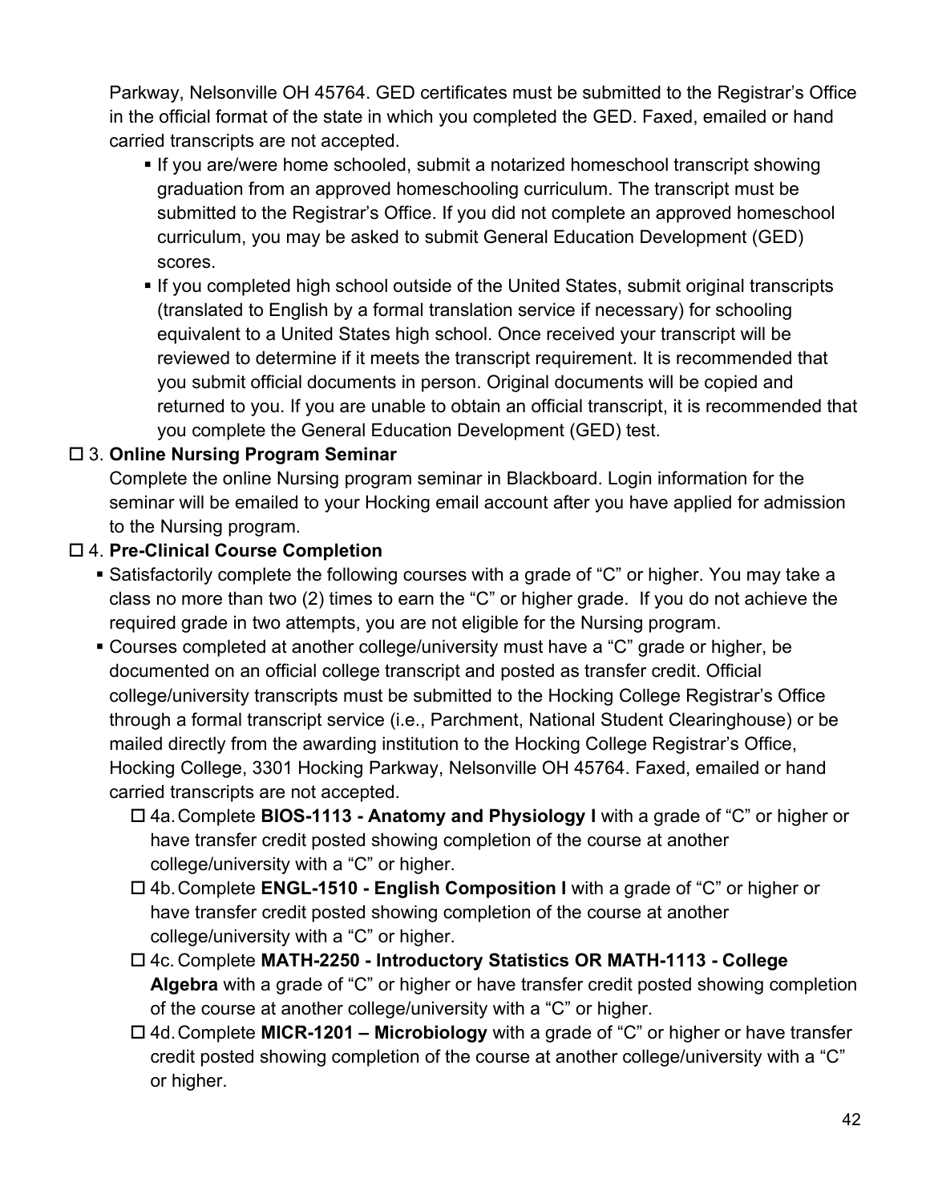Parkway, Nelsonville OH 45764. GED certificates must be submitted to the Registrar's Office in the official format of the state in which you completed the GED. Faxed, emailed or hand carried transcripts are not accepted.

- If you are/were home schooled, submit a notarized homeschool transcript showing graduation from an approved homeschooling curriculum. The transcript must be submitted to the Registrar's Office. If you did not complete an approved homeschool curriculum, you may be asked to submit General Education Development (GED) scores.
- If you completed high school outside of the United States, submit original transcripts (translated to English by a formal translation service if necessary) for schooling equivalent to a United States high school. Once received your transcript will be reviewed to determine if it meets the transcript requirement. It is recommended that you submit official documents in person. Original documents will be copied and returned to you. If you are unable to obtain an official transcript, it is recommended that you complete the General Education Development (GED) test.

☐ 3. **Online Nursing Program Seminar**

Complete the online Nursing program seminar in Blackboard. Login information for the seminar will be emailed to your Hocking email account after you have applied for admission to the Nursing program.

☐ 4. **Pre-Clinical Course Completion**

- Satisfactorily complete the following courses with a grade of "C" or higher. You may take a class no more than two (2) times to earn the "C" or higher grade. If you do not achieve the required grade in two attempts, you are not eligible for the Nursing program.
- Courses completed at another college/university must have a "C" grade or higher, be documented on an official college transcript and posted as transfer credit. Official college/university transcripts must be submitted to the Hocking College Registrar's Office through a formal transcript service (i.e., Parchment, National Student Clearinghouse) or be mailed directly from the awarding institution to the Hocking College Registrar's Office, Hocking College, 3301 Hocking Parkway, Nelsonville OH 45764. Faxed, emailed or hand carried transcripts are not accepted.
  - ☐ 4a. Complete **BIOS-1113 - Anatomy and Physiology I** with a grade of "C" or higher or have transfer credit posted showing completion of the course at another college/university with a "C" or higher.
  - ☐ 4b. Complete **ENGL-1510 - English Composition I** with a grade of "C" or higher or have transfer credit posted showing completion of the course at another college/university with a "C" or higher.
  - ☐ 4c. Complete **MATH-2250 - Introductory Statistics OR MATH-1113 - College Algebra** with a grade of "C" or higher or have transfer credit posted showing completion of the course at another college/university with a "C" or higher.
  - ☐ 4d. Complete **MICR-1201 – Microbiology** with a grade of "C" or higher or have transfer credit posted showing completion of the course at another college/university with a "C" or higher.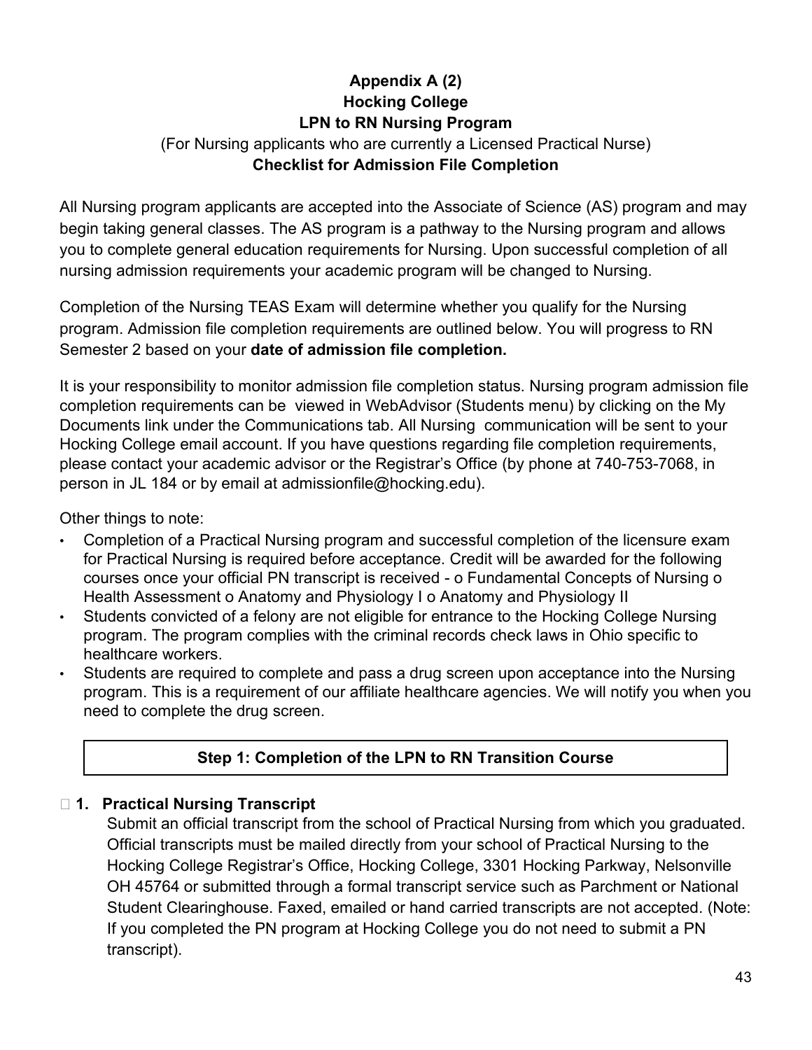**Appendix A (2)**

**Hocking College**

**LPN to RN Nursing Program**

(For Nursing applicants who are currently a Licensed Practical Nurse)

**Checklist for Admission File Completion**

All Nursing program applicants are accepted into the Associate of Science (AS) program and may begin taking general classes. The AS program is a pathway to the Nursing program and allows you to complete general education requirements for Nursing. Upon successful completion of all nursing admission requirements your academic program will be changed to Nursing.

Completion of the Nursing TEAS Exam will determine whether you qualify for the Nursing program. Admission file completion requirements are outlined below. You will progress to RN Semester 2 based on your **date of admission file completion.**

It is your responsibility to monitor admission file completion status. Nursing program admission file completion requirements can be viewed in WebAdvisor (Students menu) by clicking on the My Documents link under the Communications tab. All Nursing communication will be sent to your Hocking College email account. If you have questions regarding file completion requirements, please contact your academic advisor or the Registrar's Office (by phone at 740-753-7068, in person in JL 184 or by email at admissionfile@hocking.edu).

Other things to note:

- Completion of a Practical Nursing program and successful completion of the licensure exam for Practical Nursing is required before acceptance. Credit will be awarded for the following courses once your official PN transcript is received - o Fundamental Concepts of Nursing o Health Assessment o Anatomy and Physiology I o Anatomy and Physiology II
- Students convicted of a felony are not eligible for entrance to the Hocking College Nursing program. The program complies with the criminal records check laws in Ohio specific to healthcare workers.
- Students are required to complete and pass a drug screen upon acceptance into the Nursing program. This is a requirement of our affiliate healthcare agencies. We will notify you when you need to complete the drug screen.

**Step 1: Completion of the LPN to RN Transition Course**

☐ **1. Practical Nursing Transcript**

Submit an official transcript from the school of Practical Nursing from which you graduated. Official transcripts must be mailed directly from your school of Practical Nursing to the Hocking College Registrar's Office, Hocking College, 3301 Hocking Parkway, Nelsonville OH 45764 or submitted through a formal transcript service such as Parchment or National Student Clearinghouse. Faxed, emailed or hand carried transcripts are not accepted. (Note: If you completed the PN program at Hocking College you do not need to submit a PN transcript).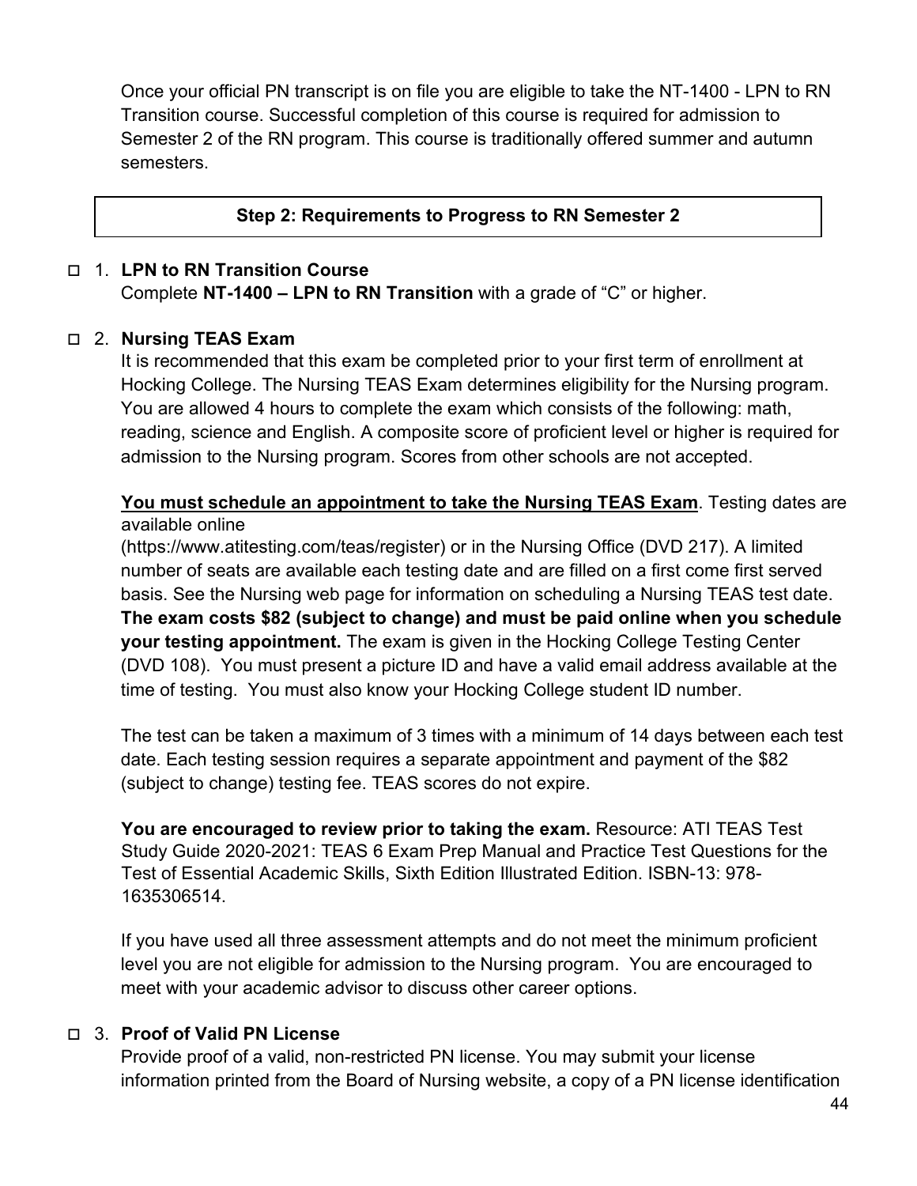Once your official PN transcript is on file you are eligible to take the NT-1400 - LPN to RN Transition course. Successful completion of this course is required for admission to Semester 2 of the RN program. This course is traditionally offered summer and autumn semesters.

## Step 2: Requirements to Progress to RN Semester 2

☐ 1. **LPN to RN Transition Course**
Complete **NT-1400 – LPN to RN Transition** with a grade of "C" or higher.

☐ 2. **Nursing TEAS Exam**
It is recommended that this exam be completed prior to your first term of enrollment at Hocking College. The Nursing TEAS Exam determines eligibility for the Nursing program. You are allowed 4 hours to complete the exam which consists of the following: math, reading, science and English. A composite score of proficient level or higher is required for admission to the Nursing program. Scores from other schools are not accepted.

<u>**You must schedule an appointment to take the Nursing TEAS Exam**</u>. Testing dates are available online (https://www.atitesting.com/teas/register) or in the Nursing Office (DVD 217). A limited number of seats are available each testing date and are filled on a first come first served basis. See the Nursing web page for information on scheduling a Nursing TEAS test date. **The exam costs $82 (subject to change) and must be paid online when you schedule your testing appointment.** The exam is given in the Hocking College Testing Center (DVD 108). You must present a picture ID and have a valid email address available at the time of testing. You must also know your Hocking College student ID number.

The test can be taken a maximum of 3 times with a minimum of 14 days between each test date. Each testing session requires a separate appointment and payment of the $82 (subject to change) testing fee. TEAS scores do not expire.

**You are encouraged to review prior to taking the exam.** Resource: ATI TEAS Test Study Guide 2020-2021: TEAS 6 Exam Prep Manual and Practice Test Questions for the Test of Essential Academic Skills, Sixth Edition Illustrated Edition. ISBN-13: 978-1635306514.

If you have used all three assessment attempts and do not meet the minimum proficient level you are not eligible for admission to the Nursing program. You are encouraged to meet with your academic advisor to discuss other career options.

☐ 3. **Proof of Valid PN License**
Provide proof of a valid, non-restricted PN license. You may submit your license information printed from the Board of Nursing website, a copy of a PN license identification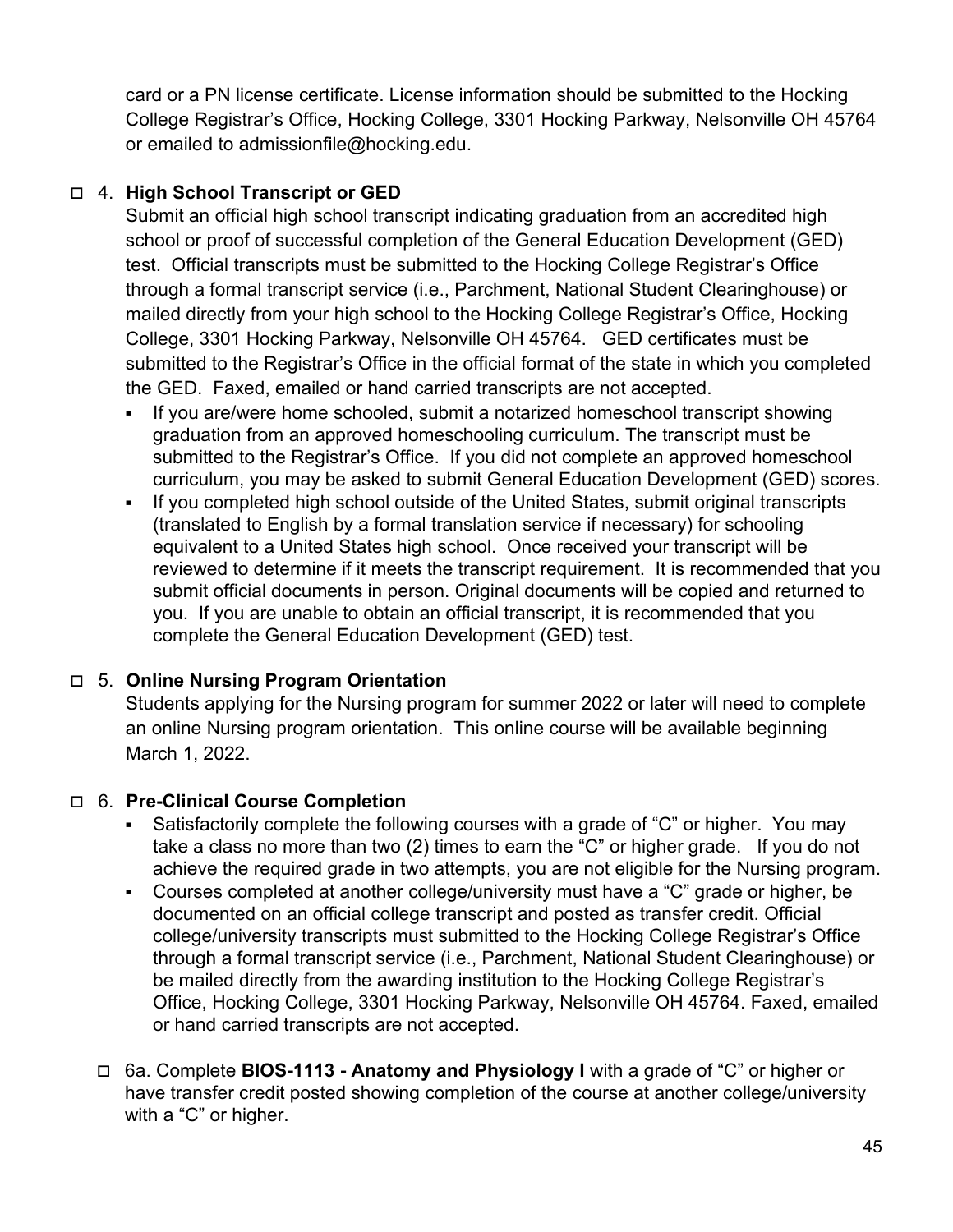card or a PN license certificate. License information should be submitted to the Hocking College Registrar's Office, Hocking College, 3301 Hocking Parkway, Nelsonville OH 45764 or emailed to admissionfile@hocking.edu.

☐ 4. **High School Transcript or GED**

Submit an official high school transcript indicating graduation from an accredited high school or proof of successful completion of the General Education Development (GED) test. Official transcripts must be submitted to the Hocking College Registrar's Office through a formal transcript service (i.e., Parchment, National Student Clearinghouse) or mailed directly from your high school to the Hocking College Registrar's Office, Hocking College, 3301 Hocking Parkway, Nelsonville OH 45764. GED certificates must be submitted to the Registrar's Office in the official format of the state in which you completed the GED. Faxed, emailed or hand carried transcripts are not accepted.

- If you are/were home schooled, submit a notarized homeschool transcript showing graduation from an approved homeschooling curriculum. The transcript must be submitted to the Registrar's Office. If you did not complete an approved homeschool curriculum, you may be asked to submit General Education Development (GED) scores.
- If you completed high school outside of the United States, submit original transcripts (translated to English by a formal translation service if necessary) for schooling equivalent to a United States high school. Once received your transcript will be reviewed to determine if it meets the transcript requirement. It is recommended that you submit official documents in person. Original documents will be copied and returned to you. If you are unable to obtain an official transcript, it is recommended that you complete the General Education Development (GED) test.

☐ 5. **Online Nursing Program Orientation**

Students applying for the Nursing program for summer 2022 or later will need to complete an online Nursing program orientation. This online course will be available beginning March 1, 2022.

☐ 6. **Pre-Clinical Course Completion**

- Satisfactorily complete the following courses with a grade of "C" or higher. You may take a class no more than two (2) times to earn the "C" or higher grade. If you do not achieve the required grade in two attempts, you are not eligible for the Nursing program.
- Courses completed at another college/university must have a "C" grade or higher, be documented on an official college transcript and posted as transfer credit. Official college/university transcripts must submitted to the Hocking College Registrar's Office through a formal transcript service (i.e., Parchment, National Student Clearinghouse) or be mailed directly from the awarding institution to the Hocking College Registrar's Office, Hocking College, 3301 Hocking Parkway, Nelsonville OH 45764. Faxed, emailed or hand carried transcripts are not accepted.

☐ 6a. Complete **BIOS-1113 - Anatomy and Physiology I** with a grade of "C" or higher or have transfer credit posted showing completion of the course at another college/university with a "C" or higher.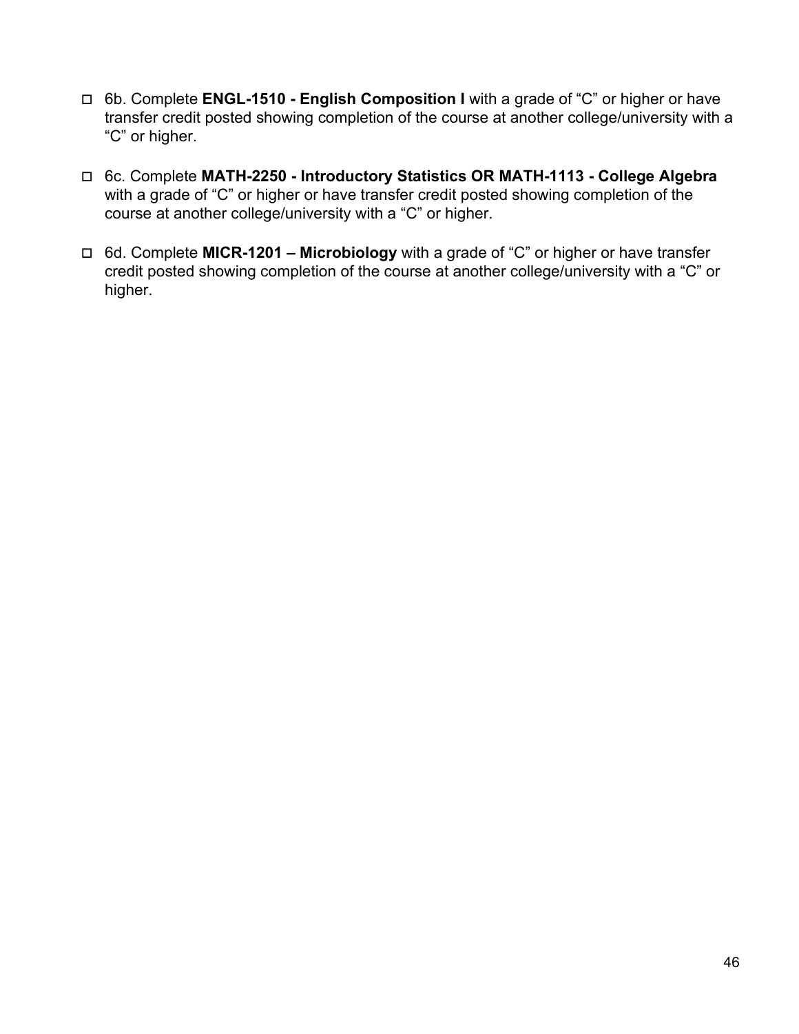- ☐ 6b. Complete **ENGL-1510 - English Composition I** with a grade of "C" or higher or have transfer credit posted showing completion of the course at another college/university with a "C" or higher.

- ☐ 6c. Complete **MATH-2250 - Introductory Statistics OR MATH-1113 - College Algebra** with a grade of "C" or higher or have transfer credit posted showing completion of the course at another college/university with a "C" or higher.

- ☐ 6d. Complete **MICR-1201 – Microbiology** with a grade of "C" or higher or have transfer credit posted showing completion of the course at another college/university with a "C" or higher.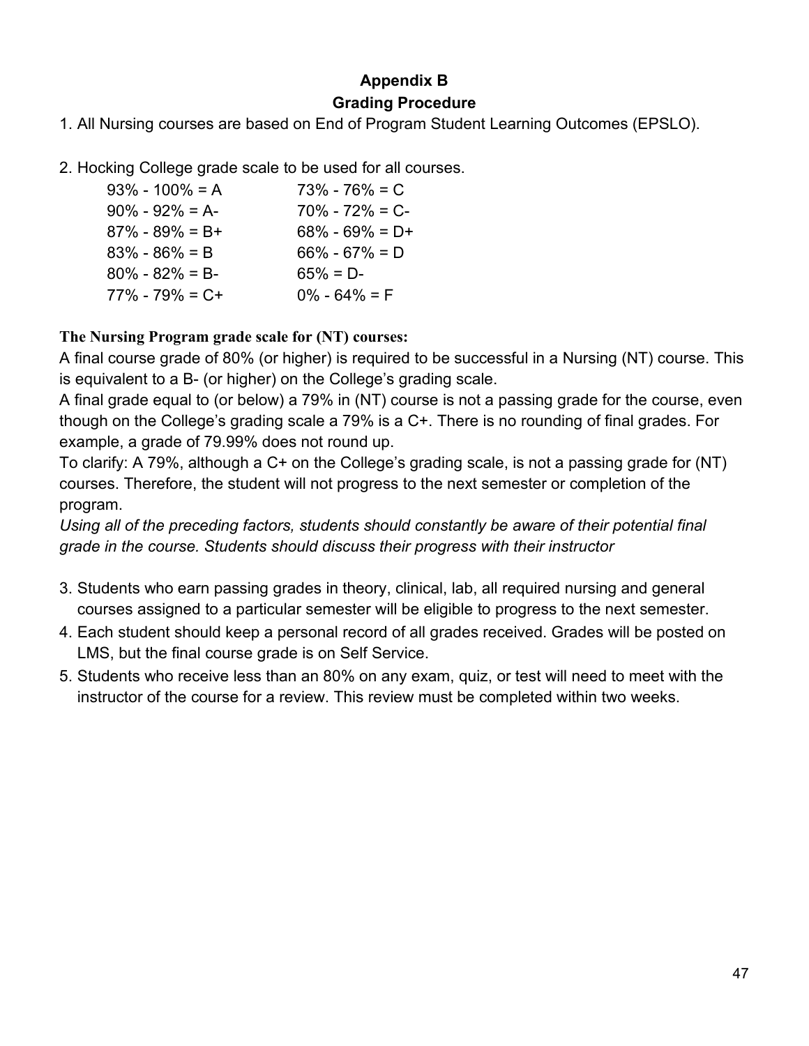# Appendix B
## Grading Procedure

1. All Nursing courses are based on End of Program Student Learning Outcomes (EPSLO).

2. Hocking College grade scale to be used for all courses.

| | |
|---|---|
| 93% - 100% = A | 73% - 76% = C |
| 90% - 92% = A- | 70% - 72% = C- |
| 87% - 89% = B+ | 68% - 69% = D+ |
| 83% - 86% = B | 66% - 67% = D |
| 80% - 82% = B- | 65% = D- |
| 77% - 79% = C+ | 0% - 64% = F |

**The Nursing Program grade scale for (NT) courses:**

A final course grade of 80% (or higher) is required to be successful in a Nursing (NT) course. This is equivalent to a B- (or higher) on the College's grading scale.

A final grade equal to (or below) a 79% in (NT) course is not a passing grade for the course, even though on the College's grading scale a 79% is a C+. There is no rounding of final grades. For example, a grade of 79.99% does not round up.

To clarify: A 79%, although a C+ on the College's grading scale, is not a passing grade for (NT) courses. Therefore, the student will not progress to the next semester or completion of the program.

*Using all of the preceding factors, students should constantly be aware of their potential final grade in the course. Students should discuss their progress with their instructor*

3. Students who earn passing grades in theory, clinical, lab, all required nursing and general courses assigned to a particular semester will be eligible to progress to the next semester.
4. Each student should keep a personal record of all grades received. Grades will be posted on LMS, but the final course grade is on Self Service.
5. Students who receive less than an 80% on any exam, quiz, or test will need to meet with the instructor of the course for a review. This review must be completed within two weeks.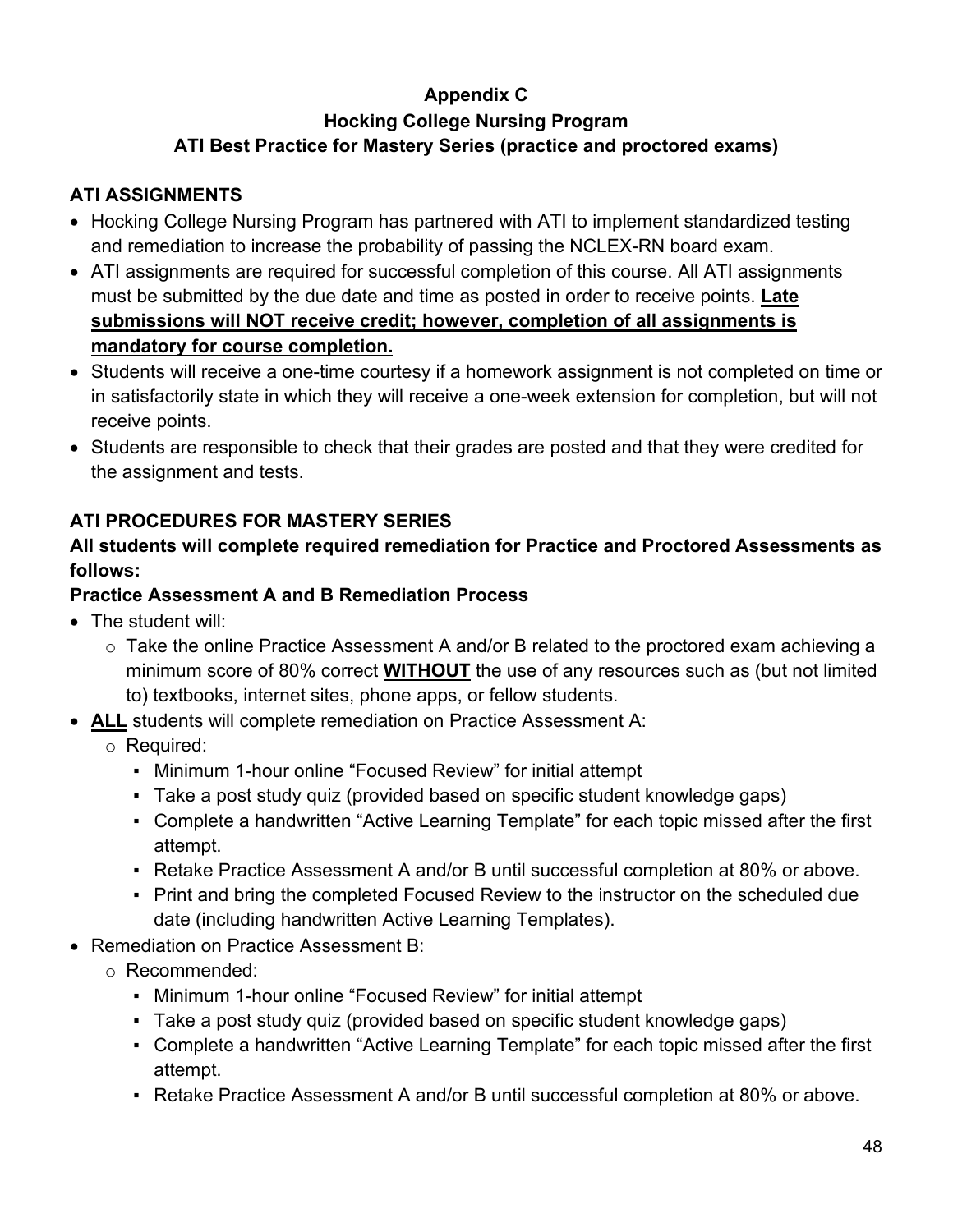**Appendix C**

**Hocking College Nursing Program**

**ATI Best Practice for Mastery Series (practice and proctored exams)**

## ATI ASSIGNMENTS

- Hocking College Nursing Program has partnered with ATI to implement standardized testing and remediation to increase the probability of passing the NCLEX-RN board exam.
- ATI assignments are required for successful completion of this course. All ATI assignments must be submitted by the due date and time as posted in order to receive points. **<u>Late submissions will NOT receive credit; however, completion of all assignments is mandatory for course completion.</u>**
- Students will receive a one-time courtesy if a homework assignment is not completed on time or in satisfactorily state in which they will receive a one-week extension for completion, but will not receive points.
- Students are responsible to check that their grades are posted and that they were credited for the assignment and tests.

## ATI PROCEDURES FOR MASTERY SERIES

**All students will complete required remediation for Practice and Proctored Assessments as follows:**

### Practice Assessment A and B Remediation Process

- The student will:
    - Take the online Practice Assessment A and/or B related to the proctored exam achieving a minimum score of 80% correct **<u>WITHOUT</u>** the use of any resources such as (but not limited to) textbooks, internet sites, phone apps, or fellow students.
- **<u>ALL</u>** students will complete remediation on Practice Assessment A:
    - Required:
        - Minimum 1-hour online “Focused Review” for initial attempt
        - Take a post study quiz (provided based on specific student knowledge gaps)
        - Complete a handwritten “Active Learning Template” for each topic missed after the first attempt.
        - Retake Practice Assessment A and/or B until successful completion at 80% or above.
        - Print and bring the completed Focused Review to the instructor on the scheduled due date (including handwritten Active Learning Templates).
- Remediation on Practice Assessment B:
    - Recommended:
        - Minimum 1-hour online “Focused Review” for initial attempt
        - Take a post study quiz (provided based on specific student knowledge gaps)
        - Complete a handwritten “Active Learning Template” for each topic missed after the first attempt.
        - Retake Practice Assessment A and/or B until successful completion at 80% or above.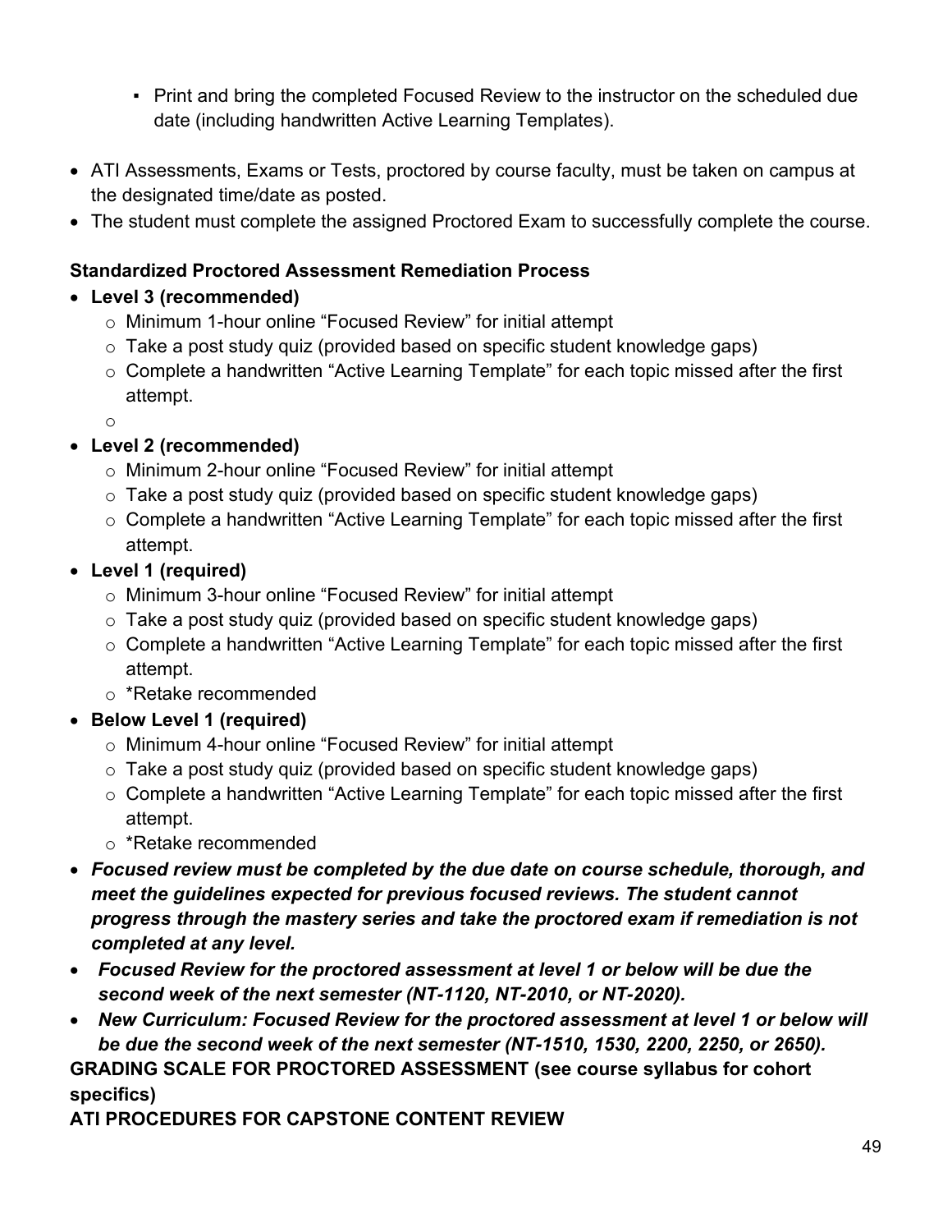- Print and bring the completed Focused Review to the instructor on the scheduled due date (including handwritten Active Learning Templates).

- ATI Assessments, Exams or Tests, proctored by course faculty, must be taken on campus at the designated time/date as posted.
- The student must complete the assigned Proctored Exam to successfully complete the course.

**Standardized Proctored Assessment Remediation Process**

- **Level 3 (recommended)**
  - Minimum 1-hour online “Focused Review” for initial attempt
  - Take a post study quiz (provided based on specific student knowledge gaps)
  - Complete a handwritten “Active Learning Template” for each topic missed after the first attempt.
- **Level 2 (recommended)**
  - Minimum 2-hour online “Focused Review” for initial attempt
  - Take a post study quiz (provided based on specific student knowledge gaps)
  - Complete a handwritten “Active Learning Template” for each topic missed after the first attempt.
- **Level 1 (required)**
  - Minimum 3-hour online “Focused Review” for initial attempt
  - Take a post study quiz (provided based on specific student knowledge gaps)
  - Complete a handwritten “Active Learning Template” for each topic missed after the first attempt.
  - *Retake recommended
- **Below Level 1 (required)**
  - Minimum 4-hour online “Focused Review” for initial attempt
  - Take a post study quiz (provided based on specific student knowledge gaps)
  - Complete a handwritten “Active Learning Template” for each topic missed after the first attempt.
  - *Retake recommended
- ***Focused review must be completed by the due date on course schedule, thorough, and meet the guidelines expected for previous focused reviews. The student cannot progress through the mastery series and take the proctored exam if remediation is not completed at any level.***
- ***Focused Review for the proctored assessment at level 1 or below will be due the second week of the next semester (NT-1120, NT-2010, or NT-2020).***
- ***New Curriculum: Focused Review for the proctored assessment at level 1 or below will be due the second week of the next semester (NT-1510, 1530, 2200, 2250, or 2650).***

**GRADING SCALE FOR PROCTORED ASSESSMENT (see course syllabus for cohort specifics)**

**ATI PROCEDURES FOR CAPSTONE CONTENT REVIEW**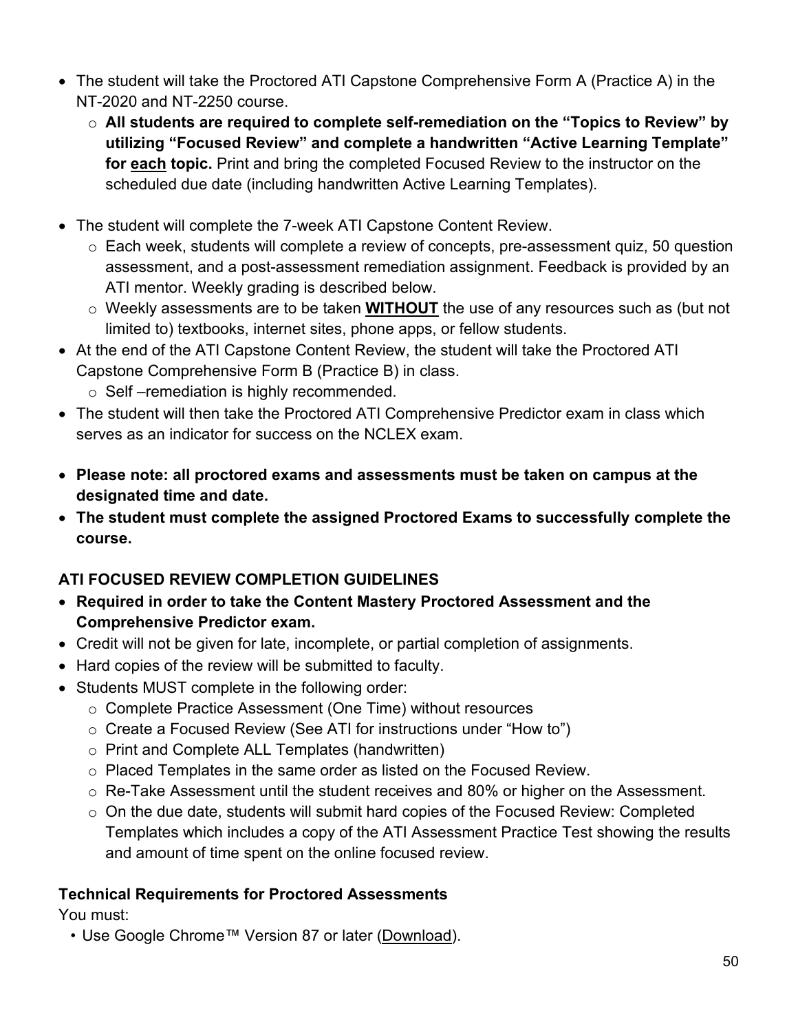- The student will take the Proctored ATI Capstone Comprehensive Form A (Practice A) in the NT-2020 and NT-2250 course.
  - **All students are required to complete self-remediation on the "Topics to Review" by utilizing "Focused Review" and complete a handwritten "Active Learning Template" for <u>each</u> topic.** Print and bring the completed Focused Review to the instructor on the scheduled due date (including handwritten Active Learning Templates).

- The student will complete the 7-week ATI Capstone Content Review.
  - Each week, students will complete a review of concepts, pre-assessment quiz, 50 question assessment, and a post-assessment remediation assignment. Feedback is provided by an ATI mentor. Weekly grading is described below.
  - Weekly assessments are to be taken **<u>WITHOUT</u>** the use of any resources such as (but not limited to) textbooks, internet sites, phone apps, or fellow students.
- At the end of the ATI Capstone Content Review, the student will take the Proctored ATI Capstone Comprehensive Form B (Practice B) in class.
  - Self –remediation is highly recommended.
- The student will then take the Proctored ATI Comprehensive Predictor exam in class which serves as an indicator for success on the NCLEX exam.

- **Please note: all proctored exams and assessments must be taken on campus at the designated time and date.**
- **The student must complete the assigned Proctored Exams to successfully complete the course.**

**ATI FOCUSED REVIEW COMPLETION GUIDELINES**

- **Required in order to take the Content Mastery Proctored Assessment and the Comprehensive Predictor exam.**
- Credit will not be given for late, incomplete, or partial completion of assignments.
- Hard copies of the review will be submitted to faculty.
- Students MUST complete in the following order:
  - Complete Practice Assessment (One Time) without resources
  - Create a Focused Review (See ATI for instructions under "How to")
  - Print and Complete ALL Templates (handwritten)
  - Placed Templates in the same order as listed on the Focused Review.
  - Re-Take Assessment until the student receives and 80% or higher on the Assessment.
  - On the due date, students will submit hard copies of the Focused Review: Completed Templates which includes a copy of the ATI Assessment Practice Test showing the results and amount of time spent on the online focused review.

**Technical Requirements for Proctored Assessments**

You must:

- Use Google Chrome™ Version 87 or later (Download).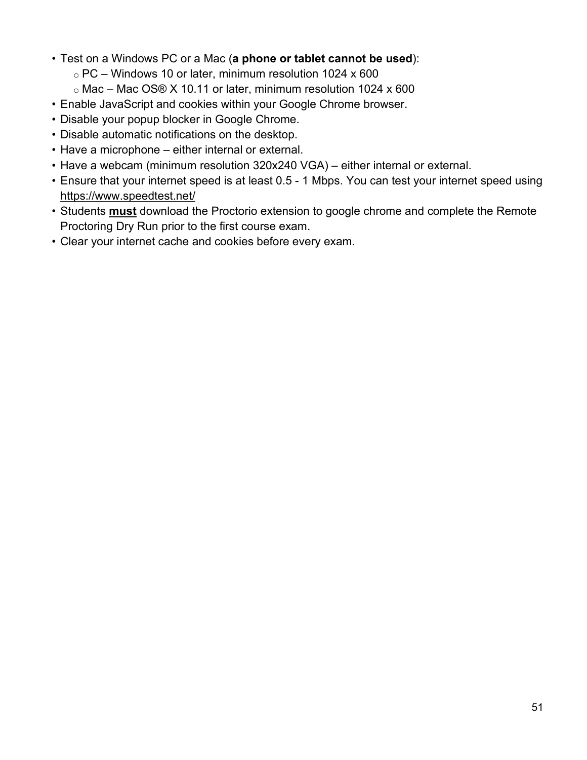- Test on a Windows PC or a Mac (**a phone or tablet cannot be used**):
  - PC – Windows 10 or later, minimum resolution 1024 x 600
  - Mac – Mac OS® X 10.11 or later, minimum resolution 1024 x 600
- Enable JavaScript and cookies within your Google Chrome browser.
- Disable your popup blocker in Google Chrome.
- Disable automatic notifications on the desktop.
- Have a microphone – either internal or external.
- Have a webcam (minimum resolution 320x240 VGA) – either internal or external.
- Ensure that your internet speed is at least 0.5 - 1 Mbps. You can test your internet speed using https://www.speedtest.net/
- Students **must** download the Proctorio extension to google chrome and complete the Remote Proctoring Dry Run prior to the first course exam.
- Clear your internet cache and cookies before every exam.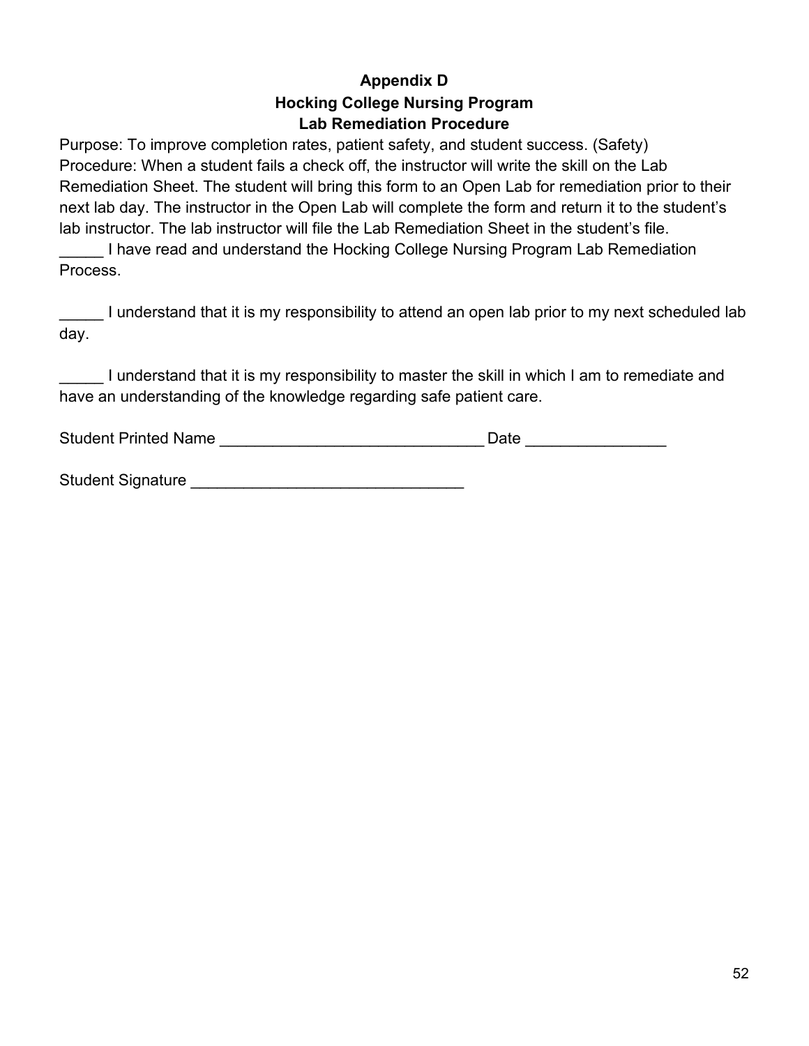**Appendix D**

**Hocking College Nursing Program**

**Lab Remediation Procedure**

Purpose: To improve completion rates, patient safety, and student success. (Safety)

Procedure: When a student fails a check off, the instructor will write the skill on the Lab Remediation Sheet. The student will bring this form to an Open Lab for remediation prior to their next lab day. The instructor in the Open Lab will complete the form and return it to the student's lab instructor. The lab instructor will file the Lab Remediation Sheet in the student's file.

_____ I have read and understand the Hocking College Nursing Program Lab Remediation Process.

_____ I understand that it is my responsibility to attend an open lab prior to my next scheduled lab day.

_____ I understand that it is my responsibility to master the skill in which I am to remediate and have an understanding of the knowledge regarding safe patient care.

Student Printed Name ______________________________ Date ________________

Student Signature _______________________________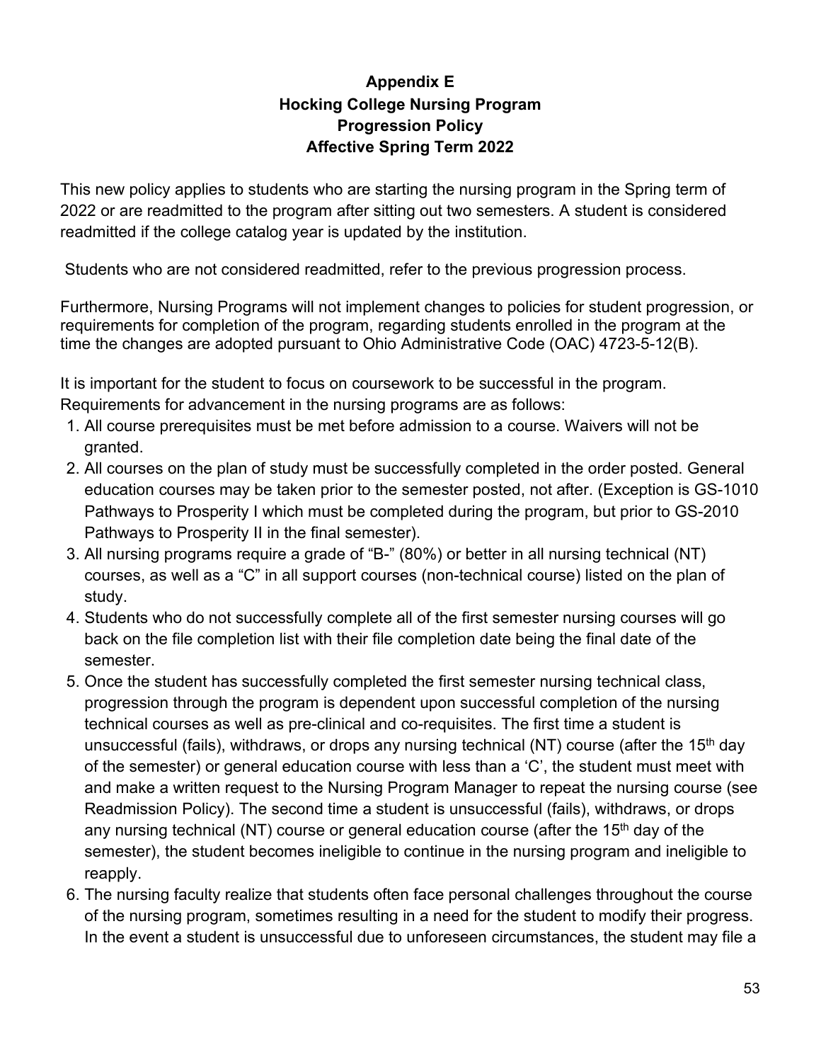# Appendix E
# Hocking College Nursing Program
# Progression Policy
# Affective Spring Term 2022

This new policy applies to students who are starting the nursing program in the Spring term of 2022 or are readmitted to the program after sitting out two semesters. A student is considered readmitted if the college catalog year is updated by the institution.

Students who are not considered readmitted, refer to the previous progression process.

Furthermore, Nursing Programs will not implement changes to policies for student progression, or requirements for completion of the program, regarding students enrolled in the program at the time the changes are adopted pursuant to Ohio Administrative Code (OAC) 4723-5-12(B).

It is important for the student to focus on coursework to be successful in the program. Requirements for advancement in the nursing programs are as follows:

1. All course prerequisites must be met before admission to a course. Waivers will not be granted.
2. All courses on the plan of study must be successfully completed in the order posted. General education courses may be taken prior to the semester posted, not after. (Exception is GS-1010 Pathways to Prosperity I which must be completed during the program, but prior to GS-2010 Pathways to Prosperity II in the final semester).
3. All nursing programs require a grade of "B-" (80%) or better in all nursing technical (NT) courses, as well as a "C" in all support courses (non-technical course) listed on the plan of study.
4. Students who do not successfully complete all of the first semester nursing courses will go back on the file completion list with their file completion date being the final date of the semester.
5. Once the student has successfully completed the first semester nursing technical class, progression through the program is dependent upon successful completion of the nursing technical courses as well as pre-clinical and co-requisites. The first time a student is unsuccessful (fails), withdraws, or drops any nursing technical (NT) course (after the 15th day of the semester) or general education course with less than a 'C', the student must meet with and make a written request to the Nursing Program Manager to repeat the nursing course (see Readmission Policy). The second time a student is unsuccessful (fails), withdraws, or drops any nursing technical (NT) course or general education course (after the 15th day of the semester), the student becomes ineligible to continue in the nursing program and ineligible to reapply.
6. The nursing faculty realize that students often face personal challenges throughout the course of the nursing program, sometimes resulting in a need for the student to modify their progress. In the event a student is unsuccessful due to unforeseen circumstances, the student may file a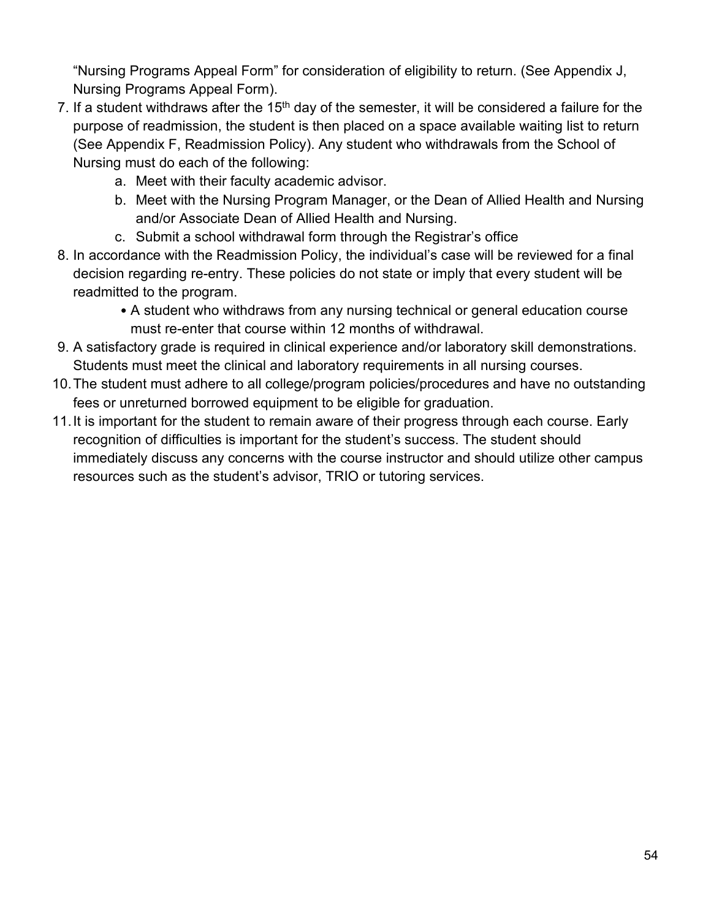"Nursing Programs Appeal Form" for consideration of eligibility to return. (See Appendix J, Nursing Programs Appeal Form).

7. If a student withdraws after the 15th day of the semester, it will be considered a failure for the purpose of readmission, the student is then placed on a space available waiting list to return (See Appendix F, Readmission Policy). Any student who withdrawals from the School of Nursing must do each of the following:
   a. Meet with their faculty academic advisor.
   b. Meet with the Nursing Program Manager, or the Dean of Allied Health and Nursing and/or Associate Dean of Allied Health and Nursing.
   c. Submit a school withdrawal form through the Registrar's office
8. In accordance with the Readmission Policy, the individual's case will be reviewed for a final decision regarding re-entry. These policies do not state or imply that every student will be readmitted to the program.
   - A student who withdraws from any nursing technical or general education course must re-enter that course within 12 months of withdrawal.
9. A satisfactory grade is required in clinical experience and/or laboratory skill demonstrations. Students must meet the clinical and laboratory requirements in all nursing courses.
10. The student must adhere to all college/program policies/procedures and have no outstanding fees or unreturned borrowed equipment to be eligible for graduation.
11. It is important for the student to remain aware of their progress through each course. Early recognition of difficulties is important for the student's success. The student should immediately discuss any concerns with the course instructor and should utilize other campus resources such as the student's advisor, TRIO or tutoring services.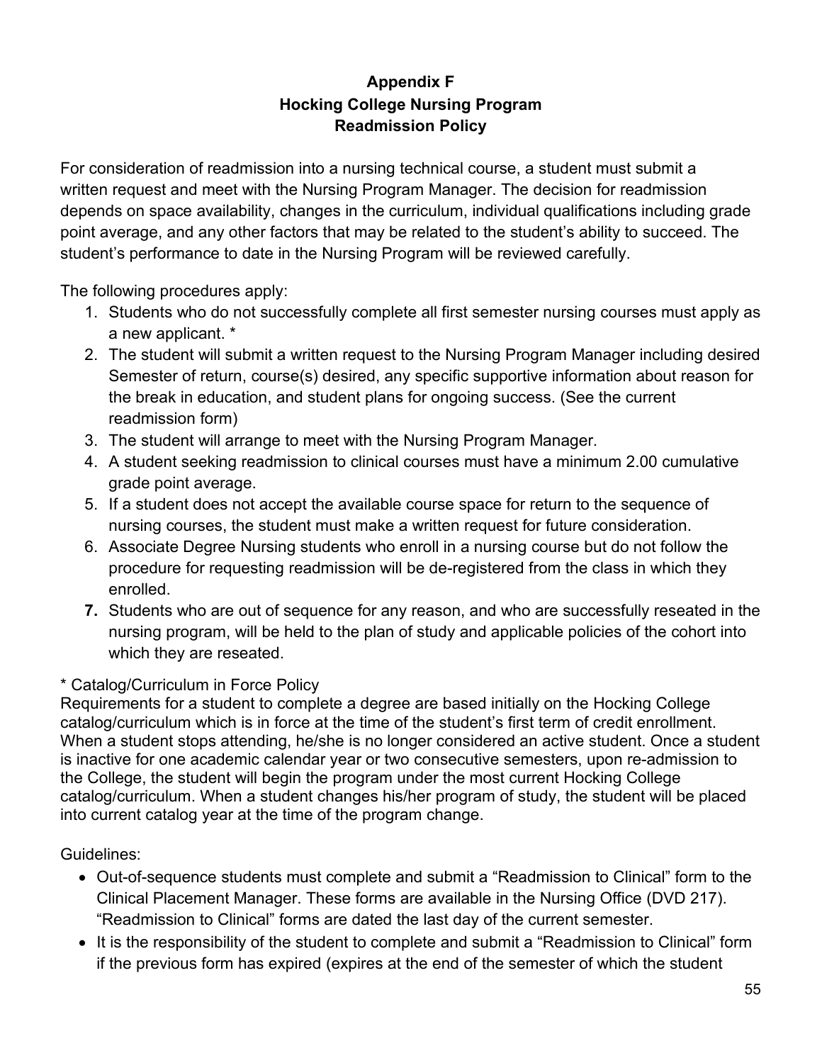# Appendix F
## Hocking College Nursing Program
## Readmission Policy

For consideration of readmission into a nursing technical course, a student must submit a written request and meet with the Nursing Program Manager. The decision for readmission depends on space availability, changes in the curriculum, individual qualifications including grade point average, and any other factors that may be related to the student's ability to succeed. The student's performance to date in the Nursing Program will be reviewed carefully.

The following procedures apply:

1. Students who do not successfully complete all first semester nursing courses must apply as a new applicant. *
2. The student will submit a written request to the Nursing Program Manager including desired Semester of return, course(s) desired, any specific supportive information about reason for the break in education, and student plans for ongoing success. (See the current readmission form)
3. The student will arrange to meet with the Nursing Program Manager.
4. A student seeking readmission to clinical courses must have a minimum 2.00 cumulative grade point average.
5. If a student does not accept the available course space for return to the sequence of nursing courses, the student must make a written request for future consideration.
6. Associate Degree Nursing students who enroll in a nursing course but do not follow the procedure for requesting readmission will be de-registered from the class in which they enrolled.
7. Students who are out of sequence for any reason, and who are successfully reseated in the nursing program, will be held to the plan of study and applicable policies of the cohort into which they are reseated.

* Catalog/Curriculum in Force Policy
Requirements for a student to complete a degree are based initially on the Hocking College catalog/curriculum which is in force at the time of the student's first term of credit enrollment. When a student stops attending, he/she is no longer considered an active student. Once a student is inactive for one academic calendar year or two consecutive semesters, upon re-admission to the College, the student will begin the program under the most current Hocking College catalog/curriculum. When a student changes his/her program of study, the student will be placed into current catalog year at the time of the program change.

Guidelines:

- Out-of-sequence students must complete and submit a "Readmission to Clinical" form to the Clinical Placement Manager. These forms are available in the Nursing Office (DVD 217). "Readmission to Clinical" forms are dated the last day of the current semester.
- It is the responsibility of the student to complete and submit a "Readmission to Clinical" form if the previous form has expired (expires at the end of the semester of which the student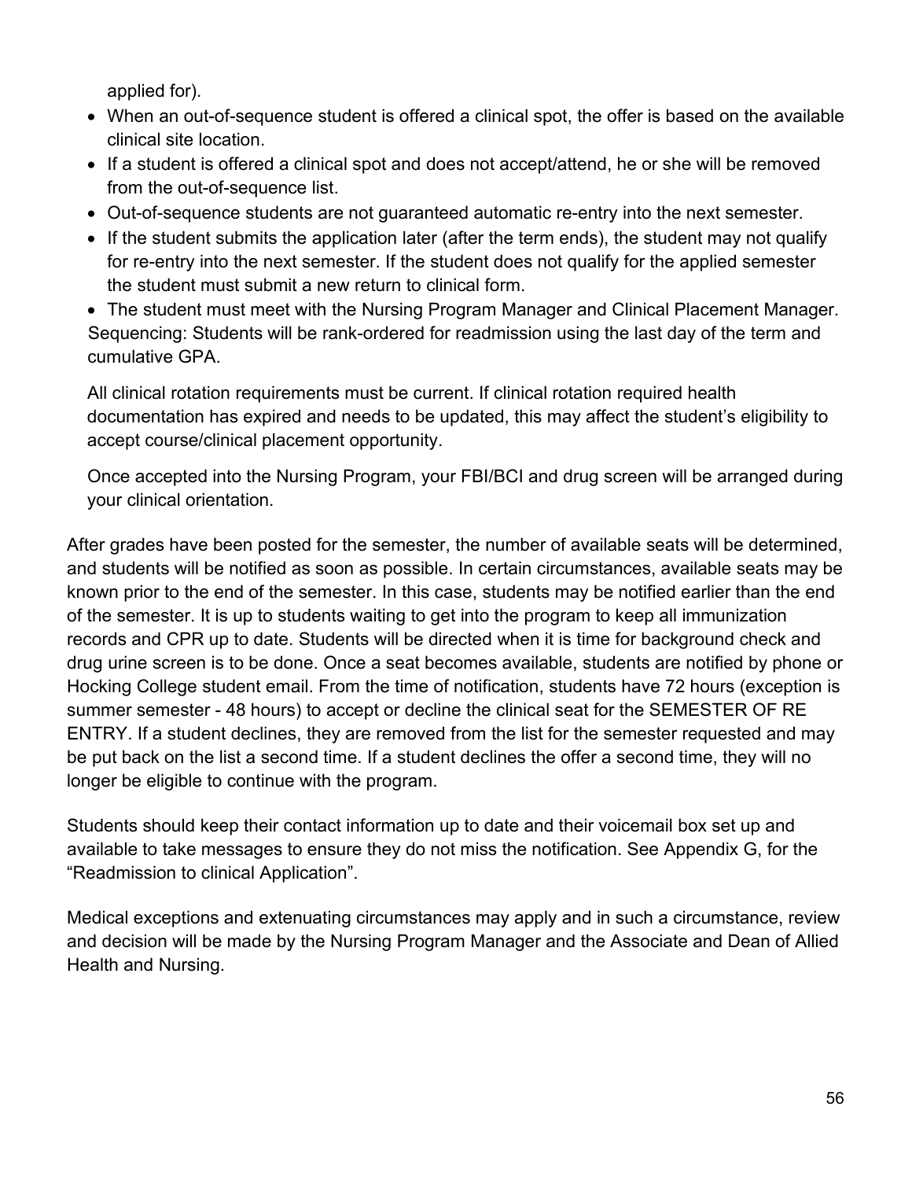applied for).

- When an out-of-sequence student is offered a clinical spot, the offer is based on the available clinical site location.
- If a student is offered a clinical spot and does not accept/attend, he or she will be removed from the out-of-sequence list.
- Out-of-sequence students are not guaranteed automatic re-entry into the next semester.
- If the student submits the application later (after the term ends), the student may not qualify for re-entry into the next semester. If the student does not qualify for the applied semester the student must submit a new return to clinical form.
- The student must meet with the Nursing Program Manager and Clinical Placement Manager.

Sequencing: Students will be rank-ordered for readmission using the last day of the term and cumulative GPA.

All clinical rotation requirements must be current. If clinical rotation required health documentation has expired and needs to be updated, this may affect the student's eligibility to accept course/clinical placement opportunity.

Once accepted into the Nursing Program, your FBI/BCI and drug screen will be arranged during your clinical orientation.

After grades have been posted for the semester, the number of available seats will be determined, and students will be notified as soon as possible. In certain circumstances, available seats may be known prior to the end of the semester. In this case, students may be notified earlier than the end of the semester. It is up to students waiting to get into the program to keep all immunization records and CPR up to date. Students will be directed when it is time for background check and drug urine screen is to be done. Once a seat becomes available, students are notified by phone or Hocking College student email. From the time of notification, students have 72 hours (exception is summer semester - 48 hours) to accept or decline the clinical seat for the SEMESTER OF RE ENTRY. If a student declines, they are removed from the list for the semester requested and may be put back on the list a second time. If a student declines the offer a second time, they will no longer be eligible to continue with the program.

Students should keep their contact information up to date and their voicemail box set up and available to take messages to ensure they do not miss the notification. See Appendix G, for the "Readmission to clinical Application".

Medical exceptions and extenuating circumstances may apply and in such a circumstance, review and decision will be made by the Nursing Program Manager and the Associate and Dean of Allied Health and Nursing.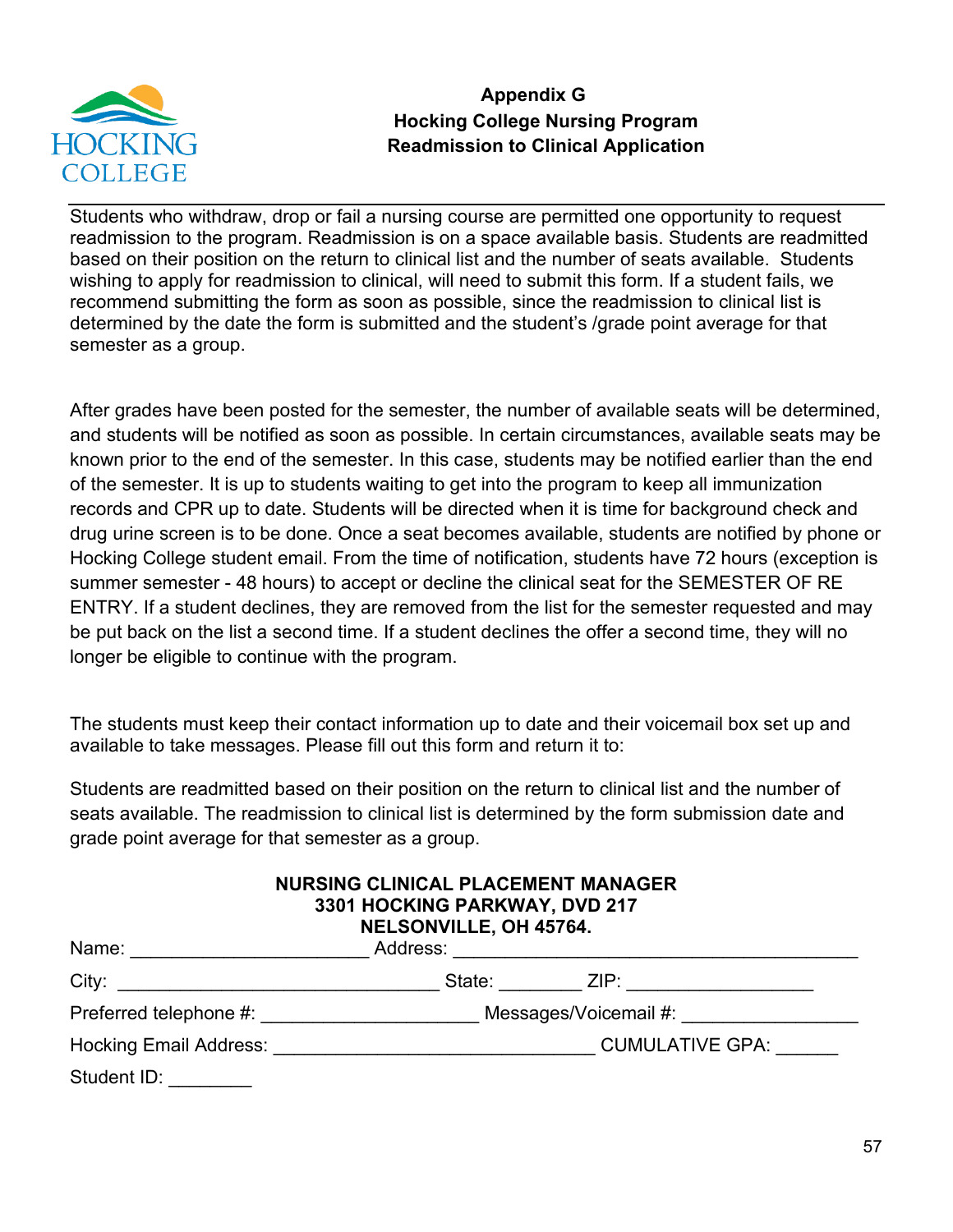# Appendix G
# Hocking College Nursing Program
# Readmission to Clinical Application

Students who withdraw, drop or fail a nursing course are permitted one opportunity to request readmission to the program. Readmission is on a space available basis. Students are readmitted based on their position on the return to clinical list and the number of seats available. Students wishing to apply for readmission to clinical, will need to submit this form. If a student fails, we recommend submitting the form as soon as possible, since the readmission to clinical list is determined by the date the form is submitted and the student's /grade point average for that semester as a group.

After grades have been posted for the semester, the number of available seats will be determined, and students will be notified as soon as possible. In certain circumstances, available seats may be known prior to the end of the semester. In this case, students may be notified earlier than the end of the semester. It is up to students waiting to get into the program to keep all immunization records and CPR up to date. Students will be directed when it is time for background check and drug urine screen is to be done. Once a seat becomes available, students are notified by phone or Hocking College student email. From the time of notification, students have 72 hours (exception is summer semester - 48 hours) to accept or decline the clinical seat for the SEMESTER OF RE ENTRY. If a student declines, they are removed from the list for the semester requested and may be put back on the list a second time. If a student declines the offer a second time, they will no longer be eligible to continue with the program.

The students must keep their contact information up to date and their voicemail box set up and available to take messages. Please fill out this form and return it to:

Students are readmitted based on their position on the return to clinical list and the number of seats available. The readmission to clinical list is determined by the form submission date and grade point average for that semester as a group.

**NURSING CLINICAL PLACEMENT MANAGER**
**3301 HOCKING PARKWAY, DVD 217**
**NELSONVILLE, OH 45764.**

Name: ______________________ Address: ________________________________________

City: ______________________________ State: ________ ZIP: __________________

Preferred telephone #: ____________________ Messages/Voicemail #: ________________

Hocking Email Address: ______________________________ CUMULATIVE GPA: ______

Student ID: ________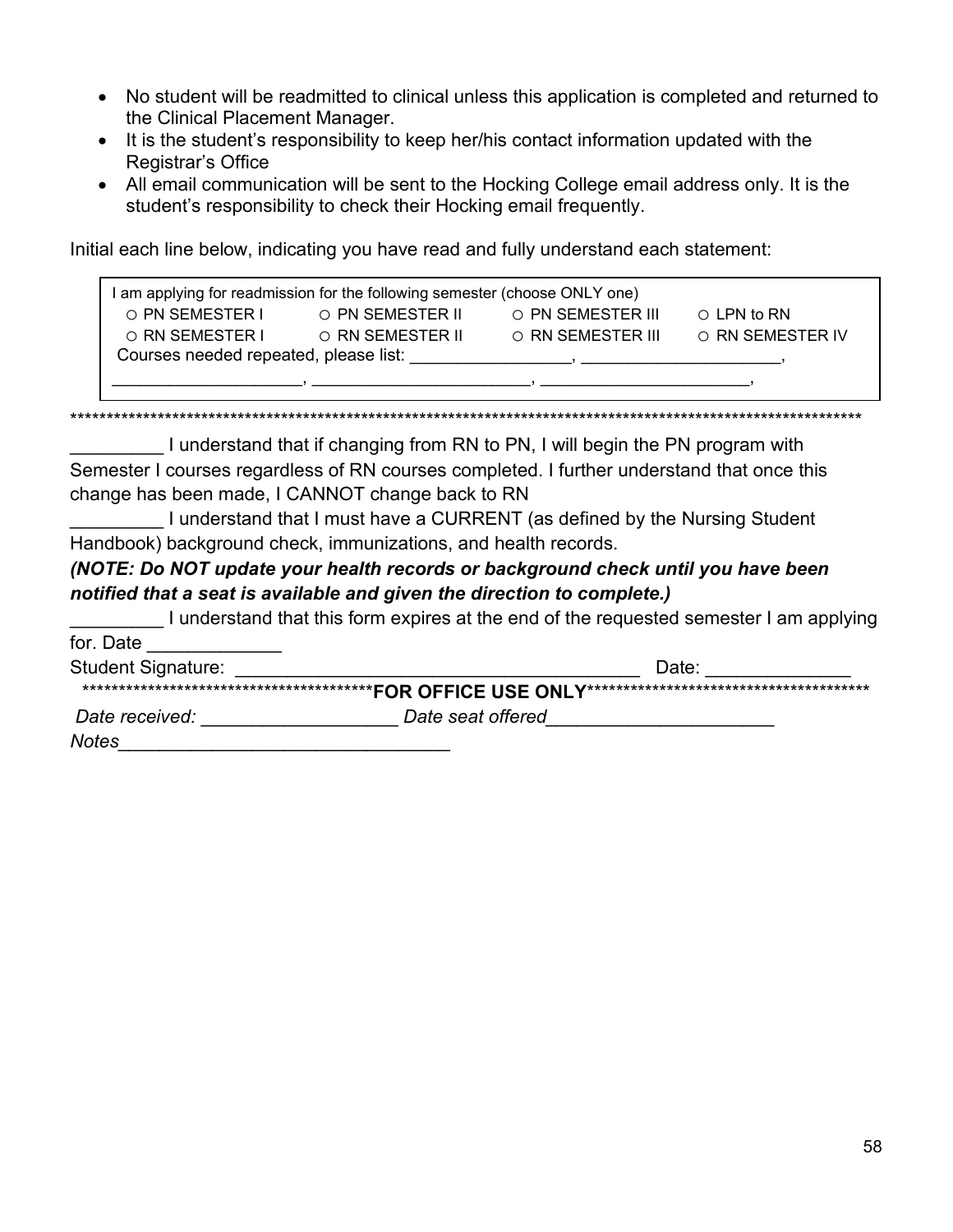- No student will be readmitted to clinical unless this application is completed and returned to the Clinical Placement Manager.
- It is the student's responsibility to keep her/his contact information updated with the Registrar's Office
- All email communication will be sent to the Hocking College email address only. It is the student's responsibility to check their Hocking email frequently.

Initial each line below, indicating you have read and fully understand each statement:

I am applying for readmission for the following semester (choose ONLY one)

| | | | |
|---|---|---|---|
| ○ PN SEMESTER I | ○ PN SEMESTER II | ○ PN SEMESTER III | ○ LPN to RN |
| ○ RN SEMESTER I | ○ RN SEMESTER II | ○ RN SEMESTER III | ○ RN SEMESTER IV |

Courses needed repeated, please list: _________________, _____________________,
____________________, _______________________, ______________________,

************************************************************************************************************

_________ I understand that if changing from RN to PN, I will begin the PN program with Semester I courses regardless of RN courses completed. I further understand that once this change has been made, I CANNOT change back to RN

_________ I understand that I must have a CURRENT (as defined by the Nursing Student Handbook) background check, immunizations, and health records.

***(NOTE: Do NOT update your health records or background check until you have been notified that a seat is available and given the direction to complete.)***

_________ I understand that this form expires at the end of the requested semester I am applying for. Date _____________

Student Signature: ______________________________________ Date: _____________

*****************************************FOR OFFICE USE ONLY*****************************************

*Date received:* ___________________ *Date seat offered*______________________

*Notes*________________________________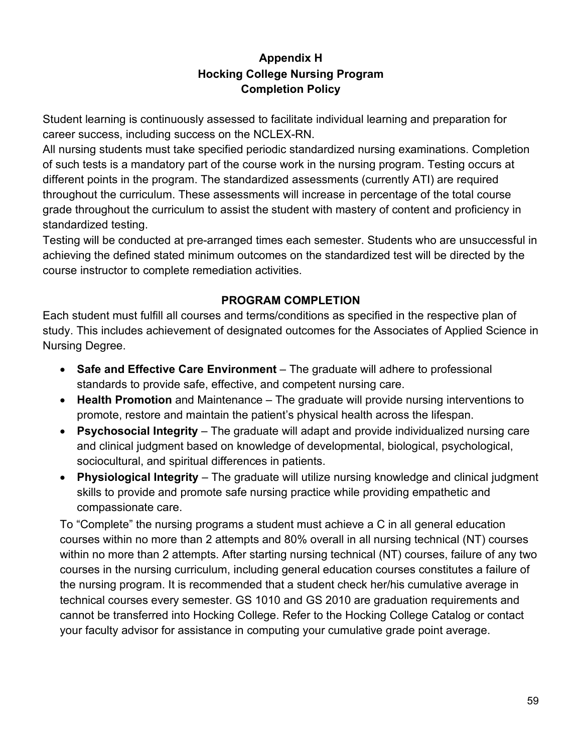# Appendix H
# Hocking College Nursing Program
# Completion Policy

Student learning is continuously assessed to facilitate individual learning and preparation for career success, including success on the NCLEX-RN.

All nursing students must take specified periodic standardized nursing examinations. Completion of such tests is a mandatory part of the course work in the nursing program. Testing occurs at different points in the program. The standardized assessments (currently ATI) are required throughout the curriculum. These assessments will increase in percentage of the total course grade throughout the curriculum to assist the student with mastery of content and proficiency in standardized testing.

Testing will be conducted at pre-arranged times each semester. Students who are unsuccessful in achieving the defined stated minimum outcomes on the standardized test will be directed by the course instructor to complete remediation activities.

## PROGRAM COMPLETION

Each student must fulfill all courses and terms/conditions as specified in the respective plan of study. This includes achievement of designated outcomes for the Associates of Applied Science in Nursing Degree.

- **Safe and Effective Care Environment** – The graduate will adhere to professional standards to provide safe, effective, and competent nursing care.
- **Health Promotion** and Maintenance – The graduate will provide nursing interventions to promote, restore and maintain the patient's physical health across the lifespan.
- **Psychosocial Integrity** – The graduate will adapt and provide individualized nursing care and clinical judgment based on knowledge of developmental, biological, psychological, sociocultural, and spiritual differences in patients.
- **Physiological Integrity** – The graduate will utilize nursing knowledge and clinical judgment skills to provide and promote safe nursing practice while providing empathetic and compassionate care.

To "Complete" the nursing programs a student must achieve a C in all general education courses within no more than 2 attempts and 80% overall in all nursing technical (NT) courses within no more than 2 attempts. After starting nursing technical (NT) courses, failure of any two courses in the nursing curriculum, including general education courses constitutes a failure of the nursing program. It is recommended that a student check her/his cumulative average in technical courses every semester. GS 1010 and GS 2010 are graduation requirements and cannot be transferred into Hocking College. Refer to the Hocking College Catalog or contact your faculty advisor for assistance in computing your cumulative grade point average.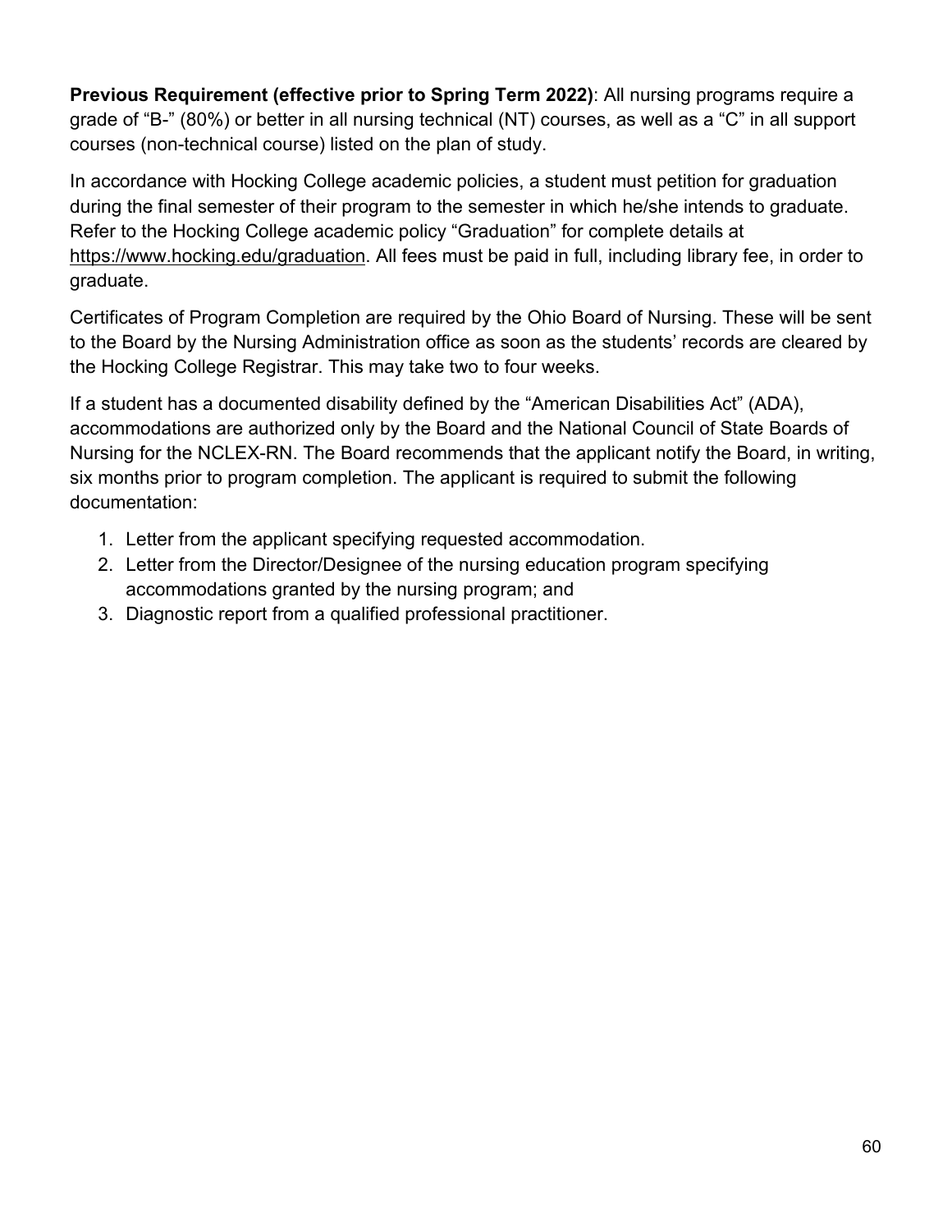**Previous Requirement (effective prior to Spring Term 2022)**: All nursing programs require a grade of "B-" (80%) or better in all nursing technical (NT) courses, as well as a "C" in all support courses (non-technical course) listed on the plan of study.

In accordance with Hocking College academic policies, a student must petition for graduation during the final semester of their program to the semester in which he/she intends to graduate. Refer to the Hocking College academic policy "Graduation" for complete details at https://www.hocking.edu/graduation. All fees must be paid in full, including library fee, in order to graduate.

Certificates of Program Completion are required by the Ohio Board of Nursing. These will be sent to the Board by the Nursing Administration office as soon as the students' records are cleared by the Hocking College Registrar. This may take two to four weeks.

If a student has a documented disability defined by the "American Disabilities Act" (ADA), accommodations are authorized only by the Board and the National Council of State Boards of Nursing for the NCLEX-RN. The Board recommends that the applicant notify the Board, in writing, six months prior to program completion. The applicant is required to submit the following documentation:

1. Letter from the applicant specifying requested accommodation.
2. Letter from the Director/Designee of the nursing education program specifying accommodations granted by the nursing program; and
3. Diagnostic report from a qualified professional practitioner.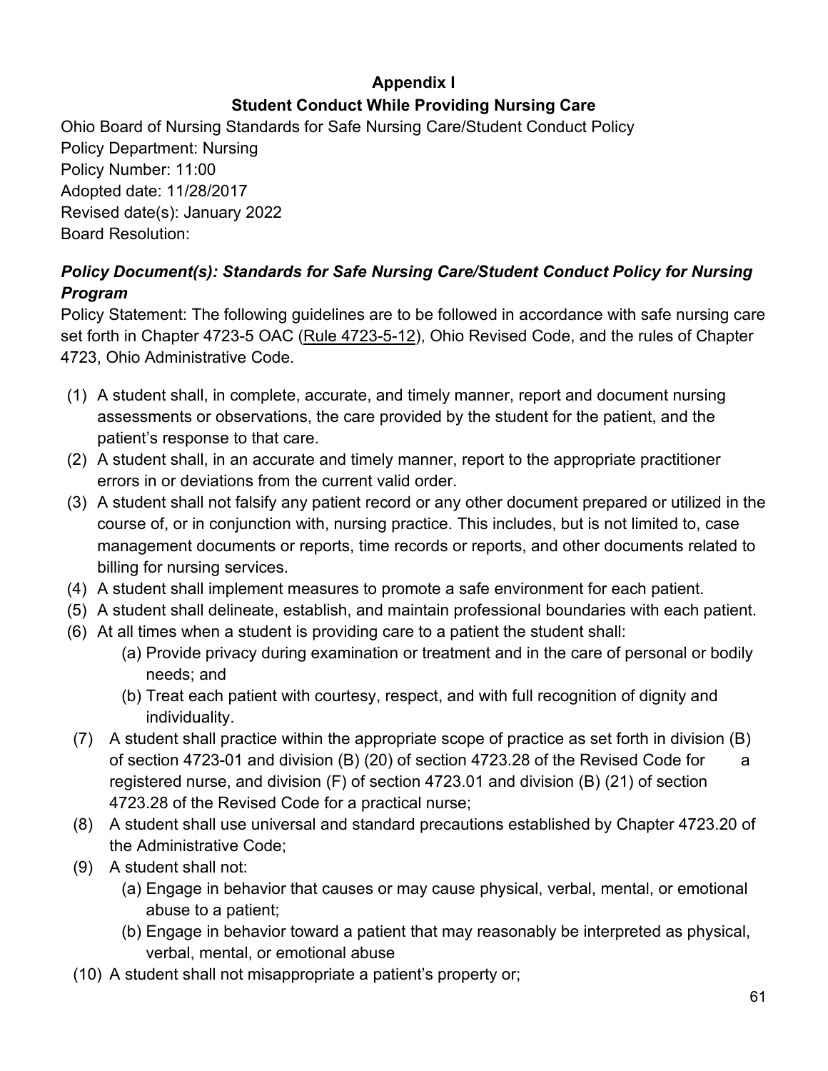## Appendix I

## Student Conduct While Providing Nursing Care

Ohio Board of Nursing Standards for Safe Nursing Care/Student Conduct Policy
Policy Department: Nursing
Policy Number: 11:00
Adopted date: 11/28/2017
Revised date(s): January 2022
Board Resolution:

***Policy Document(s): Standards for Safe Nursing Care/Student Conduct Policy for Nursing Program***

Policy Statement: The following guidelines are to be followed in accordance with safe nursing care set forth in Chapter 4723-5 OAC (Rule 4723-5-12), Ohio Revised Code, and the rules of Chapter 4723, Ohio Administrative Code.

(1) A student shall, in complete, accurate, and timely manner, report and document nursing assessments or observations, the care provided by the student for the patient, and the patient's response to that care.

(2) A student shall, in an accurate and timely manner, report to the appropriate practitioner errors in or deviations from the current valid order.

(3) A student shall not falsify any patient record or any other document prepared or utilized in the course of, or in conjunction with, nursing practice. This includes, but is not limited to, case management documents or reports, time records or reports, and other documents related to billing for nursing services.

(4) A student shall implement measures to promote a safe environment for each patient.

(5) A student shall delineate, establish, and maintain professional boundaries with each patient.

(6) At all times when a student is providing care to a patient the student shall:
   (a) Provide privacy during examination or treatment and in the care of personal or bodily needs; and
   (b) Treat each patient with courtesy, respect, and with full recognition of dignity and individuality.

(7) A student shall practice within the appropriate scope of practice as set forth in division (B) of section 4723-01 and division (B) (20) of section 4723.28 of the Revised Code for a registered nurse, and division (F) of section 4723.01 and division (B) (21) of section 4723.28 of the Revised Code for a practical nurse;

(8) A student shall use universal and standard precautions established by Chapter 4723.20 of the Administrative Code;

(9) A student shall not:
   (a) Engage in behavior that causes or may cause physical, verbal, mental, or emotional abuse to a patient;
   (b) Engage in behavior toward a patient that may reasonably be interpreted as physical, verbal, mental, or emotional abuse

(10) A student shall not misappropriate a patient's property or;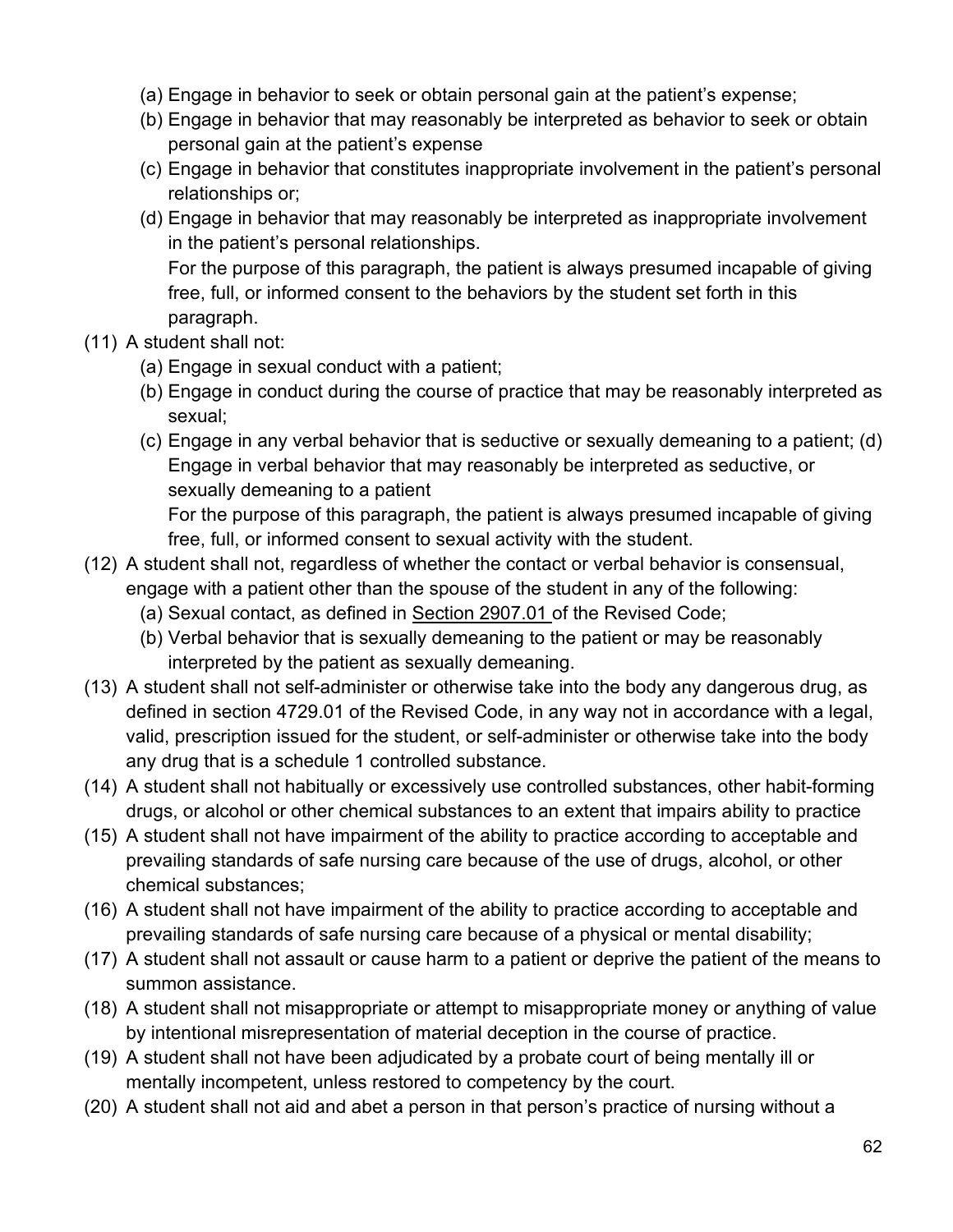(a) Engage in behavior to seek or obtain personal gain at the patient's expense;
   (b) Engage in behavior that may reasonably be interpreted as behavior to seek or obtain personal gain at the patient's expense
   (c) Engage in behavior that constitutes inappropriate involvement in the patient's personal relationships or;
   (d) Engage in behavior that may reasonably be interpreted as inappropriate involvement in the patient's personal relationships.
   For the purpose of this paragraph, the patient is always presumed incapable of giving free, full, or informed consent to the behaviors by the student set forth in this paragraph.

(11) A student shall not:
   (a) Engage in sexual conduct with a patient;
   (b) Engage in conduct during the course of practice that may be reasonably interpreted as sexual;
   (c) Engage in any verbal behavior that is seductive or sexually demeaning to a patient; (d) Engage in verbal behavior that may reasonably be interpreted as seductive, or sexually demeaning to a patient
   For the purpose of this paragraph, the patient is always presumed incapable of giving free, full, or informed consent to sexual activity with the student.

(12) A student shall not, regardless of whether the contact or verbal behavior is consensual, engage with a patient other than the spouse of the student in any of the following:
   (a) Sexual contact, as defined in Section 2907.01 of the Revised Code;
   (b) Verbal behavior that is sexually demeaning to the patient or may be reasonably interpreted by the patient as sexually demeaning.

(13) A student shall not self-administer or otherwise take into the body any dangerous drug, as defined in section 4729.01 of the Revised Code, in any way not in accordance with a legal, valid, prescription issued for the student, or self-administer or otherwise take into the body any drug that is a schedule 1 controlled substance.

(14) A student shall not habitually or excessively use controlled substances, other habit-forming drugs, or alcohol or other chemical substances to an extent that impairs ability to practice

(15) A student shall not have impairment of the ability to practice according to acceptable and prevailing standards of safe nursing care because of the use of drugs, alcohol, or other chemical substances;

(16) A student shall not have impairment of the ability to practice according to acceptable and prevailing standards of safe nursing care because of a physical or mental disability;

(17) A student shall not assault or cause harm to a patient or deprive the patient of the means to summon assistance.

(18) A student shall not misappropriate or attempt to misappropriate money or anything of value by intentional misrepresentation of material deception in the course of practice.

(19) A student shall not have been adjudicated by a probate court of being mentally ill or mentally incompetent, unless restored to competency by the court.

(20) A student shall not aid and abet a person in that person's practice of nursing without a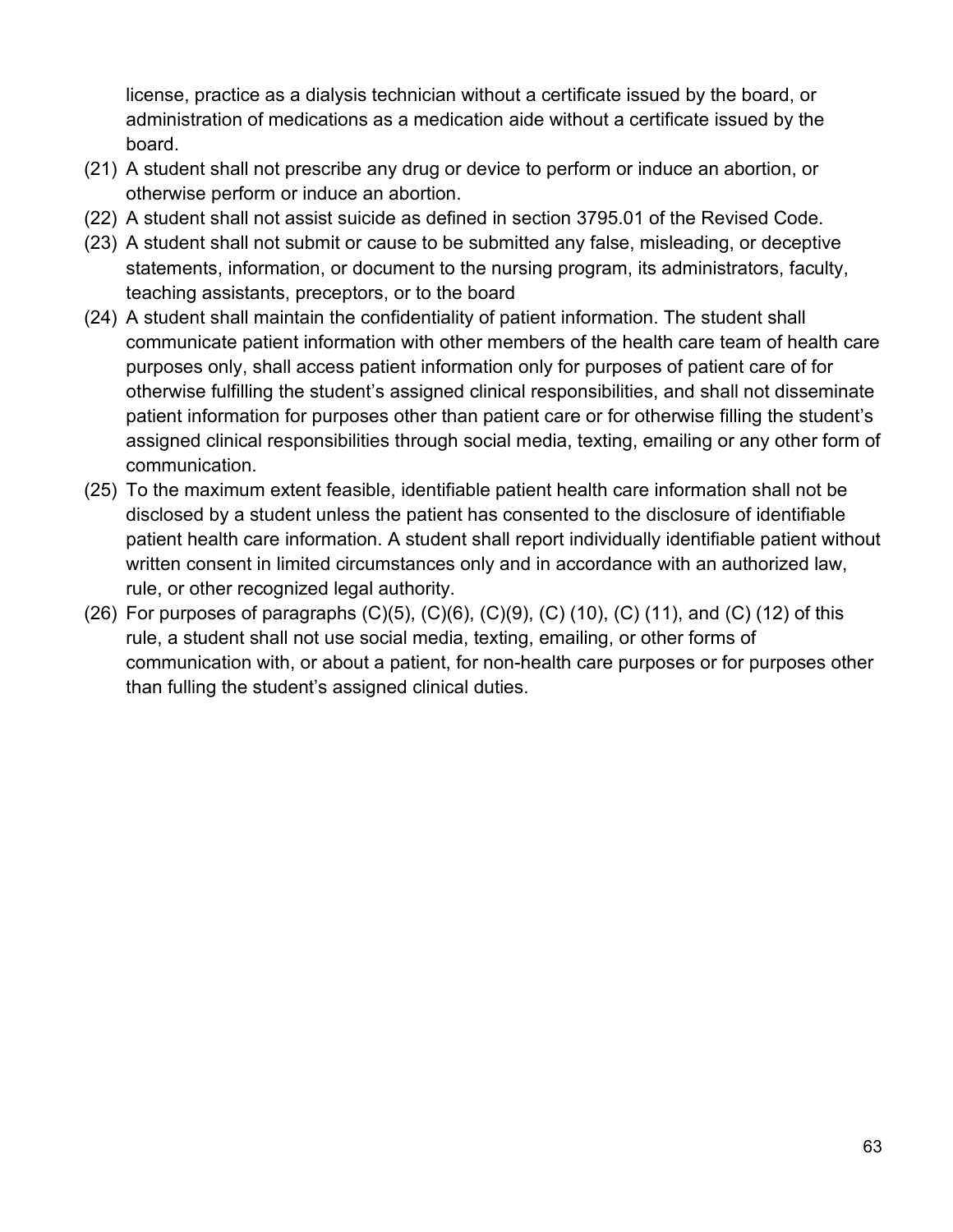license, practice as a dialysis technician without a certificate issued by the board, or administration of medications as a medication aide without a certificate issued by the board.

(21) A student shall not prescribe any drug or device to perform or induce an abortion, or otherwise perform or induce an abortion.

(22) A student shall not assist suicide as defined in section 3795.01 of the Revised Code.

(23) A student shall not submit or cause to be submitted any false, misleading, or deceptive statements, information, or document to the nursing program, its administrators, faculty, teaching assistants, preceptors, or to the board

(24) A student shall maintain the confidentiality of patient information. The student shall communicate patient information with other members of the health care team of health care purposes only, shall access patient information only for purposes of patient care of for otherwise fulfilling the student's assigned clinical responsibilities, and shall not disseminate patient information for purposes other than patient care or for otherwise filling the student's assigned clinical responsibilities through social media, texting, emailing or any other form of communication.

(25) To the maximum extent feasible, identifiable patient health care information shall not be disclosed by a student unless the patient has consented to the disclosure of identifiable patient health care information. A student shall report individually identifiable patient without written consent in limited circumstances only and in accordance with an authorized law, rule, or other recognized legal authority.

(26) For purposes of paragraphs (C)(5), (C)(6), (C)(9), (C) (10), (C) (11), and (C) (12) of this rule, a student shall not use social media, texting, emailing, or other forms of communication with, or about a patient, for non-health care purposes or for purposes other than fulling the student's assigned clinical duties.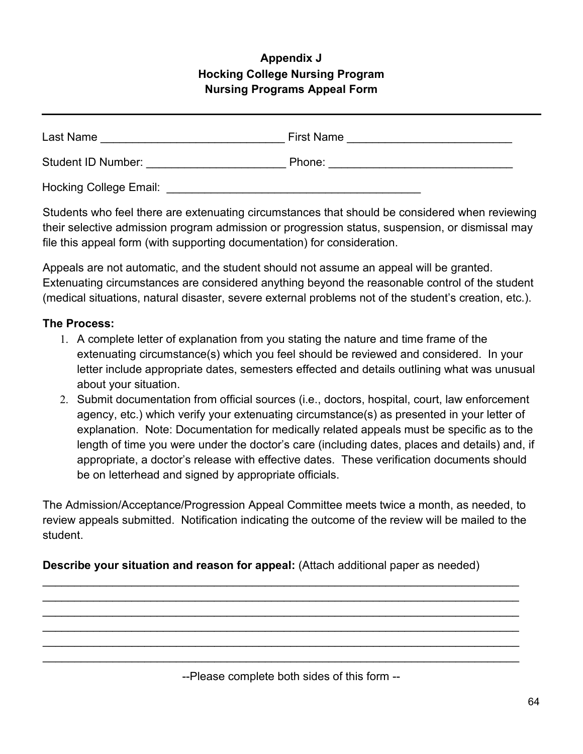**Appendix J**
**Hocking College Nursing Program**
**Nursing Programs Appeal Form**

---

Last Name ____________________________ First Name _________________________

Student ID Number: _____________________ Phone: ____________________________

Hocking College Email: ________________________________________

Students who feel there are extenuating circumstances that should be considered when reviewing their selective admission program admission or progression status, suspension, or dismissal may file this appeal form (with supporting documentation) for consideration.

Appeals are not automatic, and the student should not assume an appeal will be granted. Extenuating circumstances are considered anything beyond the reasonable control of the student (medical situations, natural disaster, severe external problems not of the student's creation, etc.).

**The Process:**

1. A complete letter of explanation from you stating the nature and time frame of the extenuating circumstance(s) which you feel should be reviewed and considered. In your letter include appropriate dates, semesters effected and details outlining what was unusual about your situation.
2. Submit documentation from official sources (i.e., doctors, hospital, court, law enforcement agency, etc.) which verify your extenuating circumstance(s) as presented in your letter of explanation. Note: Documentation for medically related appeals must be specific as to the length of time you were under the doctor's care (including dates, places and details) and, if appropriate, a doctor's release with effective dates. These verification documents should be on letterhead and signed by appropriate officials.

The Admission/Acceptance/Progression Appeal Committee meets twice a month, as needed, to review appeals submitted. Notification indicating the outcome of the review will be mailed to the student.

**Describe your situation and reason for appeal:** (Attach additional paper as needed)

_____________________________________________________________________________
_____________________________________________________________________________
_____________________________________________________________________________
_____________________________________________________________________________
_____________________________________________________________________________
_____________________________________________________________________________

--Please complete both sides of this form --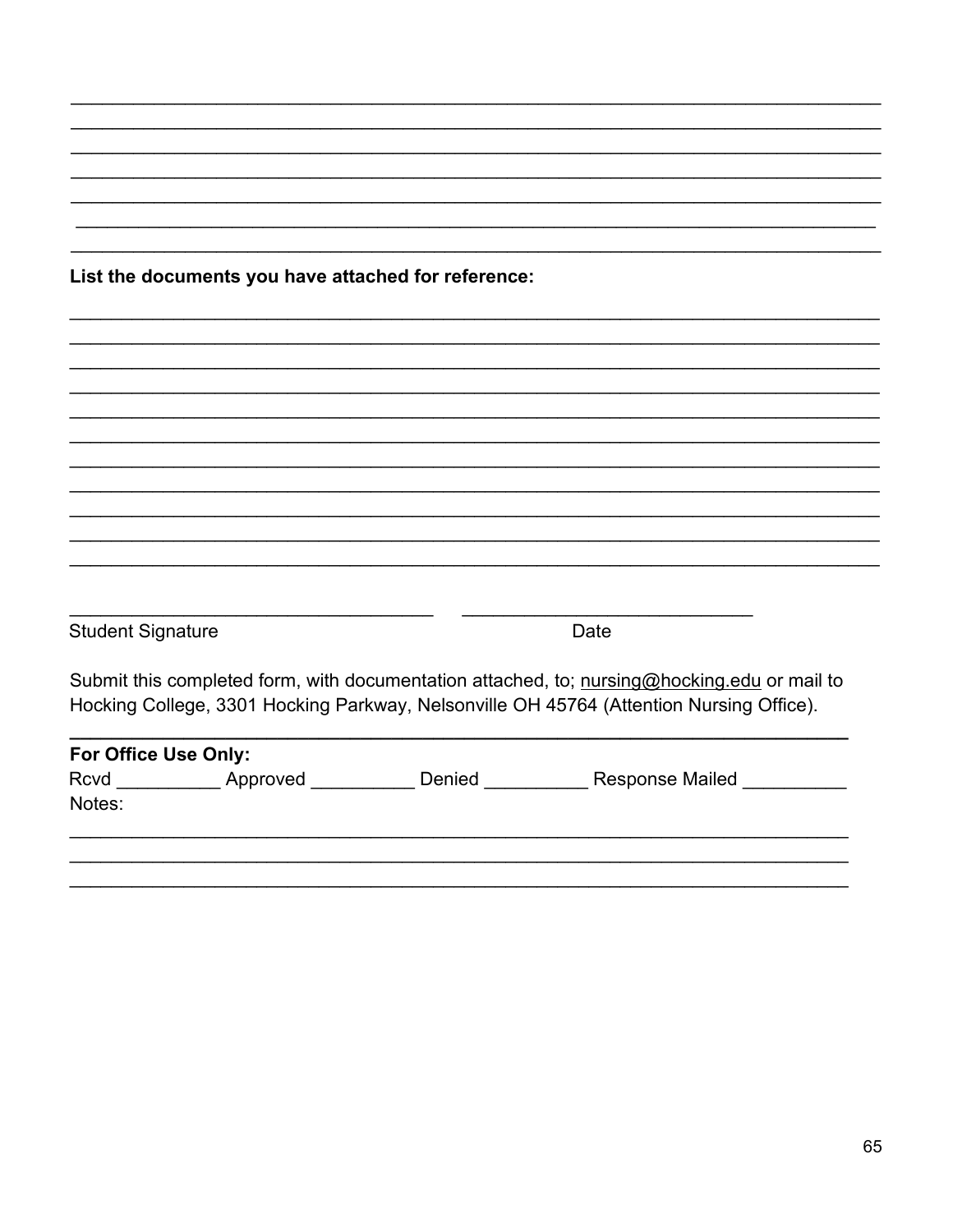_______________________________________________________________________________
_______________________________________________________________________________
_______________________________________________________________________________
_______________________________________________________________________________
_______________________________________________________________________________
_______________________________________________________________________________
_______________________________________________________________________________

**List the documents you have attached for reference:**

_______________________________________________________________________________
_______________________________________________________________________________
_______________________________________________________________________________
_______________________________________________________________________________
_______________________________________________________________________________
_______________________________________________________________________________
_______________________________________________________________________________
_______________________________________________________________________________
_______________________________________________________________________________
_______________________________________________________________________________
_______________________________________________________________________________

___________________________________ ___________________________

Student Signature Date

Submit this completed form, with documentation attached, to; nursing@hocking.edu or mail to Hocking College, 3301 Hocking Parkway, Nelsonville OH 45764 (Attention Nursing Office).

---

**For Office Use Only:**

Rcvd __________ Approved __________ Denied __________ Response Mailed __________

Notes:

_______________________________________________________________________________
_______________________________________________________________________________
_______________________________________________________________________________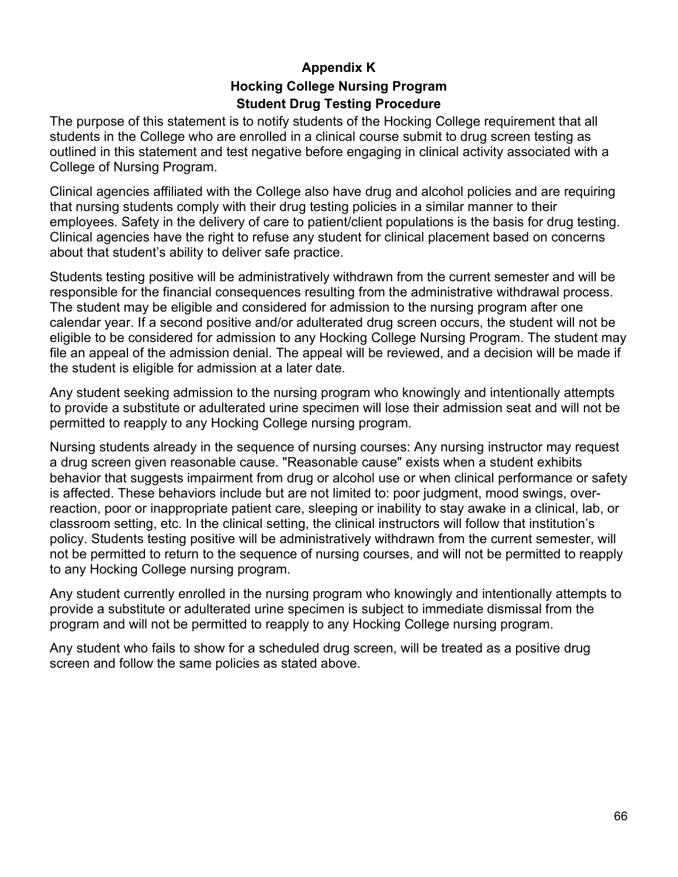# Appendix K
## Hocking College Nursing Program
## Student Drug Testing Procedure

The purpose of this statement is to notify students of the Hocking College requirement that all students in the College who are enrolled in a clinical course submit to drug screen testing as outlined in this statement and test negative before engaging in clinical activity associated with a College of Nursing Program.

Clinical agencies affiliated with the College also have drug and alcohol policies and are requiring that nursing students comply with their drug testing policies in a similar manner to their employees. Safety in the delivery of care to patient/client populations is the basis for drug testing. Clinical agencies have the right to refuse any student for clinical placement based on concerns about that student's ability to deliver safe practice.

Students testing positive will be administratively withdrawn from the current semester and will be responsible for the financial consequences resulting from the administrative withdrawal process. The student may be eligible and considered for admission to the nursing program after one calendar year. If a second positive and/or adulterated drug screen occurs, the student will not be eligible to be considered for admission to any Hocking College Nursing Program. The student may file an appeal of the admission denial. The appeal will be reviewed, and a decision will be made if the student is eligible for admission at a later date.

Any student seeking admission to the nursing program who knowingly and intentionally attempts to provide a substitute or adulterated urine specimen will lose their admission seat and will not be permitted to reapply to any Hocking College nursing program.

Nursing students already in the sequence of nursing courses: Any nursing instructor may request a drug screen given reasonable cause. "Reasonable cause" exists when a student exhibits behavior that suggests impairment from drug or alcohol use or when clinical performance or safety is affected. These behaviors include but are not limited to: poor judgment, mood swings, over-reaction, poor or inappropriate patient care, sleeping or inability to stay awake in a clinical, lab, or classroom setting, etc. In the clinical setting, the clinical instructors will follow that institution's policy. Students testing positive will be administratively withdrawn from the current semester, will not be permitted to return to the sequence of nursing courses, and will not be permitted to reapply to any Hocking College nursing program.

Any student currently enrolled in the nursing program who knowingly and intentionally attempts to provide a substitute or adulterated urine specimen is subject to immediate dismissal from the program and will not be permitted to reapply to any Hocking College nursing program.

Any student who fails to show for a scheduled drug screen, will be treated as a positive drug screen and follow the same policies as stated above.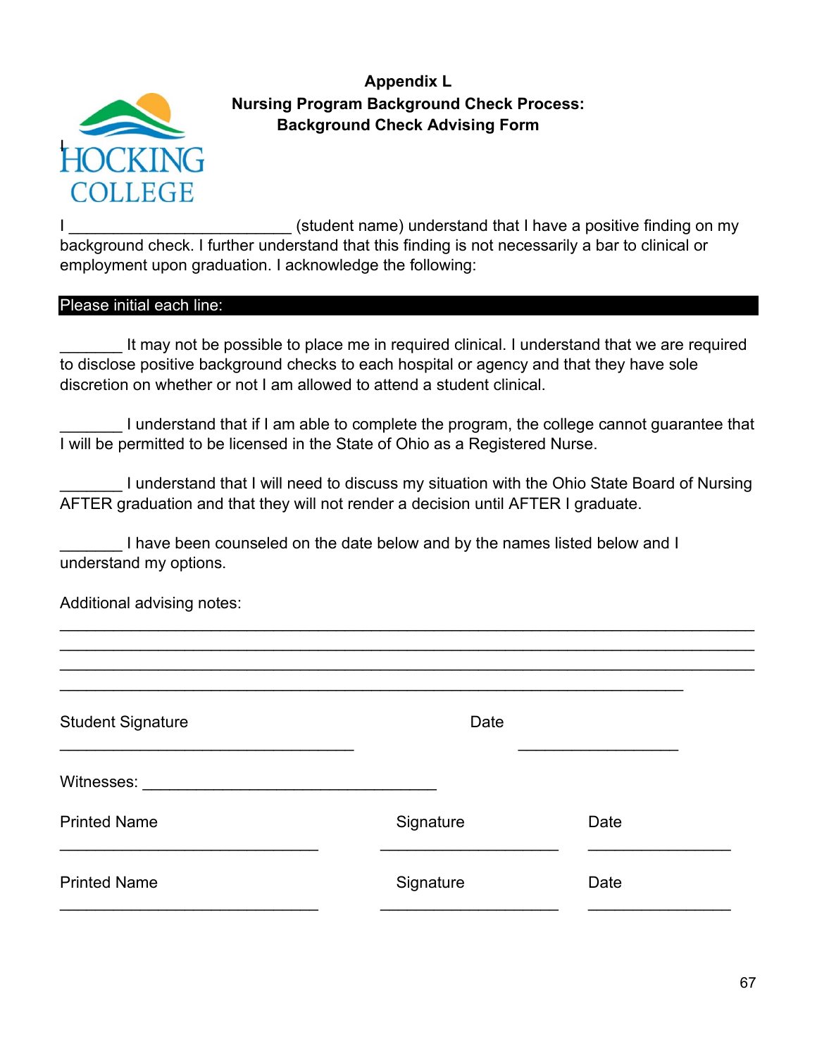**Appendix L**
**Nursing Program Background Check Process:**
**Background Check Advising Form**

HOCKING COLLEGE

I _________________________ (student name) understand that I have a positive finding on my background check. I further understand that this finding is not necessarily a bar to clinical or employment upon graduation. I acknowledge the following:

**Please initial each line:**

_______ It may not be possible to place me in required clinical. I understand that we are required to disclose positive background checks to each hospital or agency and that they have sole discretion on whether or not I am allowed to attend a student clinical.

_______ I understand that if I am able to complete the program, the college cannot guarantee that I will be permitted to be licensed in the State of Ohio as a Registered Nurse.

_______ I understand that I will need to discuss my situation with the Ohio State Board of Nursing AFTER graduation and that they will not render a decision until AFTER I graduate.

_______ I have been counseled on the date below and by the names listed below and I understand my options.

Additional advising notes:

______________________________________________________________________________
______________________________________________________________________________
______________________________________________________________________________
______________________________________________________________________

Student Signature __________________________________ Date __________________

Witnesses: _________________________________

| Printed Name | Signature | Date |
| --- | --- | --- |
| ______________________________ | ____________________ | ________________ |
| ______________________________ | ____________________ | ________________ |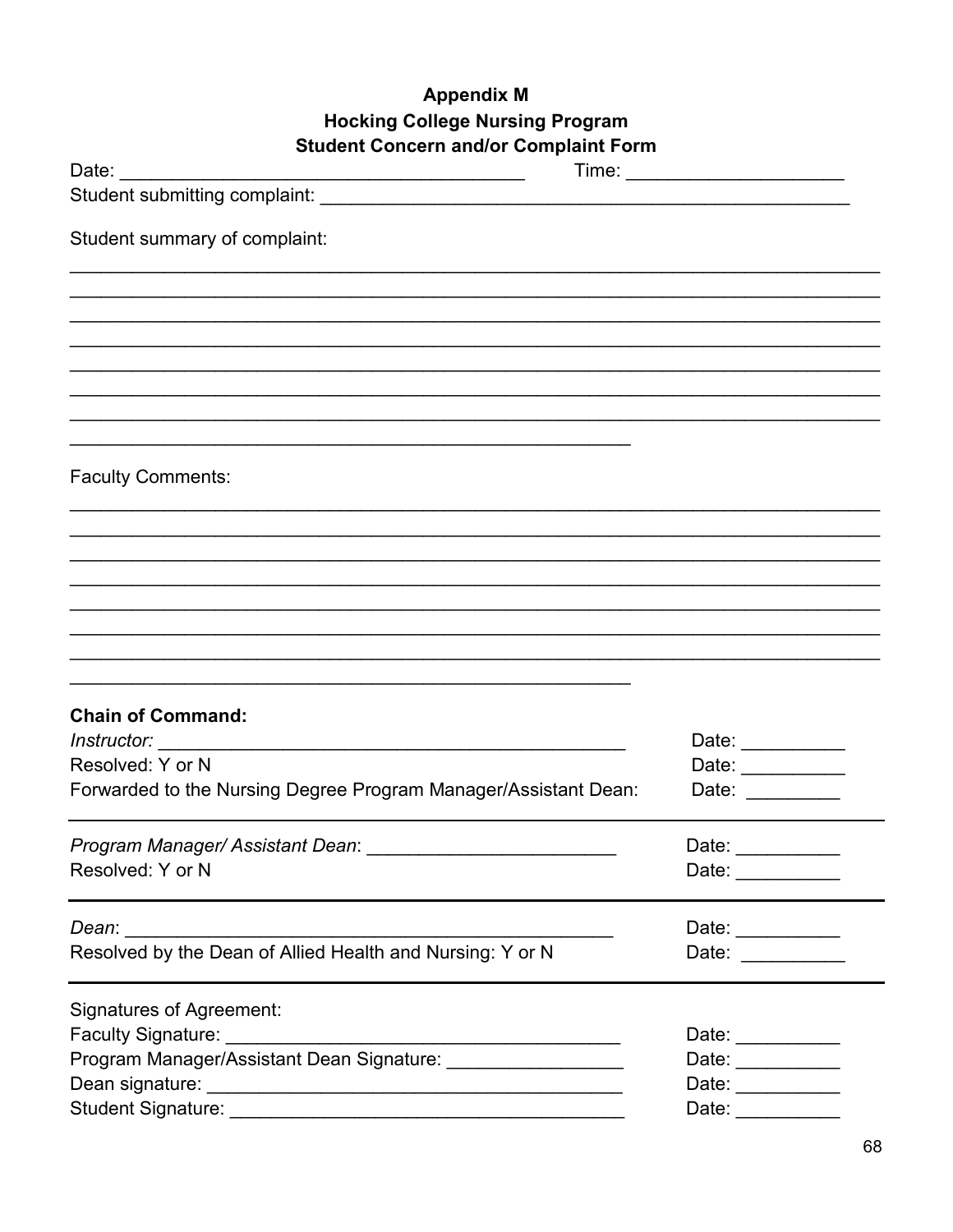# Appendix M
## Hocking College Nursing Program
## Student Concern and/or Complaint Form

Date: ________________________________________ Time: ____________________

Student submitting complaint: ______________________________________________

Student summary of complaint:

______________________________________________________________________________
______________________________________________________________________________
______________________________________________________________________________
______________________________________________________________________________
______________________________________________________________________________
______________________________________________________________________________
______________________________________________________________________________
________________________________________________________

Faculty Comments:

______________________________________________________________________________
______________________________________________________________________________
______________________________________________________________________________
______________________________________________________________________________
______________________________________________________________________________
______________________________________________________________________________
______________________________________________________________________________
________________________________________________________

**Chain of Command:**

*Instructor:* ______________________________________________ Date: __________

Resolved: Y or N Date: __________

Forwarded to the Nursing Degree Program Manager/Assistant Dean: Date: _________

---

*Program Manager/ Assistant Dean*: ________________________ Date: __________

Resolved: Y or N Date: __________

---

*Dean*: ________________________________________________ Date: __________

Resolved by the Dean of Allied Health and Nursing: Y or N Date: __________

---

Signatures of Agreement:

Faculty Signature: ______________________________________ Date: __________

Program Manager/Assistant Dean Signature: ________________ Date: __________

Dean signature: ________________________________________ Date: __________

Student Signature: ______________________________________ Date: __________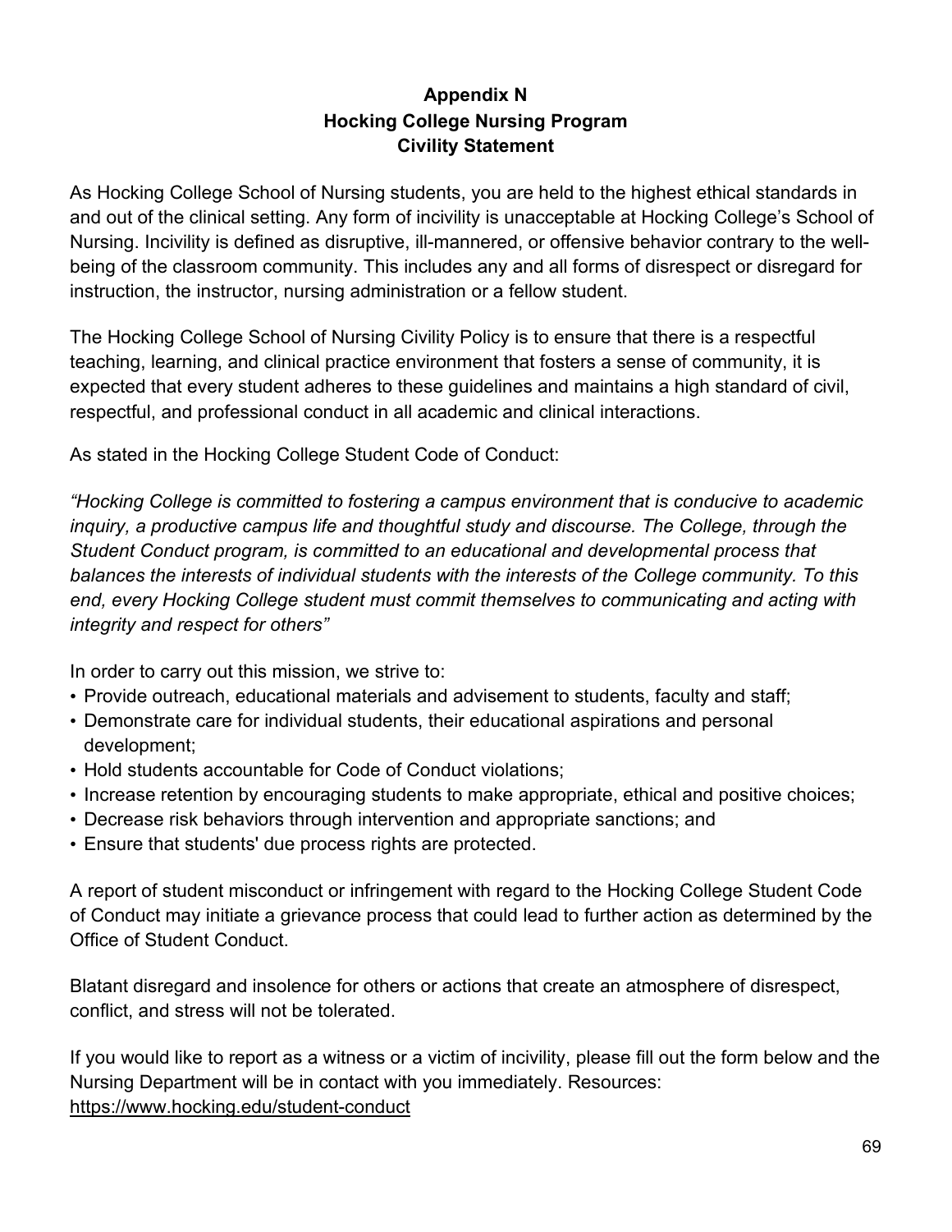# Appendix N
## Hocking College Nursing Program
## Civility Statement

As Hocking College School of Nursing students, you are held to the highest ethical standards in and out of the clinical setting. Any form of incivility is unacceptable at Hocking College's School of Nursing. Incivility is defined as disruptive, ill-mannered, or offensive behavior contrary to the well-being of the classroom community. This includes any and all forms of disrespect or disregard for instruction, the instructor, nursing administration or a fellow student.

The Hocking College School of Nursing Civility Policy is to ensure that there is a respectful teaching, learning, and clinical practice environment that fosters a sense of community, it is expected that every student adheres to these guidelines and maintains a high standard of civil, respectful, and professional conduct in all academic and clinical interactions.

As stated in the Hocking College Student Code of Conduct:

*"Hocking College is committed to fostering a campus environment that is conducive to academic inquiry, a productive campus life and thoughtful study and discourse. The College, through the Student Conduct program, is committed to an educational and developmental process that balances the interests of individual students with the interests of the College community. To this end, every Hocking College student must commit themselves to communicating and acting with integrity and respect for others"*

In order to carry out this mission, we strive to:

- Provide outreach, educational materials and advisement to students, faculty and staff;
- Demonstrate care for individual students, their educational aspirations and personal development;
- Hold students accountable for Code of Conduct violations;
- Increase retention by encouraging students to make appropriate, ethical and positive choices;
- Decrease risk behaviors through intervention and appropriate sanctions; and
- Ensure that students' due process rights are protected.

A report of student misconduct or infringement with regard to the Hocking College Student Code of Conduct may initiate a grievance process that could lead to further action as determined by the Office of Student Conduct.

Blatant disregard and insolence for others or actions that create an atmosphere of disrespect, conflict, and stress will not be tolerated.

If you would like to report as a witness or a victim of incivility, please fill out the form below and the Nursing Department will be in contact with you immediately. Resources: https://www.hocking.edu/student-conduct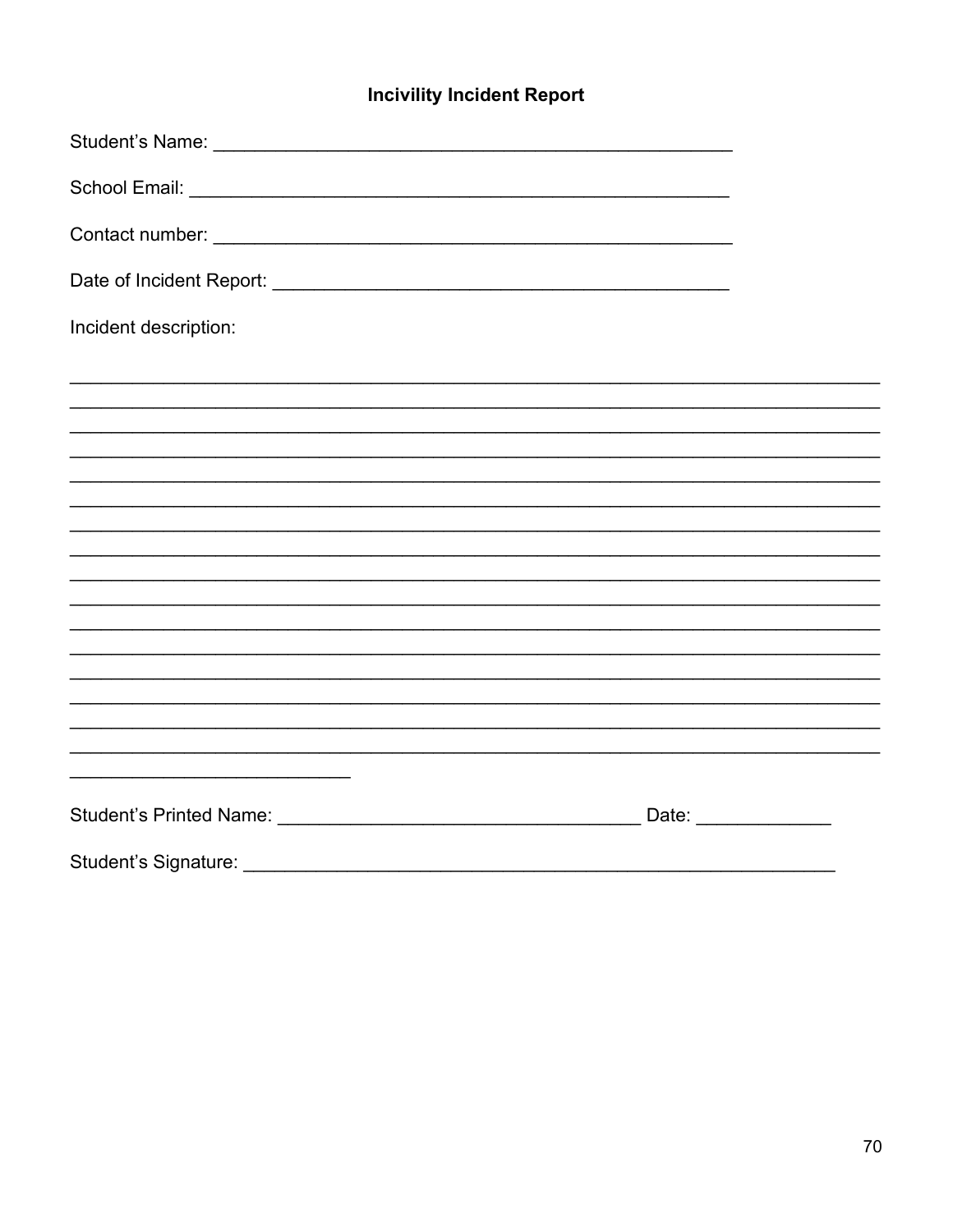# Incivility Incident Report

Student's Name: ______________________________________________________

School Email: ________________________________________________________

Contact number: ______________________________________________________

Date of Incident Report: ______________________________________________

Incident description:

________________________________________________________________________________
________________________________________________________________________________
________________________________________________________________________________
________________________________________________________________________________
________________________________________________________________________________
________________________________________________________________________________
________________________________________________________________________________
________________________________________________________________________________
________________________________________________________________________________
________________________________________________________________________________
________________________________________________________________________________
________________________________________________________________________________
________________________________________________________________________________
________________________________________________________________________________
________________________________________________________________________________
________________________________________________________________________________
____________________________

Student's Printed Name: _____________________________________ Date: _____________

Student's Signature: ___________________________________________________________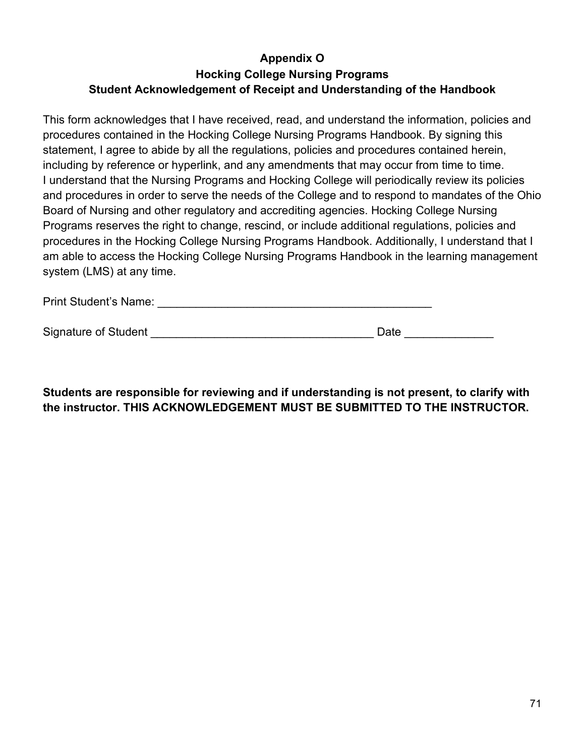**Appendix O**

**Hocking College Nursing Programs**

**Student Acknowledgement of Receipt and Understanding of the Handbook**

This form acknowledges that I have received, read, and understand the information, policies and procedures contained in the Hocking College Nursing Programs Handbook. By signing this statement, I agree to abide by all the regulations, policies and procedures contained herein, including by reference or hyperlink, and any amendments that may occur from time to time. I understand that the Nursing Programs and Hocking College will periodically review its policies and procedures in order to serve the needs of the College and to respond to mandates of the Ohio Board of Nursing and other regulatory and accrediting agencies. Hocking College Nursing Programs reserves the right to change, rescind, or include additional regulations, policies and procedures in the Hocking College Nursing Programs Handbook. Additionally, I understand that I am able to access the Hocking College Nursing Programs Handbook in the learning management system (LMS) at any time.

Print Student's Name: _____________________________________________

Signature of Student ___________________________________ Date ______________

**Students are responsible for reviewing and if understanding is not present, to clarify with the instructor. THIS ACKNOWLEDGEMENT MUST BE SUBMITTED TO THE INSTRUCTOR.**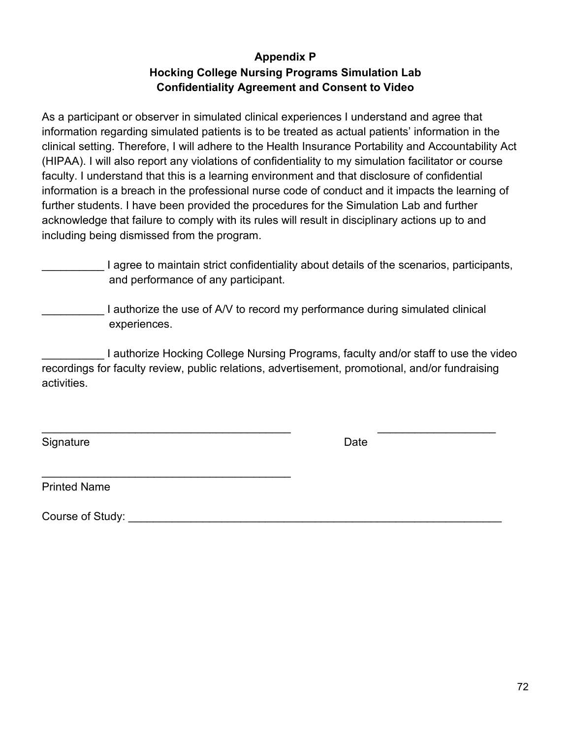**Appendix P**

**Hocking College Nursing Programs Simulation Lab**

**Confidentiality Agreement and Consent to Video**

As a participant or observer in simulated clinical experiences I understand and agree that information regarding simulated patients is to be treated as actual patients' information in the clinical setting. Therefore, I will adhere to the Health Insurance Portability and Accountability Act (HIPAA). I will also report any violations of confidentiality to my simulation facilitator or course faculty. I understand that this is a learning environment and that disclosure of confidential information is a breach in the professional nurse code of conduct and it impacts the learning of further students. I have been provided the procedures for the Simulation Lab and further acknowledge that failure to comply with its rules will result in disciplinary actions up to and including being dismissed from the program.

__________ I agree to maintain strict confidentiality about details of the scenarios, participants, and performance of any participant.

__________ I authorize the use of A/V to record my performance during simulated clinical experiences.

__________ I authorize Hocking College Nursing Programs, faculty and/or staff to use the video recordings for faculty review, public relations, advertisement, promotional, and/or fundraising activities.

_________________________________________ ____________________

Signature Date

_________________________________________

Printed Name

Course of Study: _______________________________________________________________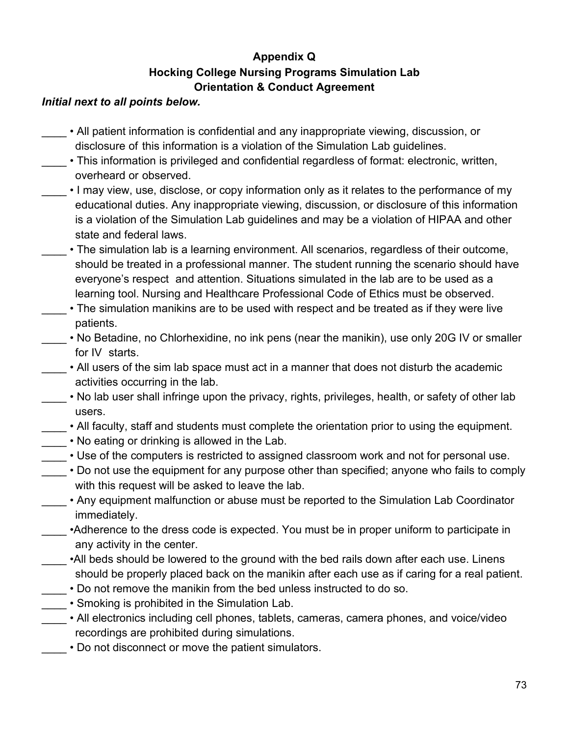**Appendix Q**

**Hocking College Nursing Programs Simulation Lab**

**Orientation & Conduct Agreement**

***Initial next to all points below.***

____ • All patient information is confidential and any inappropriate viewing, discussion, or disclosure of this information is a violation of the Simulation Lab guidelines.

____ • This information is privileged and confidential regardless of format: electronic, written, overheard or observed.

____ • I may view, use, disclose, or copy information only as it relates to the performance of my educational duties. Any inappropriate viewing, discussion, or disclosure of this information is a violation of the Simulation Lab guidelines and may be a violation of HIPAA and other state and federal laws.

____ • The simulation lab is a learning environment. All scenarios, regardless of their outcome, should be treated in a professional manner. The student running the scenario should have everyone's respect and attention. Situations simulated in the lab are to be used as a learning tool. Nursing and Healthcare Professional Code of Ethics must be observed.

____ • The simulation manikins are to be used with respect and be treated as if they were live patients.

____ • No Betadine, no Chlorhexidine, no ink pens (near the manikin), use only 20G IV or smaller for IV starts.

____ • All users of the sim lab space must act in a manner that does not disturb the academic activities occurring in the lab.

____ • No lab user shall infringe upon the privacy, rights, privileges, health, or safety of other lab users.

____ • All faculty, staff and students must complete the orientation prior to using the equipment.

____ • No eating or drinking is allowed in the Lab.

____ • Use of the computers is restricted to assigned classroom work and not for personal use.

____ • Do not use the equipment for any purpose other than specified; anyone who fails to comply with this request will be asked to leave the lab.

____ • Any equipment malfunction or abuse must be reported to the Simulation Lab Coordinator immediately.

____ •Adherence to the dress code is expected. You must be in proper uniform to participate in any activity in the center.

____ •All beds should be lowered to the ground with the bed rails down after each use. Linens should be properly placed back on the manikin after each use as if caring for a real patient.

____ • Do not remove the manikin from the bed unless instructed to do so.

____ • Smoking is prohibited in the Simulation Lab.

____ • All electronics including cell phones, tablets, cameras, camera phones, and voice/video recordings are prohibited during simulations.

____ • Do not disconnect or move the patient simulators.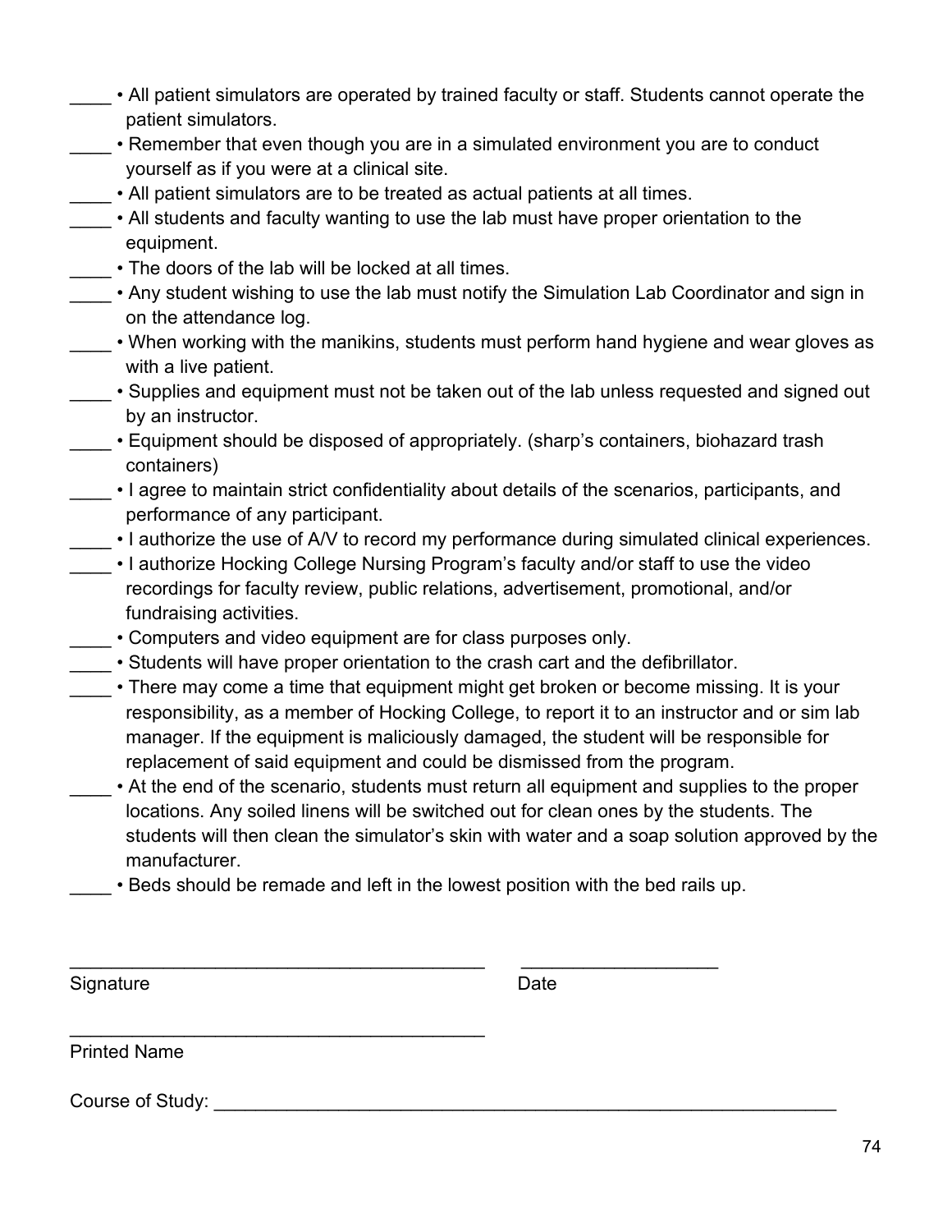____ • All patient simulators are operated by trained faculty or staff. Students cannot operate the patient simulators.

____ • Remember that even though you are in a simulated environment you are to conduct yourself as if you were at a clinical site.

____ • All patient simulators are to be treated as actual patients at all times.

____ • All students and faculty wanting to use the lab must have proper orientation to the equipment.

____ • The doors of the lab will be locked at all times.

____ • Any student wishing to use the lab must notify the Simulation Lab Coordinator and sign in on the attendance log.

____ • When working with the manikins, students must perform hand hygiene and wear gloves as with a live patient.

____ • Supplies and equipment must not be taken out of the lab unless requested and signed out by an instructor.

____ • Equipment should be disposed of appropriately. (sharp's containers, biohazard trash containers)

____ • I agree to maintain strict confidentiality about details of the scenarios, participants, and performance of any participant.

____ • I authorize the use of A/V to record my performance during simulated clinical experiences.

____ • I authorize Hocking College Nursing Program's faculty and/or staff to use the video recordings for faculty review, public relations, advertisement, promotional, and/or fundraising activities.

____ • Computers and video equipment are for class purposes only.

____ • Students will have proper orientation to the crash cart and the defibrillator.

____ • There may come a time that equipment might get broken or become missing. It is your responsibility, as a member of Hocking College, to report it to an instructor and or sim lab manager. If the equipment is maliciously damaged, the student will be responsible for replacement of said equipment and could be dismissed from the program.

____ • At the end of the scenario, students must return all equipment and supplies to the proper locations. Any soiled linens will be switched out for clean ones by the students. The students will then clean the simulator's skin with water and a soap solution approved by the manufacturer.

____ • Beds should be remade and left in the lowest position with the bed rails up.

_________________________________________ ___________________

Signature Date

_________________________________________

Printed Name

Course of Study: ____________________________________________________________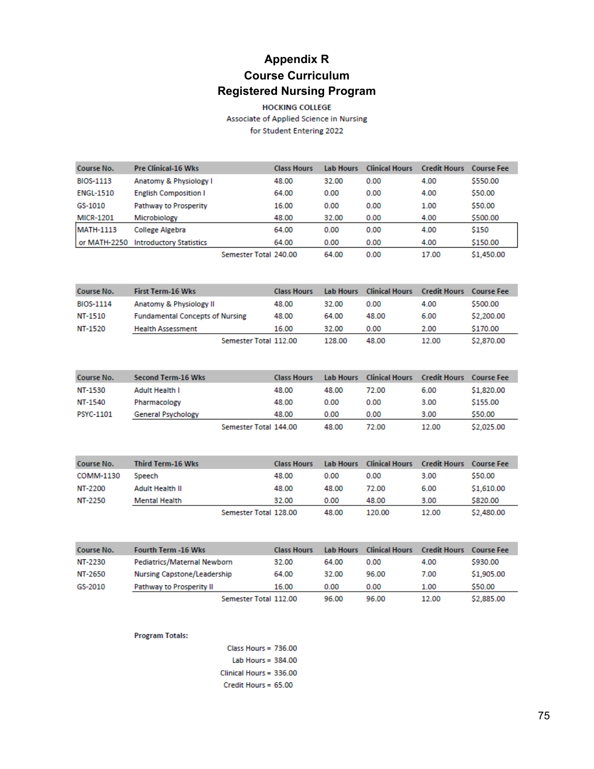# Appendix R
# Course Curriculum
# Registered Nursing Program

**HOCKING COLLEGE**

Associate of Applied Science in Nursing

for Student Entering 2022

| Course No. | Pre Clinical-16 Wks | Class Hours | Lab Hours | Clinical Hours | Credit Hours | Course Fee |
|---|---|---|---|---|---|---|
| BIOS-1113 | Anatomy & Physiology I | 48.00 | 32.00 | 0.00 | 4.00 | $550.00 |
| ENGL-1510 | English Composition I | 64.00 | 0.00 | 0.00 | 4.00 | $50.00 |
| GS-1010 | Pathway to Prosperity | 16.00 | 0.00 | 0.00 | 1.00 | $50.00 |
| MICR-1201 | Microbiology | 48.00 | 32.00 | 0.00 | 4.00 | $500.00 |
| MATH-1113 | College Algebra | 64.00 | 0.00 | 0.00 | 4.00 | $150 |
| or MATH-2250 | Introductory Statistics | 64.00 | 0.00 | 0.00 | 4.00 | $150.00 |
| | Semester Total | 240.00 | 64.00 | 0.00 | 17.00 | $1,450.00 |

| Course No. | First Term-16 Wks | Class Hours | Lab Hours | Clinical Hours | Credit Hours | Course Fee |
|---|---|---|---|---|---|---|
| BIOS-1114 | Anatomy & Physiology II | 48.00 | 32.00 | 0.00 | 4.00 | $500.00 |
| NT-1510 | Fundamental Concepts of Nursing | 48.00 | 64.00 | 48.00 | 6.00 | $2,200.00 |
| NT-1520 | Health Assessment | 16.00 | 32.00 | 0.00 | 2.00 | $170.00 |
| | Semester Total | 112.00 | 128.00 | 48.00 | 12.00 | $2,870.00 |

| Course No. | Second Term-16 Wks | Class Hours | Lab Hours | Clinical Hours | Credit Hours | Course Fee |
|---|---|---|---|---|---|---|
| NT-1530 | Adult Health I | 48.00 | 48.00 | 72.00 | 6.00 | $1,820.00 |
| NT-1540 | Pharmacology | 48.00 | 0.00 | 0.00 | 3.00 | $155.00 |
| PSYC-1101 | General Psychology | 48.00 | 0.00 | 0.00 | 3.00 | $50.00 |
| | Semester Total | 144.00 | 48.00 | 72.00 | 12.00 | $2,025.00 |

| Course No. | Third Term-16 Wks | Class Hours | Lab Hours | Clinical Hours | Credit Hours | Course Fee |
|---|---|---|---|---|---|---|
| COMM-1130 | Speech | 48.00 | 0.00 | 0.00 | 3.00 | $50.00 |
| NT-2200 | Adult Health II | 48.00 | 48.00 | 72.00 | 6.00 | $1,610.00 |
| NT-2250 | Mental Health | 32.00 | 0.00 | 48.00 | 3.00 | $820.00 |
| | Semester Total | 128.00 | 48.00 | 120.00 | 12.00 | $2,480.00 |

| Course No. | Fourth Term -16 Wks | Class Hours | Lab Hours | Clinical Hours | Credit Hours | Course Fee |
|---|---|---|---|---|---|---|
| NT-2230 | Pediatrics/Maternal Newborn | 32.00 | 64.00 | 0.00 | 4.00 | $930.00 |
| NT-2650 | Nursing Capstone/Leadership | 64.00 | 32.00 | 96.00 | 7.00 | $1,905.00 |
| GS-2010 | Pathway to Prosperity II | 16.00 | 0.00 | 0.00 | 1.00 | $50.00 |
| | Semester Total | 112.00 | 96.00 | 96.00 | 12.00 | $2,885.00 |

**Program Totals:**

Class Hours = 736.00

Lab Hours = 384.00

Clinical Hours = 336.00

Credit Hours = 65.00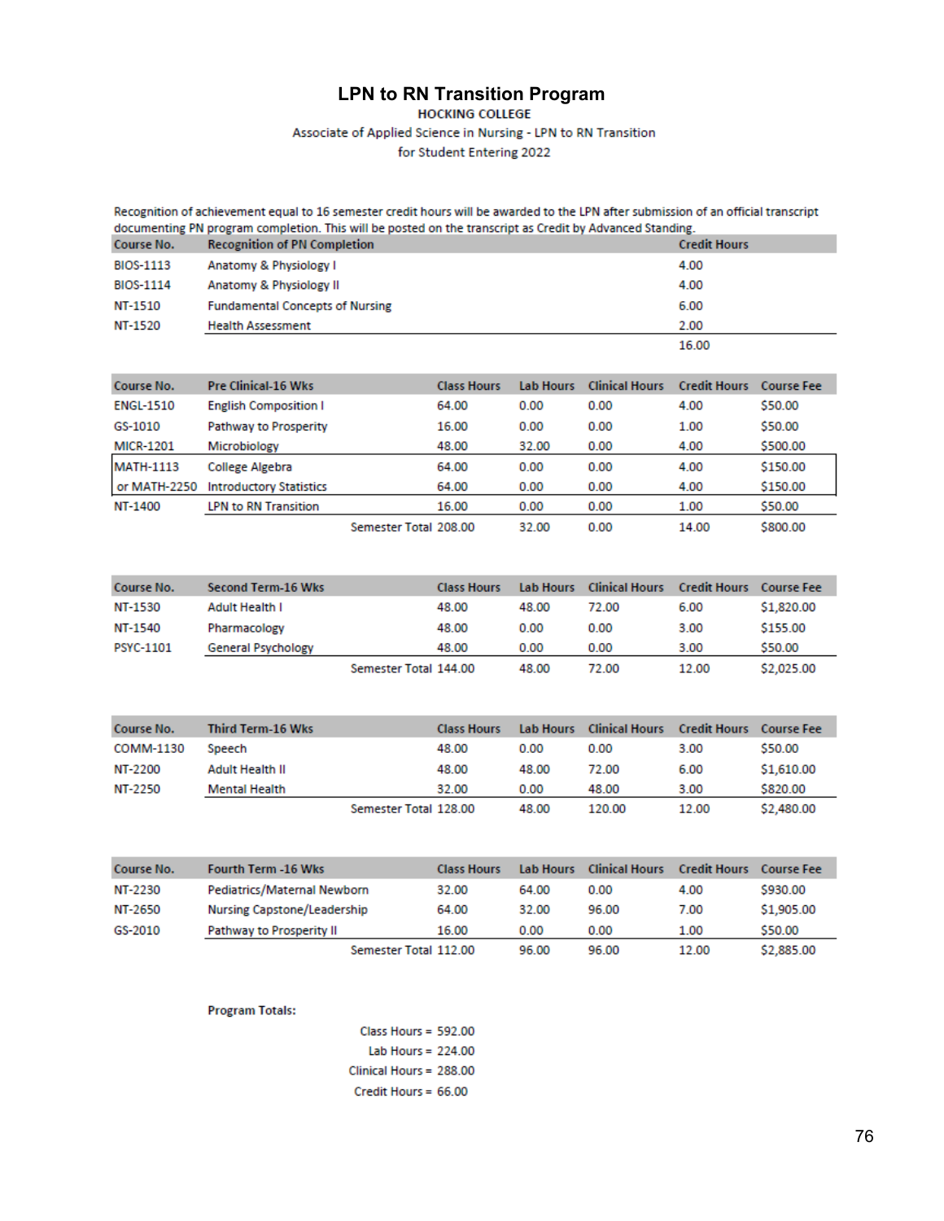# LPN to RN Transition Program

**HOCKING COLLEGE**

Associate of Applied Science in Nursing - LPN to RN Transition

for Student Entering 2022

Recognition of achievement equal to 16 semester credit hours will be awarded to the LPN after submission of an official transcript documenting PN program completion. This will be posted on the transcript as Credit by Advanced Standing.

| Course No. | Recognition of PN Completion | Credit Hours |
|---|---|---|
| BIOS-1113 | Anatomy & Physiology I | 4.00 |
| BIOS-1114 | Anatomy & Physiology II | 4.00 |
| NT-1510 | Fundamental Concepts of Nursing | 6.00 |
| NT-1520 | Health Assessment | 2.00 |
| | | 16.00 |

| Course No. | Pre Clinical-16 Wks | Class Hours | Lab Hours | Clinical Hours | Credit Hours | Course Fee |
|---|---|---|---|---|---|---|
| ENGL-1510 | English Composition I | 64.00 | 0.00 | 0.00 | 4.00 | $50.00 |
| GS-1010 | Pathway to Prosperity | 16.00 | 0.00 | 0.00 | 1.00 | $50.00 |
| MICR-1201 | Microbiology | 48.00 | 32.00 | 0.00 | 4.00 | $500.00 |
| MATH-1113 | College Algebra | 64.00 | 0.00 | 0.00 | 4.00 | $150.00 |
| or MATH-2250 | Introductory Statistics | 64.00 | 0.00 | 0.00 | 4.00 | $150.00 |
| NT-1400 | LPN to RN Transition | 16.00 | 0.00 | 0.00 | 1.00 | $50.00 |
| | Semester Total | 208.00 | 32.00 | 0.00 | 14.00 | $800.00 |

| Course No. | Second Term-16 Wks | Class Hours | Lab Hours | Clinical Hours | Credit Hours | Course Fee |
|---|---|---|---|---|---|---|
| NT-1530 | Adult Health I | 48.00 | 48.00 | 72.00 | 6.00 | $1,820.00 |
| NT-1540 | Pharmacology | 48.00 | 0.00 | 0.00 | 3.00 | $155.00 |
| PSYC-1101 | General Psychology | 48.00 | 0.00 | 0.00 | 3.00 | $50.00 |
| | Semester Total | 144.00 | 48.00 | 72.00 | 12.00 | $2,025.00 |

| Course No. | Third Term-16 Wks | Class Hours | Lab Hours | Clinical Hours | Credit Hours | Course Fee |
|---|---|---|---|---|---|---|
| COMM-1130 | Speech | 48.00 | 0.00 | 0.00 | 3.00 | $50.00 |
| NT-2200 | Adult Health II | 48.00 | 48.00 | 72.00 | 6.00 | $1,610.00 |
| NT-2250 | Mental Health | 32.00 | 0.00 | 48.00 | 3.00 | $820.00 |
| | Semester Total | 128.00 | 48.00 | 120.00 | 12.00 | $2,480.00 |

| Course No. | Fourth Term -16 Wks | Class Hours | Lab Hours | Clinical Hours | Credit Hours | Course Fee |
|---|---|---|---|---|---|---|
| NT-2230 | Pediatrics/Maternal Newborn | 32.00 | 64.00 | 0.00 | 4.00 | $930.00 |
| NT-2650 | Nursing Capstone/Leadership | 64.00 | 32.00 | 96.00 | 7.00 | $1,905.00 |
| GS-2010 | Pathway to Prosperity II | 16.00 | 0.00 | 0.00 | 1.00 | $50.00 |
| | Semester Total | 112.00 | 96.00 | 96.00 | 12.00 | $2,885.00 |

**Program Totals:**

Class Hours = 592.00

Lab Hours = 224.00

Clinical Hours = 288.00

Credit Hours = 66.00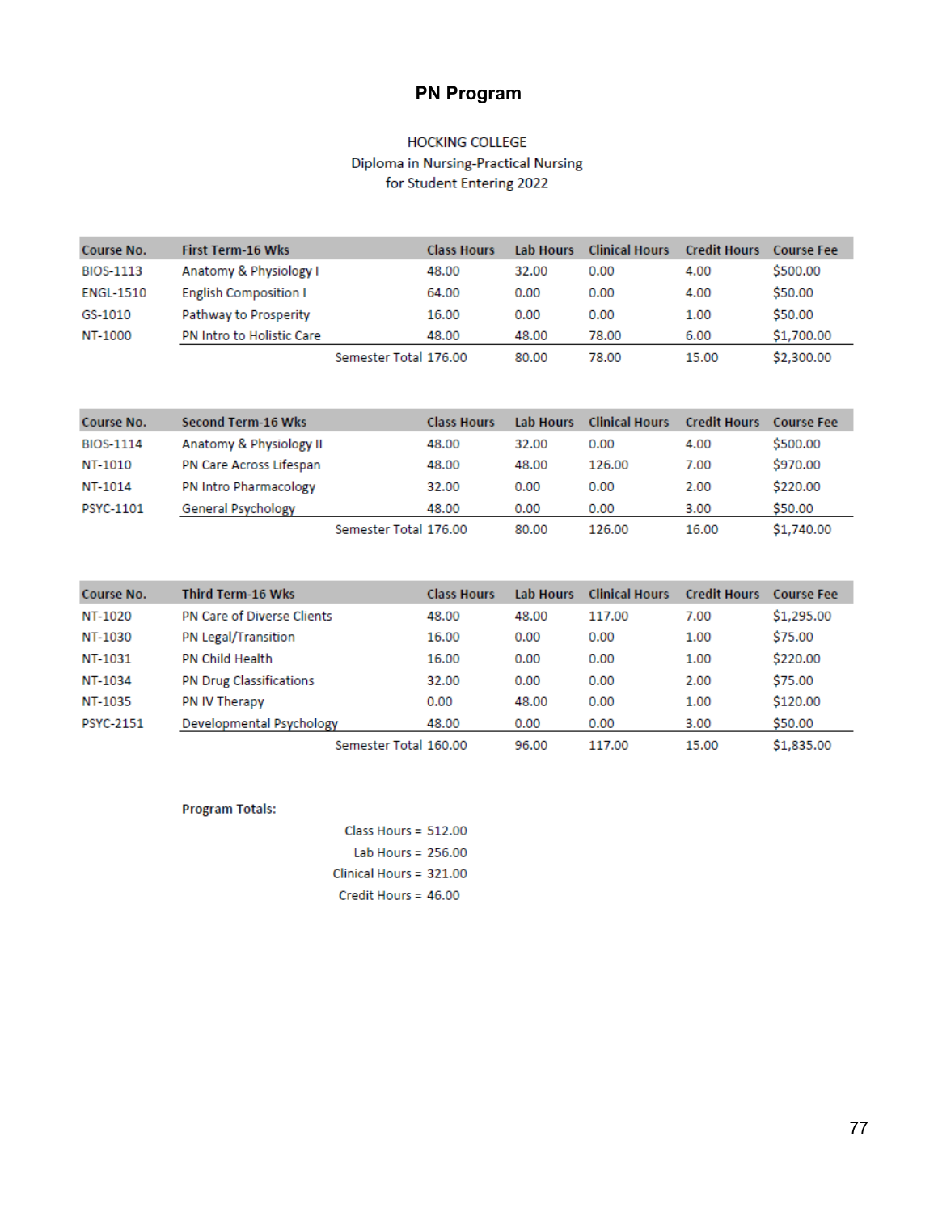# PN Program

HOCKING COLLEGE
Diploma in Nursing-Practical Nursing
for Student Entering 2022

| Course No. | First Term-16 Wks | Class Hours | Lab Hours | Clinical Hours | Credit Hours | Course Fee |
|---|---|---|---|---|---|---|
| BIOS-1113 | Anatomy & Physiology I | 48.00 | 32.00 | 0.00 | 4.00 | $500.00 |
| ENGL-1510 | English Composition I | 64.00 | 0.00 | 0.00 | 4.00 | $50.00 |
| GS-1010 | Pathway to Prosperity | 16.00 | 0.00 | 0.00 | 1.00 | $50.00 |
| NT-1000 | PN Intro to Holistic Care | 48.00 | 48.00 | 78.00 | 6.00 | $1,700.00 |
| | Semester Total | 176.00 | 80.00 | 78.00 | 15.00 | $2,300.00 |

| Course No. | Second Term-16 Wks | Class Hours | Lab Hours | Clinical Hours | Credit Hours | Course Fee |
|---|---|---|---|---|---|---|
| BIOS-1114 | Anatomy & Physiology II | 48.00 | 32.00 | 0.00 | 4.00 | $500.00 |
| NT-1010 | PN Care Across Lifespan | 48.00 | 48.00 | 126.00 | 7.00 | $970.00 |
| NT-1014 | PN Intro Pharmacology | 32.00 | 0.00 | 0.00 | 2.00 | $220.00 |
| PSYC-1101 | General Psychology | 48.00 | 0.00 | 0.00 | 3.00 | $50.00 |
| | Semester Total | 176.00 | 80.00 | 126.00 | 16.00 | $1,740.00 |

| Course No. | Third Term-16 Wks | Class Hours | Lab Hours | Clinical Hours | Credit Hours | Course Fee |
|---|---|---|---|---|---|---|
| NT-1020 | PN Care of Diverse Clients | 48.00 | 48.00 | 117.00 | 7.00 | $1,295.00 |
| NT-1030 | PN Legal/Transition | 16.00 | 0.00 | 0.00 | 1.00 | $75.00 |
| NT-1031 | PN Child Health | 16.00 | 0.00 | 0.00 | 1.00 | $220.00 |
| NT-1034 | PN Drug Classifications | 32.00 | 0.00 | 0.00 | 2.00 | $75.00 |
| NT-1035 | PN IV Therapy | 0.00 | 48.00 | 0.00 | 1.00 | $120.00 |
| PSYC-2151 | Developmental Psychology | 48.00 | 0.00 | 0.00 | 3.00 | $50.00 |
| | Semester Total | 160.00 | 96.00 | 117.00 | 15.00 | $1,835.00 |

**Program Totals:**

Class Hours = 512.00
Lab Hours = 256.00
Clinical Hours = 321.00
Credit Hours = 46.00